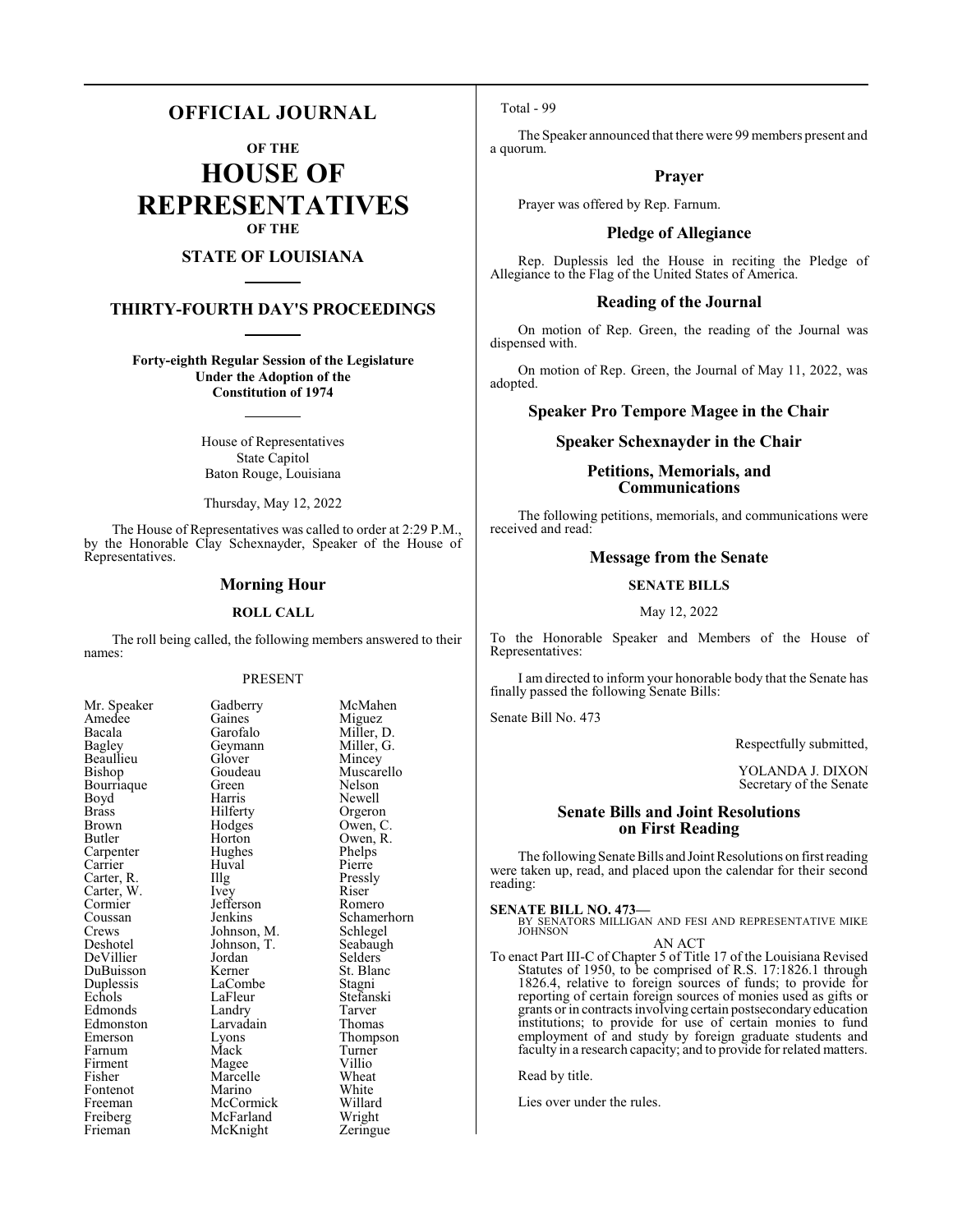# OFFICIAL JOURNAL

## OF THE

# HOUSE OF REPRESENTATIVES

## OF THE

## STATE OF LOUISIANA

## THIRTY-FOURTH DAY'S PROCEEDINGS

**Forty-eighth Regular Session of the Legislature Under the Adoption of the Constitution of 1974**

House of Representatives
State Capitol
Baton Rouge, Louisiana

Thursday, May 12, 2022

The House of Representatives was called to order at 2:29 P.M., by the Honorable Clay Schexnayder, Speaker of the House of Representatives.

### Morning Hour

#### ROLL CALL

The roll being called, the following members answered to their names:

PRESENT

| | | |
|---|---|---|
| Mr. Speaker | Gadberry | McMahen |
| Amedee | Gaines | Miguez |
| Bacala | Garofalo | Miller, D. |
| Bagley | Geymann | Miller, G. |
| Beaullieu | Glover | Mincey |
| Bishop | Goudeau | Muscarello |
| Bourriaque | Green | Nelson |
| Boyd | Harris | Newell |
| Brass | Hilferty | Orgeron |
| Brown | Hodges | Owen, C. |
| Butler | Horton | Owen, R. |
| Carpenter | Hughes | Phelps |
| Carrier | Huval | Pierre |
| Carter, R. | Illg | Pressly |
| Carter, W. | Ivey | Riser |
| Cormier | Jefferson | Romero |
| Coussan | Jenkins | Schamerhorn |
| Crews | Johnson, M. | Schlegel |
| Deshotel | Johnson, T. | Seabaugh |
| DeVillier | Jordan | Selders |
| DuBuisson | Kerner | St. Blanc |
| Duplessis | LaCombe | Stagni |
| Echols | LaFleur | Stefanski |
| Edmonds | Landry | Tarver |
| Edmonston | Larvadain | Thomas |
| Emerson | Lyons | Thompson |
| Farnum | Mack | Turner |
| Firment | Magee | Villio |
| Fisher | Marcelle | Wheat |
| Fontenot | Marino | White |
| Freeman | McCormick | Willard |
| Freiberg | McFarland | Wright |
| Frieman | McKnight | Zeringue |

Total - 99

The Speaker announced that there were 99 members present and a quorum.

### Prayer

Prayer was offered by Rep. Farnum.

### Pledge of Allegiance

Rep. Duplessis led the House in reciting the Pledge of Allegiance to the Flag of the United States of America.

### Reading of the Journal

On motion of Rep. Green, the reading of the Journal was dispensed with.

On motion of Rep. Green, the Journal of May 11, 2022, was adopted.

### Speaker Pro Tempore Magee in the Chair

### Speaker Schexnayder in the Chair

### Petitions, Memorials, and Communications

The following petitions, memorials, and communications were received and read:

### Message from the Senate

#### SENATE BILLS

May 12, 2022

To the Honorable Speaker and Members of the House of Representatives:

I am directed to inform your honorable body that the Senate has finally passed the following Senate Bills:

Senate Bill No. 473

Respectfully submitted,

YOLANDA J. DIXON
Secretary of the Senate

### Senate Bills and Joint Resolutions on First Reading

The following Senate Bills and Joint Resolutions on first reading were taken up, read, and placed upon the calendar for their second reading:

**SENATE BILL NO. 473—**
BY SENATORS MILLIGAN AND FESI AND REPRESENTATIVE MIKE JOHNSON

AN ACT

To enact Part III-C of Chapter 5 of Title 17 of the Louisiana Revised Statutes of 1950, to be comprised of R.S. 17:1826.1 through 1826.4, relative to foreign sources of funds; to provide for reporting of certain foreign sources of monies used as gifts or grants or in contracts involving certain postsecondary education institutions; to provide for use of certain monies to fund employment of and study by foreign graduate students and faculty in a research capacity; and to provide for related matters.

Read by title.

Lies over under the rules.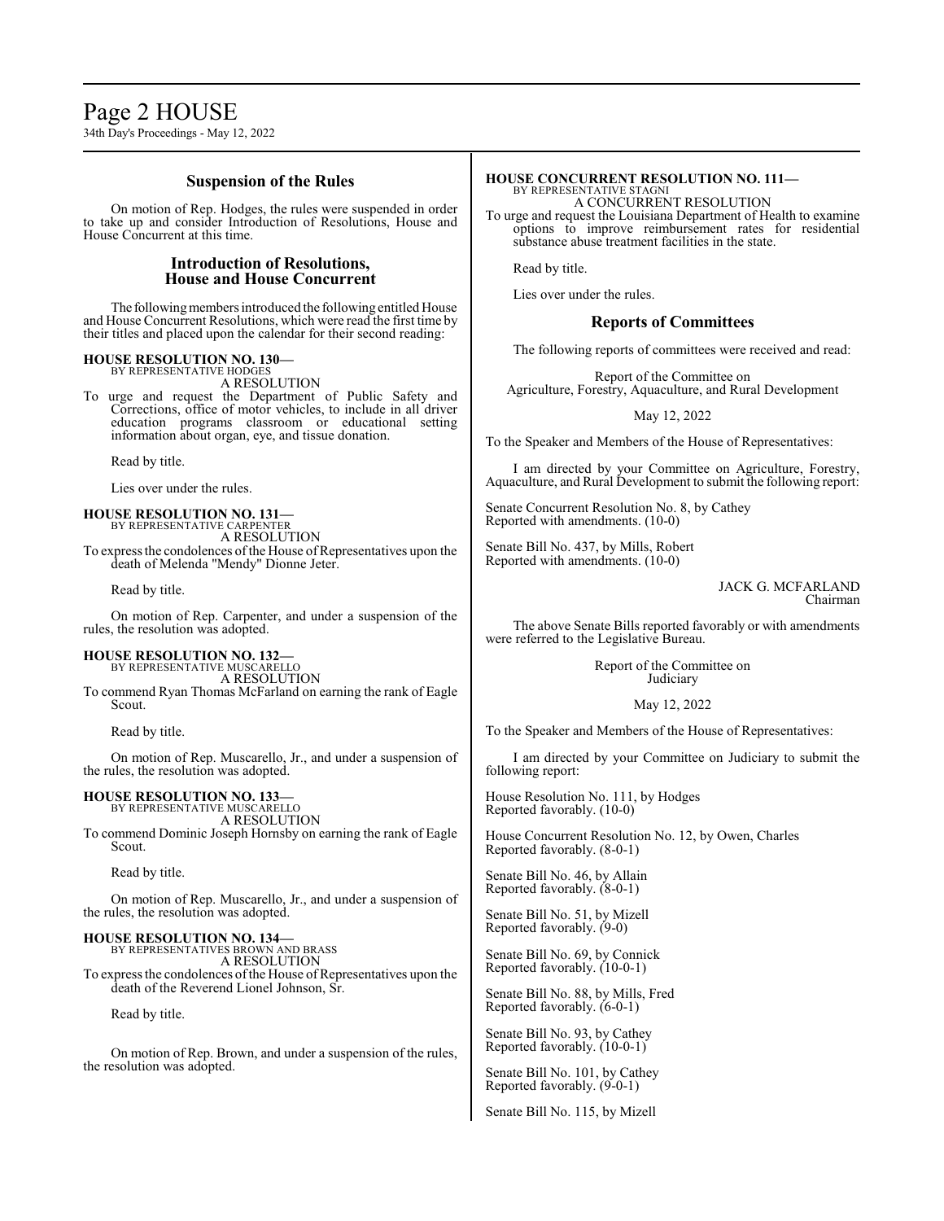## Suspension of the Rules

On motion of Rep. Hodges, the rules were suspended in order to take up and consider Introduction of Resolutions, House and House Concurrent at this time.

## Introduction of Resolutions, House and House Concurrent

The following members introduced the following entitled House and House Concurrent Resolutions, which were read the first time by their titles and placed upon the calendar for their second reading:

**HOUSE RESOLUTION NO. 130—**
BY REPRESENTATIVE HODGES
A RESOLUTION
To urge and request the Department of Public Safety and Corrections, office of motor vehicles, to include in all driver education programs classroom or educational setting information about organ, eye, and tissue donation.

Read by title.

Lies over under the rules.

**HOUSE RESOLUTION NO. 131—**
BY REPRESENTATIVE CARPENTER
A RESOLUTION
To express the condolences of the House of Representatives upon the death of Melenda "Mendy" Dionne Jeter.

Read by title.

On motion of Rep. Carpenter, and under a suspension of the rules, the resolution was adopted.

**HOUSE RESOLUTION NO. 132—**
BY REPRESENTATIVE MUSCARELLO
A RESOLUTION
To commend Ryan Thomas McFarland on earning the rank of Eagle Scout.

Read by title.

On motion of Rep. Muscarello, Jr., and under a suspension of the rules, the resolution was adopted.

**HOUSE RESOLUTION NO. 133—**
BY REPRESENTATIVE MUSCARELLO
A RESOLUTION
To commend Dominic Joseph Hornsby on earning the rank of Eagle Scout.

Read by title.

On motion of Rep. Muscarello, Jr., and under a suspension of the rules, the resolution was adopted.

**HOUSE RESOLUTION NO. 134—**
BY REPRESENTATIVES BROWN AND BRASS
A RESOLUTION
To express the condolences of the House of Representatives upon the death of the Reverend Lionel Johnson, Sr.

Read by title.

On motion of Rep. Brown, and under a suspension of the rules, the resolution was adopted.

**HOUSE CONCURRENT RESOLUTION NO. 111—**
BY REPRESENTATIVE STAGNI
A CONCURRENT RESOLUTION
To urge and request the Louisiana Department of Health to examine options to improve reimbursement rates for residential substance abuse treatment facilities in the state.

Read by title.

Lies over under the rules.

## Reports of Committees

The following reports of committees were received and read:

Report of the Committee on
Agriculture, Forestry, Aquaculture, and Rural Development

May 12, 2022

To the Speaker and Members of the House of Representatives:

I am directed by your Committee on Agriculture, Forestry, Aquaculture, and Rural Development to submit the following report:

Senate Concurrent Resolution No. 8, by Cathey
Reported with amendments. (10-0)

Senate Bill No. 437, by Mills, Robert
Reported with amendments. (10-0)

JACK G. MCFARLAND
Chairman

The above Senate Bills reported favorably or with amendments were referred to the Legislative Bureau.

Report of the Committee on
Judiciary

May 12, 2022

To the Speaker and Members of the House of Representatives:

I am directed by your Committee on Judiciary to submit the following report:

House Resolution No. 111, by Hodges
Reported favorably. (10-0)

House Concurrent Resolution No. 12, by Owen, Charles
Reported favorably. (8-0-1)

Senate Bill No. 46, by Allain
Reported favorably. (8-0-1)

Senate Bill No. 51, by Mizell
Reported favorably. (9-0)

Senate Bill No. 69, by Connick
Reported favorably. (10-0-1)

Senate Bill No. 88, by Mills, Fred
Reported favorably. (6-0-1)

Senate Bill No. 93, by Cathey
Reported favorably. (10-0-1)

Senate Bill No. 101, by Cathey
Reported favorably. (9-0-1)

Senate Bill No. 115, by Mizell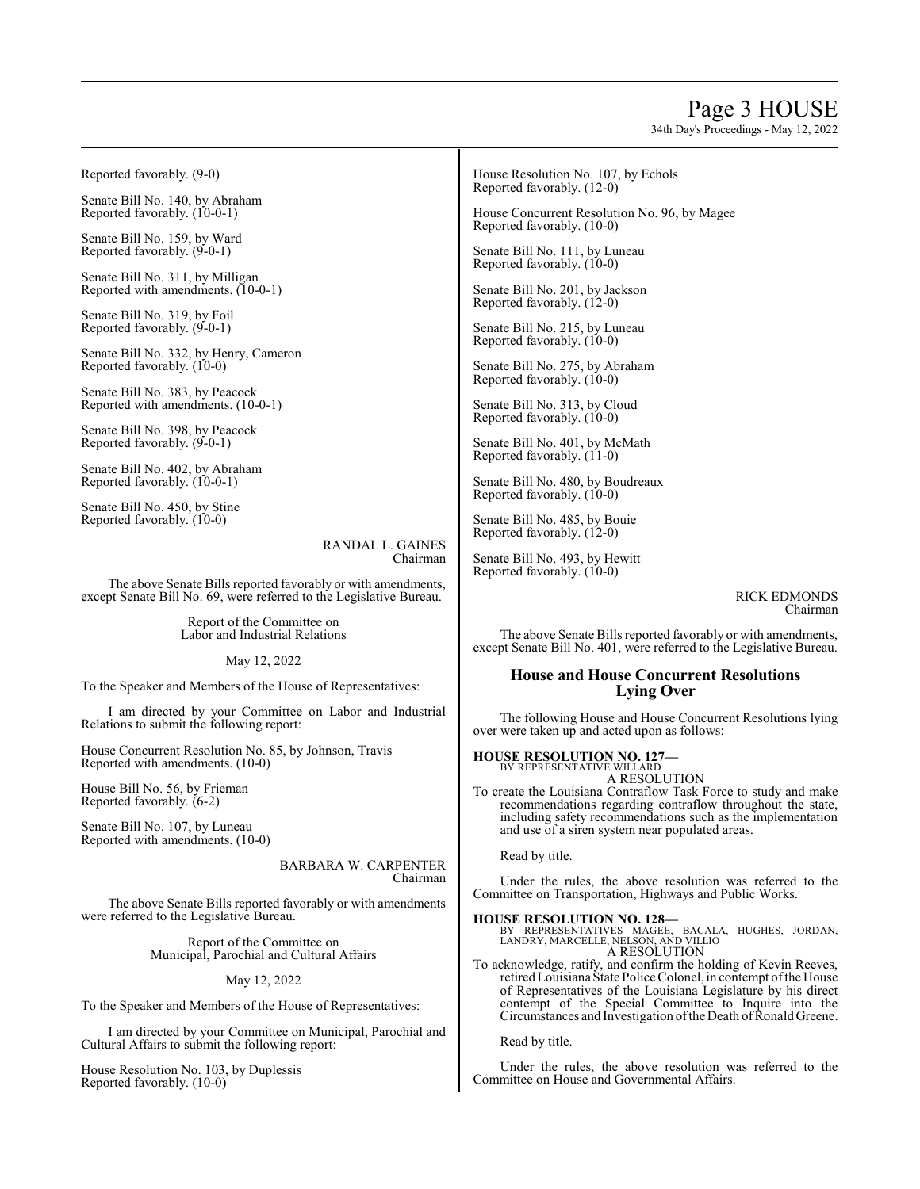Reported favorably. (9-0)

Senate Bill No. 140, by Abraham
Reported favorably. (10-0-1)

Senate Bill No. 159, by Ward
Reported favorably. (9-0-1)

Senate Bill No. 311, by Milligan
Reported with amendments. (10-0-1)

Senate Bill No. 319, by Foil
Reported favorably. (9-0-1)

Senate Bill No. 332, by Henry, Cameron
Reported favorably. (10-0)

Senate Bill No. 383, by Peacock
Reported with amendments. (10-0-1)

Senate Bill No. 398, by Peacock
Reported favorably. (9-0-1)

Senate Bill No. 402, by Abraham
Reported favorably. (10-0-1)

Senate Bill No. 450, by Stine
Reported favorably. (10-0)

RANDAL L. GAINES
Chairman

The above Senate Bills reported favorably or with amendments, except Senate Bill No. 69, were referred to the Legislative Bureau.

Report of the Committee on
Labor and Industrial Relations

May 12, 2022

To the Speaker and Members of the House of Representatives:

I am directed by your Committee on Labor and Industrial Relations to submit the following report:

House Concurrent Resolution No. 85, by Johnson, Travis
Reported with amendments. (10-0)

House Bill No. 56, by Frieman
Reported favorably. (6-2)

Senate Bill No. 107, by Luneau
Reported with amendments. (10-0)

BARBARA W. CARPENTER
Chairman

The above Senate Bills reported favorably or with amendments were referred to the Legislative Bureau.

Report of the Committee on
Municipal, Parochial and Cultural Affairs

May 12, 2022

To the Speaker and Members of the House of Representatives:

I am directed by your Committee on Municipal, Parochial and Cultural Affairs to submit the following report:

House Resolution No. 103, by Duplessis
Reported favorably. (10-0)

House Resolution No. 107, by Echols
Reported favorably. (12-0)

House Concurrent Resolution No. 96, by Magee
Reported favorably. (10-0)

Senate Bill No. 111, by Luneau
Reported favorably. (10-0)

Senate Bill No. 201, by Jackson
Reported favorably. (12-0)

Senate Bill No. 215, by Luneau
Reported favorably. (10-0)

Senate Bill No. 275, by Abraham
Reported favorably. (10-0)

Senate Bill No. 313, by Cloud
Reported favorably. (10-0)

Senate Bill No. 401, by McMath
Reported favorably. (11-0)

Senate Bill No. 480, by Boudreaux
Reported favorably. (10-0)

Senate Bill No. 485, by Bouie
Reported favorably. (12-0)

Senate Bill No. 493, by Hewitt
Reported favorably. (10-0)

RICK EDMONDS
Chairman

The above Senate Bills reported favorably or with amendments, except Senate Bill No. 401, were referred to the Legislative Bureau.

## House and House Concurrent Resolutions Lying Over

The following House and House Concurrent Resolutions lying over were taken up and acted upon as follows:

**HOUSE RESOLUTION NO. 127—**
BY REPRESENTATIVE WILLARD
A RESOLUTION
To create the Louisiana Contraflow Task Force to study and make recommendations regarding contraflow throughout the state, including safety recommendations such as the implementation and use of a siren system near populated areas.

Read by title.

Under the rules, the above resolution was referred to the Committee on Transportation, Highways and Public Works.

**HOUSE RESOLUTION NO. 128—**
BY REPRESENTATIVES MAGEE, BACALA, HUGHES, JORDAN, LANDRY, MARCELLE, NELSON, AND VILLIO
A RESOLUTION
To acknowledge, ratify, and confirm the holding of Kevin Reeves, retired Louisiana State Police Colonel, in contempt of the House of Representatives of the Louisiana Legislature by his direct contempt of the Special Committee to Inquire into the Circumstances and Investigation of the Death of Ronald Greene.

Read by title.

Under the rules, the above resolution was referred to the Committee on House and Governmental Affairs.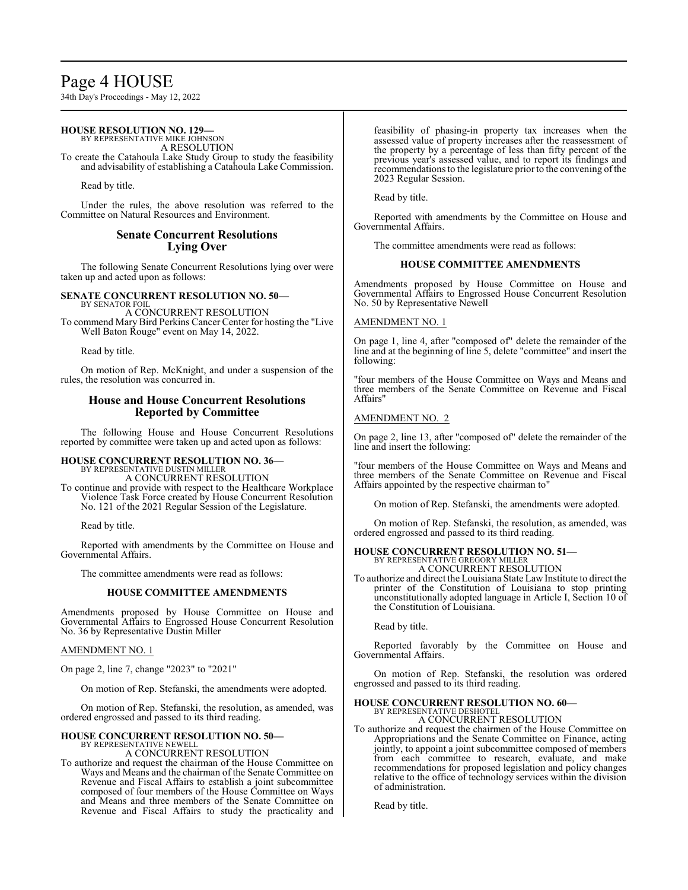**HOUSE RESOLUTION NO. 129—**
BY REPRESENTATIVE MIKE JOHNSON
A RESOLUTION

To create the Catahoula Lake Study Group to study the feasibility and advisability of establishing a Catahoula Lake Commission.

Read by title.

Under the rules, the above resolution was referred to the Committee on Natural Resources and Environment.

## Senate Concurrent Resolutions Lying Over

The following Senate Concurrent Resolutions lying over were taken up and acted upon as follows:

**SENATE CONCURRENT RESOLUTION NO. 50—**
BY SENATOR FOIL
A CONCURRENT RESOLUTION

To commend Mary Bird Perkins Cancer Center for hosting the "Live Well Baton Rouge" event on May 14, 2022.

Read by title.

On motion of Rep. McKnight, and under a suspension of the rules, the resolution was concurred in.

## House and House Concurrent Resolutions Reported by Committee

The following House and House Concurrent Resolutions reported by committee were taken up and acted upon as follows:

**HOUSE CONCURRENT RESOLUTION NO. 36—**
BY REPRESENTATIVE DUSTIN MILLER
A CONCURRENT RESOLUTION

To continue and provide with respect to the Healthcare Workplace Violence Task Force created by House Concurrent Resolution No. 121 of the 2021 Regular Session of the Legislature.

Read by title.

Reported with amendments by the Committee on House and Governmental Affairs.

The committee amendments were read as follows:

**HOUSE COMMITTEE AMENDMENTS**

Amendments proposed by House Committee on House and Governmental Affairs to Engrossed House Concurrent Resolution No. 36 by Representative Dustin Miller

AMENDMENT NO. 1

On page 2, line 7, change "2023" to "2021"

On motion of Rep. Stefanski, the amendments were adopted.

On motion of Rep. Stefanski, the resolution, as amended, was ordered engrossed and passed to its third reading.

**HOUSE CONCURRENT RESOLUTION NO. 50—**
BY REPRESENTATIVE NEWELL
A CONCURRENT RESOLUTION

To authorize and request the chairman of the House Committee on Ways and Means and the chairman of the Senate Committee on Revenue and Fiscal Affairs to establish a joint subcommittee composed of four members of the House Committee on Ways and Means and three members of the Senate Committee on Revenue and Fiscal Affairs to study the practicality and feasibility of phasing-in property tax increases when the assessed value of property increases after the reassessment of the property by a percentage of less than fifty percent of the previous year's assessed value, and to report its findings and recommendations to the legislature prior to the convening of the 2023 Regular Session.

Read by title.

Reported with amendments by the Committee on House and Governmental Affairs.

The committee amendments were read as follows:

**HOUSE COMMITTEE AMENDMENTS**

Amendments proposed by House Committee on House and Governmental Affairs to Engrossed House Concurrent Resolution No. 50 by Representative Newell

AMENDMENT NO. 1

On page 1, line 4, after "composed of" delete the remainder of the line and at the beginning of line 5, delete "committee" and insert the following:

"four members of the House Committee on Ways and Means and three members of the Senate Committee on Revenue and Fiscal Affairs"

AMENDMENT NO. 2

On page 2, line 13, after "composed of" delete the remainder of the line and insert the following:

"four members of the House Committee on Ways and Means and three members of the Senate Committee on Revenue and Fiscal Affairs appointed by the respective chairman to"

On motion of Rep. Stefanski, the amendments were adopted.

On motion of Rep. Stefanski, the resolution, as amended, was ordered engrossed and passed to its third reading.

**HOUSE CONCURRENT RESOLUTION NO. 51—**
BY REPRESENTATIVE GREGORY MILLER
A CONCURRENT RESOLUTION

To authorize and direct the Louisiana State Law Institute to direct the printer of the Constitution of Louisiana to stop printing unconstitutionally adopted language in Article I, Section 10 of the Constitution of Louisiana.

Read by title.

Reported favorably by the Committee on House and Governmental Affairs.

On motion of Rep. Stefanski, the resolution was ordered engrossed and passed to its third reading.

**HOUSE CONCURRENT RESOLUTION NO. 60—**
BY REPRESENTATIVE DESHOTEL
A CONCURRENT RESOLUTION

To authorize and request the chairmen of the House Committee on Appropriations and the Senate Committee on Finance, acting jointly, to appoint a joint subcommittee composed of members from each committee to research, evaluate, and make recommendations for proposed legislation and policy changes relative to the office of technology services within the division of administration.

Read by title.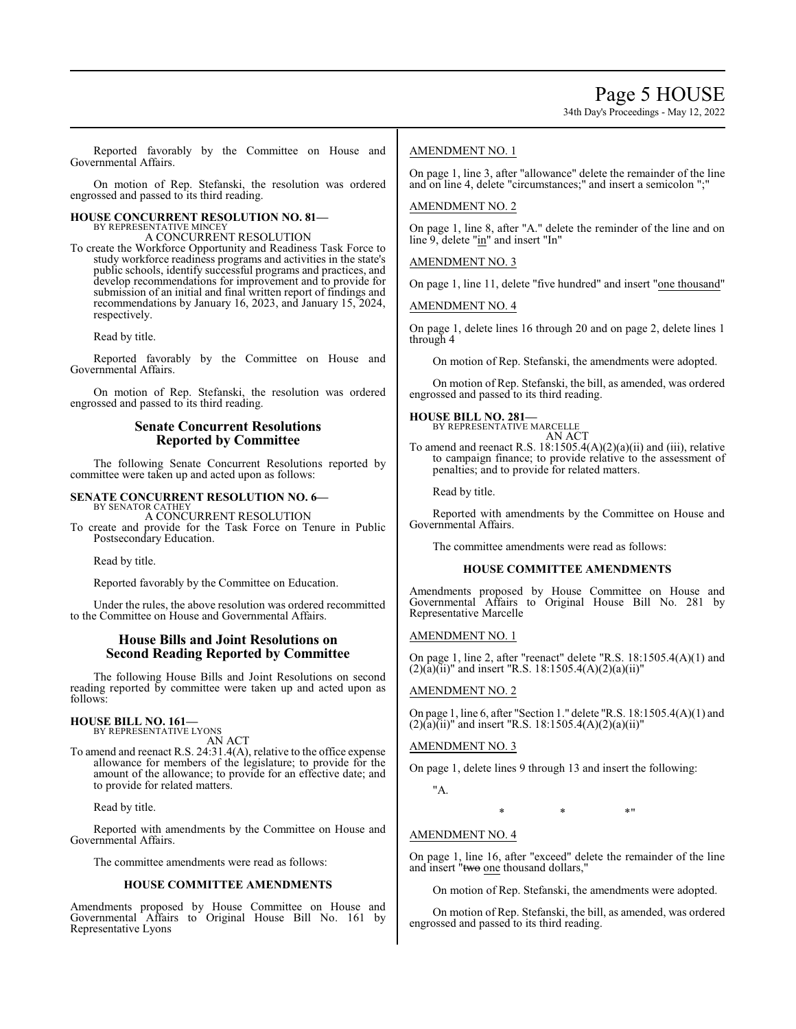Reported favorably by the Committee on House and Governmental Affairs.

On motion of Rep. Stefanski, the resolution was ordered engrossed and passed to its third reading.

**HOUSE CONCURRENT RESOLUTION NO. 81—**
BY REPRESENTATIVE MINCEY
A CONCURRENT RESOLUTION

To create the Workforce Opportunity and Readiness Task Force to study workforce readiness programs and activities in the state's public schools, identify successful programs and practices, and develop recommendations for improvement and to provide for submission of an initial and final written report of findings and recommendations by January 16, 2023, and January 15, 2024, respectively.

Read by title.

Reported favorably by the Committee on House and Governmental Affairs.

On motion of Rep. Stefanski, the resolution was ordered engrossed and passed to its third reading.

## Senate Concurrent Resolutions Reported by Committee

The following Senate Concurrent Resolutions reported by committee were taken up and acted upon as follows:

**SENATE CONCURRENT RESOLUTION NO. 6—**
BY SENATOR CATHEY
A CONCURRENT RESOLUTION

To create and provide for the Task Force on Tenure in Public Postsecondary Education.

Read by title.

Reported favorably by the Committee on Education.

Under the rules, the above resolution was ordered recommitted to the Committee on House and Governmental Affairs.

## House Bills and Joint Resolutions on Second Reading Reported by Committee

The following House Bills and Joint Resolutions on second reading reported by committee were taken up and acted upon as follows:

**HOUSE BILL NO. 161—**
BY REPRESENTATIVE LYONS
AN ACT

To amend and reenact R.S. 24:31.4(A), relative to the office expense allowance for members of the legislature; to provide for the amount of the allowance; to provide for an effective date; and to provide for related matters.

Read by title.

Reported with amendments by the Committee on House and Governmental Affairs.

The committee amendments were read as follows:

**HOUSE COMMITTEE AMENDMENTS**

Amendments proposed by House Committee on House and Governmental Affairs to Original House Bill No. 161 by Representative Lyons

AMENDMENT NO. 1

On page 1, line 3, after "allowance" delete the remainder of the line and on line 4, delete "circumstances;" and insert a semicolon ";"

AMENDMENT NO. 2

On page 1, line 8, after "A." delete the reminder of the line and on line 9, delete "in" and insert "In"

AMENDMENT NO. 3

On page 1, line 11, delete "five hundred" and insert "one thousand"

AMENDMENT NO. 4

On page 1, delete lines 16 through 20 and on page 2, delete lines 1 through 4

On motion of Rep. Stefanski, the amendments were adopted.

On motion of Rep. Stefanski, the bill, as amended, was ordered engrossed and passed to its third reading.

**HOUSE BILL NO. 281—**
BY REPRESENTATIVE MARCELLE
AN ACT

To amend and reenact R.S. 18:1505.4(A)(2)(a)(ii) and (iii), relative to campaign finance; to provide relative to the assessment of penalties; and to provide for related matters.

Read by title.

Reported with amendments by the Committee on House and Governmental Affairs.

The committee amendments were read as follows:

**HOUSE COMMITTEE AMENDMENTS**

Amendments proposed by House Committee on House and Governmental Affairs to Original House Bill No. 281 by Representative Marcelle

AMENDMENT NO. 1

On page 1, line 2, after "reenact" delete "R.S. 18:1505.4(A)(1) and (2)(a)(ii)" and insert "R.S. 18:1505.4(A)(2)(a)(ii)"

AMENDMENT NO. 2

On page 1, line 6, after "Section 1." delete "R.S. 18:1505.4(A)(1) and (2)(a)(ii)" and insert "R.S. 18:1505.4(A)(2)(a)(ii)"

AMENDMENT NO. 3

On page 1, delete lines 9 through 13 and insert the following:

"A.

\* \* \*"

AMENDMENT NO. 4

On page 1, line 16, after "exceed" delete the remainder of the line and insert "~~two~~ one thousand dollars,"

On motion of Rep. Stefanski, the amendments were adopted.

On motion of Rep. Stefanski, the bill, as amended, was ordered engrossed and passed to its third reading.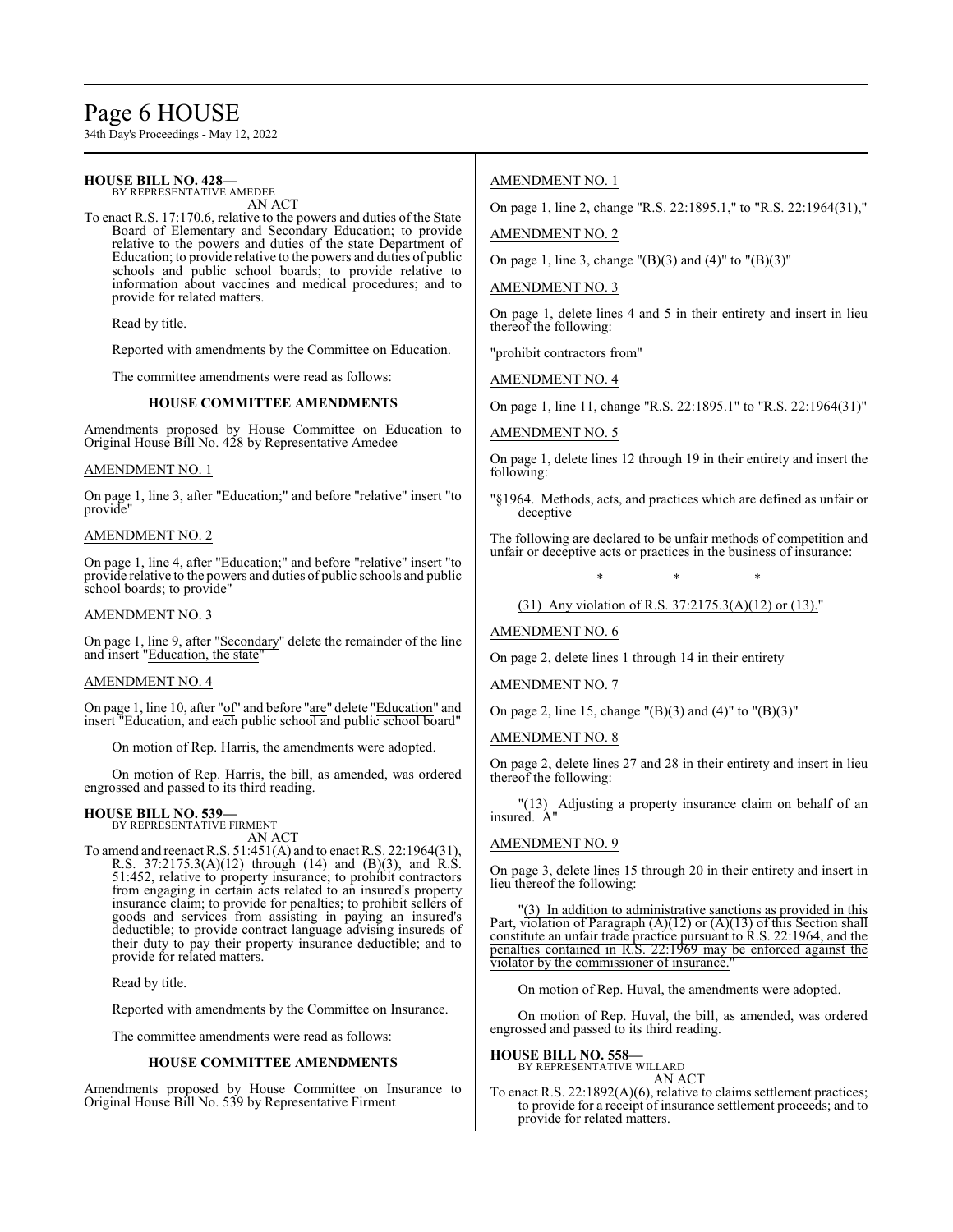**HOUSE BILL NO. 428—**
BY REPRESENTATIVE AMEDEE
AN ACT

To enact R.S. 17:170.6, relative to the powers and duties of the State Board of Elementary and Secondary Education; to provide relative to the powers and duties of the state Department of Education; to provide relative to the powers and duties of public schools and public school boards; to provide relative to information about vaccines and medical procedures; and to provide for related matters.

Read by title.

Reported with amendments by the Committee on Education.

The committee amendments were read as follows:

**HOUSE COMMITTEE AMENDMENTS**

Amendments proposed by House Committee on Education to Original House Bill No. 428 by Representative Amedee

AMENDMENT NO. 1

On page 1, line 3, after "Education;" and before "relative" insert "to provide"

AMENDMENT NO. 2

On page 1, line 4, after "Education;" and before "relative" insert "to provide relative to the powers and duties of public schools and public school boards; to provide"

AMENDMENT NO. 3

On page 1, line 9, after "Secondary" delete the remainder of the line and insert "Education, the state"

AMENDMENT NO. 4

On page 1, line 10, after "of" and before "are" delete "Education" and insert "Education, and each public school and public school board"

On motion of Rep. Harris, the amendments were adopted.

On motion of Rep. Harris, the bill, as amended, was ordered engrossed and passed to its third reading.

**HOUSE BILL NO. 539—**
BY REPRESENTATIVE FIRMENT
AN ACT

To amend and reenact R.S. 51:451(A) and to enact R.S. 22:1964(31), R.S. 37:2175.3(A)(12) through (14) and (B)(3), and R.S. 51:452, relative to property insurance; to prohibit contractors from engaging in certain acts related to an insured's property insurance claim; to provide for penalties; to prohibit sellers of goods and services from assisting in paying an insured's deductible; to provide contract language advising insureds of their duty to pay their property insurance deductible; and to provide for related matters.

Read by title.

Reported with amendments by the Committee on Insurance.

The committee amendments were read as follows:

**HOUSE COMMITTEE AMENDMENTS**

Amendments proposed by House Committee on Insurance to Original House Bill No. 539 by Representative Firment

AMENDMENT NO. 1

On page 1, line 2, change "R.S. 22:1895.1," to "R.S. 22:1964(31),"

AMENDMENT NO. 2

On page 1, line 3, change "(B)(3) and (4)" to "(B)(3)"

AMENDMENT NO. 3

On page 1, delete lines 4 and 5 in their entirety and insert in lieu thereof the following:

"prohibit contractors from"

AMENDMENT NO. 4

On page 1, line 11, change "R.S. 22:1895.1" to "R.S. 22:1964(31)"

AMENDMENT NO. 5

On page 1, delete lines 12 through 19 in their entirety and insert the following:

"§1964. Methods, acts, and practices which are defined as unfair or deceptive

The following are declared to be unfair methods of competition and unfair or deceptive acts or practices in the business of insurance:

\* \* \*

(31) Any violation of R.S. 37:2175.3(A)(12) or (13)."

AMENDMENT NO. 6

On page 2, delete lines 1 through 14 in their entirety

AMENDMENT NO. 7

On page 2, line 15, change "(B)(3) and (4)" to "(B)(3)"

AMENDMENT NO. 8

On page 2, delete lines 27 and 28 in their entirety and insert in lieu thereof the following:

"(13) Adjusting a property insurance claim on behalf of an insured. A"

AMENDMENT NO. 9

On page 3, delete lines 15 through 20 in their entirety and insert in lieu thereof the following:

"(3) In addition to administrative sanctions as provided in this Part, violation of Paragraph (A)(12) or (A)(13) of this Section shall constitute an unfair trade practice pursuant to R.S. 22:1964, and the penalties contained in R.S. 22:1969 may be enforced against the violator by the commissioner of insurance."

On motion of Rep. Huval, the amendments were adopted.

On motion of Rep. Huval, the bill, as amended, was ordered engrossed and passed to its third reading.

**HOUSE BILL NO. 558—**
BY REPRESENTATIVE WILLARD
AN ACT

To enact R.S. 22:1892(A)(6), relative to claims settlement practices; to provide for a receipt of insurance settlement proceeds; and to provide for related matters.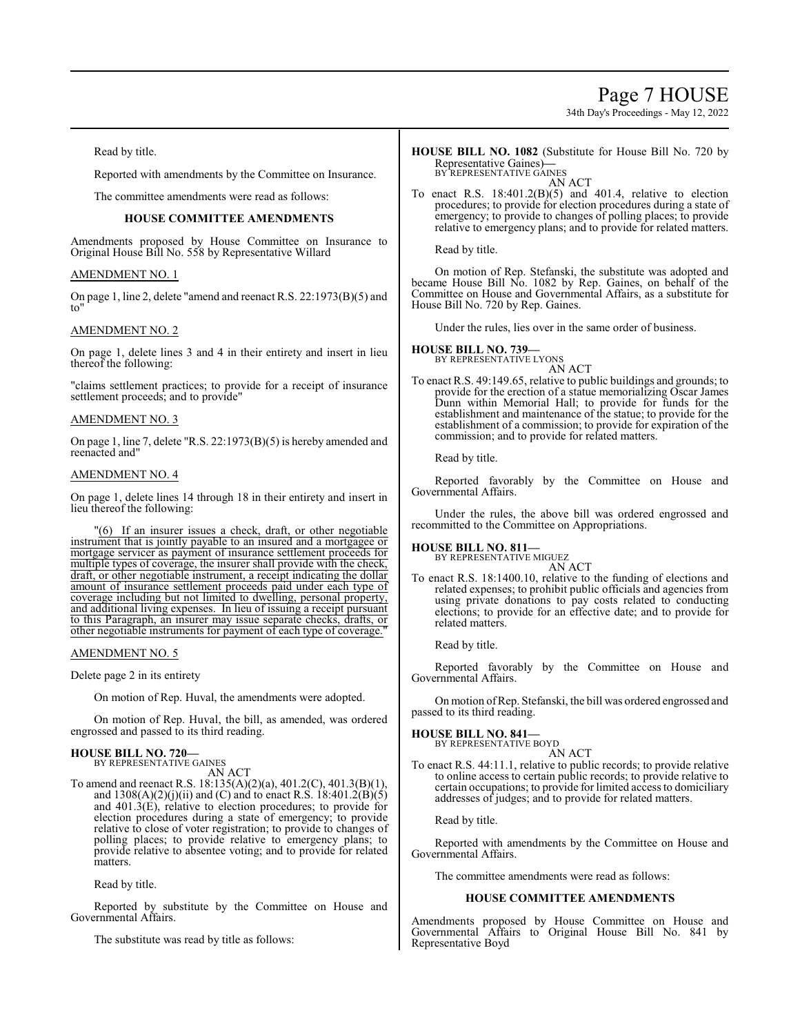Read by title.

Reported with amendments by the Committee on Insurance.

The committee amendments were read as follows:

### HOUSE COMMITTEE AMENDMENTS

Amendments proposed by House Committee on Insurance to Original House Bill No. 558 by Representative Willard

AMENDMENT NO. 1

On page 1, line 2, delete "amend and reenact R.S. 22:1973(B)(5) and to"

AMENDMENT NO. 2

On page 1, delete lines 3 and 4 in their entirety and insert in lieu thereof the following:

"claims settlement practices; to provide for a receipt of insurance settlement proceeds; and to provide"

AMENDMENT NO. 3

On page 1, line 7, delete "R.S. 22:1973(B)(5) is hereby amended and reenacted and"

AMENDMENT NO. 4

On page 1, delete lines 14 through 18 in their entirety and insert in lieu thereof the following:

"(6) If an insurer issues a check, draft, or other negotiable instrument that is jointly payable to an insured and a mortgagee or mortgage servicer as payment of insurance settlement proceeds for multiple types of coverage, the insurer shall provide with the check, draft, or other negotiable instrument, a receipt indicating the dollar amount of insurance settlement proceeds paid under each type of coverage including but not limited to dwelling, personal property, and additional living expenses. In lieu of issuing a receipt pursuant to this Paragraph, an insurer may issue separate checks, drafts, or other negotiable instruments for payment of each type of coverage."

AMENDMENT NO. 5

Delete page 2 in its entirety

On motion of Rep. Huval, the amendments were adopted.

On motion of Rep. Huval, the bill, as amended, was ordered engrossed and passed to its third reading.

**HOUSE BILL NO. 720—**
BY REPRESENTATIVE GAINES
AN ACT

To amend and reenact R.S. 18:135(A)(2)(a), 401.2(C), 401.3(B)(1), and 1308(A)(2)(j)(ii) and (C) and to enact R.S. 18:401.2(B)(5) and 401.3(E), relative to election procedures; to provide for election procedures during a state of emergency; to provide relative to close of voter registration; to provide to changes of polling places; to provide relative to emergency plans; to provide relative to absentee voting; and to provide for related matters.

Read by title.

Reported by substitute by the Committee on House and Governmental Affairs.

The substitute was read by title as follows:

**HOUSE BILL NO. 1082** (Substitute for House Bill No. 720 by Representative Gaines)**—**
BY REPRESENTATIVE GAINES
AN ACT

To enact R.S. 18:401.2(B)(5) and 401.4, relative to election procedures; to provide for election procedures during a state of emergency; to provide to changes of polling places; to provide relative to emergency plans; and to provide for related matters.

Read by title.

On motion of Rep. Stefanski, the substitute was adopted and became House Bill No. 1082 by Rep. Gaines, on behalf of the Committee on House and Governmental Affairs, as a substitute for House Bill No. 720 by Rep. Gaines.

Under the rules, lies over in the same order of business.

**HOUSE BILL NO. 739—**
BY REPRESENTATIVE LYONS
AN ACT

To enact R.S. 49:149.65, relative to public buildings and grounds; to provide for the erection of a statue memorializing Oscar James Dunn within Memorial Hall; to provide for funds for the establishment and maintenance of the statue; to provide for the establishment of a commission; to provide for expiration of the commission; and to provide for related matters.

Read by title.

Reported favorably by the Committee on House and Governmental Affairs.

Under the rules, the above bill was ordered engrossed and recommitted to the Committee on Appropriations.

**HOUSE BILL NO. 811—**
BY REPRESENTATIVE MIGUEZ
AN ACT

To enact R.S. 18:1400.10, relative to the funding of elections and related expenses; to prohibit public officials and agencies from using private donations to pay costs related to conducting elections; to provide for an effective date; and to provide for related matters.

Read by title.

Reported favorably by the Committee on House and Governmental Affairs.

On motion of Rep. Stefanski, the bill was ordered engrossed and passed to its third reading.

**HOUSE BILL NO. 841—**
BY REPRESENTATIVE BOYD
AN ACT

To enact R.S. 44:11.1, relative to public records; to provide relative to online access to certain public records; to provide relative to certain occupations; to provide for limited access to domiciliary addresses of judges; and to provide for related matters.

Read by title.

Reported with amendments by the Committee on House and Governmental Affairs.

The committee amendments were read as follows:

### HOUSE COMMITTEE AMENDMENTS

Amendments proposed by House Committee on House and Governmental Affairs to Original House Bill No. 841 by Representative Boyd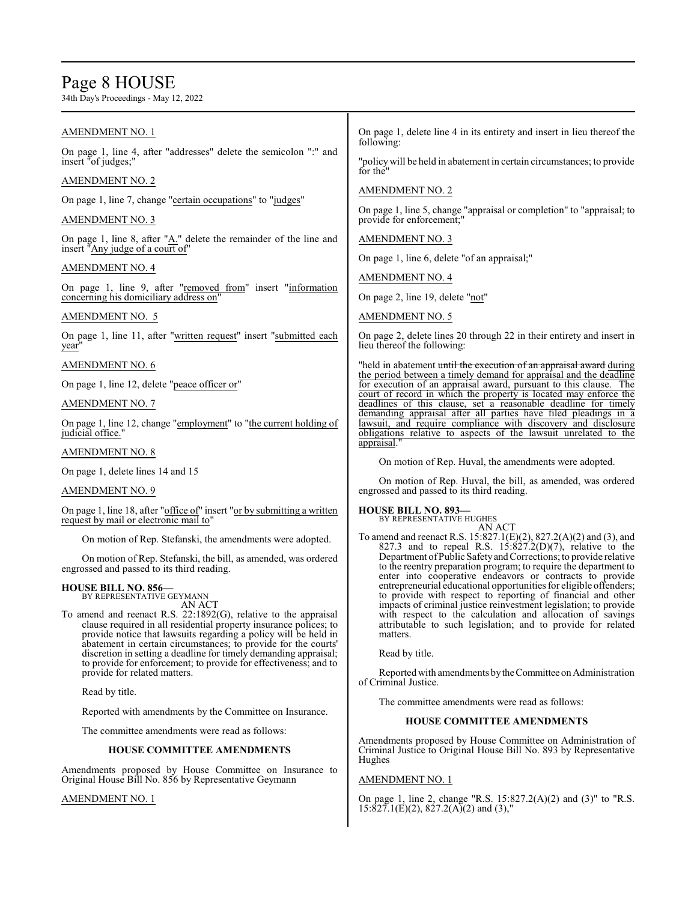AMENDMENT NO. 1

On page 1, line 4, after "addresses" delete the semicolon ":" and insert "of judges;"

AMENDMENT NO. 2

On page 1, line 7, change "certain occupations" to "judges"

AMENDMENT NO. 3

On page 1, line 8, after "A." delete the remainder of the line and insert "Any judge of a court of"

AMENDMENT NO. 4

On page 1, line 9, after "removed from" insert "information concerning his domiciliary address on"

AMENDMENT NO. 5

On page 1, line 11, after "written request" insert "submitted each year"

AMENDMENT NO. 6

On page 1, line 12, delete "peace officer or"

AMENDMENT NO. 7

On page 1, line 12, change "employment" to "the current holding of judicial office."

AMENDMENT NO. 8

On page 1, delete lines 14 and 15

AMENDMENT NO. 9

On page 1, line 18, after "office of" insert "or by submitting a written request by mail or electronic mail to"

On motion of Rep. Stefanski, the amendments were adopted.

On motion of Rep. Stefanski, the bill, as amended, was ordered engrossed and passed to its third reading.

**HOUSE BILL NO. 856—**
BY REPRESENTATIVE GEYMANN
AN ACT

To amend and reenact R.S. 22:1892(G), relative to the appraisal clause required in all residential property insurance polices; to provide notice that lawsuits regarding a policy will be held in abatement in certain circumstances; to provide for the courts' discretion in setting a deadline for timely demanding appraisal; to provide for enforcement; to provide for effectiveness; and to provide for related matters.

Read by title.

Reported with amendments by the Committee on Insurance.

The committee amendments were read as follows:

**HOUSE COMMITTEE AMENDMENTS**

Amendments proposed by House Committee on Insurance to Original House Bill No. 856 by Representative Geymann

AMENDMENT NO. 1

On page 1, delete line 4 in its entirety and insert in lieu thereof the following:

"policy will be held in abatement in certain circumstances; to provide for the"

AMENDMENT NO. 2

On page 1, line 5, change "appraisal or completion" to "appraisal; to provide for enforcement;"

AMENDMENT NO. 3

On page 1, line 6, delete "of an appraisal;"

AMENDMENT NO. 4

On page 2, line 19, delete "not"

AMENDMENT NO. 5

On page 2, delete lines 20 through 22 in their entirety and insert in lieu thereof the following:

"held in abatement ~~until the execution of an appraisal award~~ during the period between a timely demand for appraisal and the deadline for execution of an appraisal award, pursuant to this clause. The court of record in which the property is located may enforce the deadlines of this clause, set a reasonable deadline for timely demanding appraisal after all parties have filed pleadings in a lawsuit, and require compliance with discovery and disclosure obligations relative to aspects of the lawsuit unrelated to the appraisal."

On motion of Rep. Huval, the amendments were adopted.

On motion of Rep. Huval, the bill, as amended, was ordered engrossed and passed to its third reading.

**HOUSE BILL NO. 893—**
BY REPRESENTATIVE HUGHES
AN ACT

To amend and reenact R.S. 15:827.1(E)(2), 827.2(A)(2) and (3), and 827.3 and to repeal R.S. 15:827.2(D)(7), relative to the Department of Public Safety and Corrections; to provide relative to the reentry preparation program; to require the department to enter into cooperative endeavors or contracts to provide entrepreneurial educational opportunities for eligible offenders; to provide with respect to reporting of financial and other impacts of criminal justice reinvestment legislation; to provide with respect to the calculation and allocation of savings attributable to such legislation; and to provide for related matters.

Read by title.

Reported with amendments by the Committee on Administration of Criminal Justice.

The committee amendments were read as follows:

**HOUSE COMMITTEE AMENDMENTS**

Amendments proposed by House Committee on Administration of Criminal Justice to Original House Bill No. 893 by Representative Hughes

AMENDMENT NO. 1

On page 1, line 2, change "R.S. 15:827.2(A)(2) and (3)" to "R.S. 15:827.1(E)(2), 827.2(A)(2) and (3),"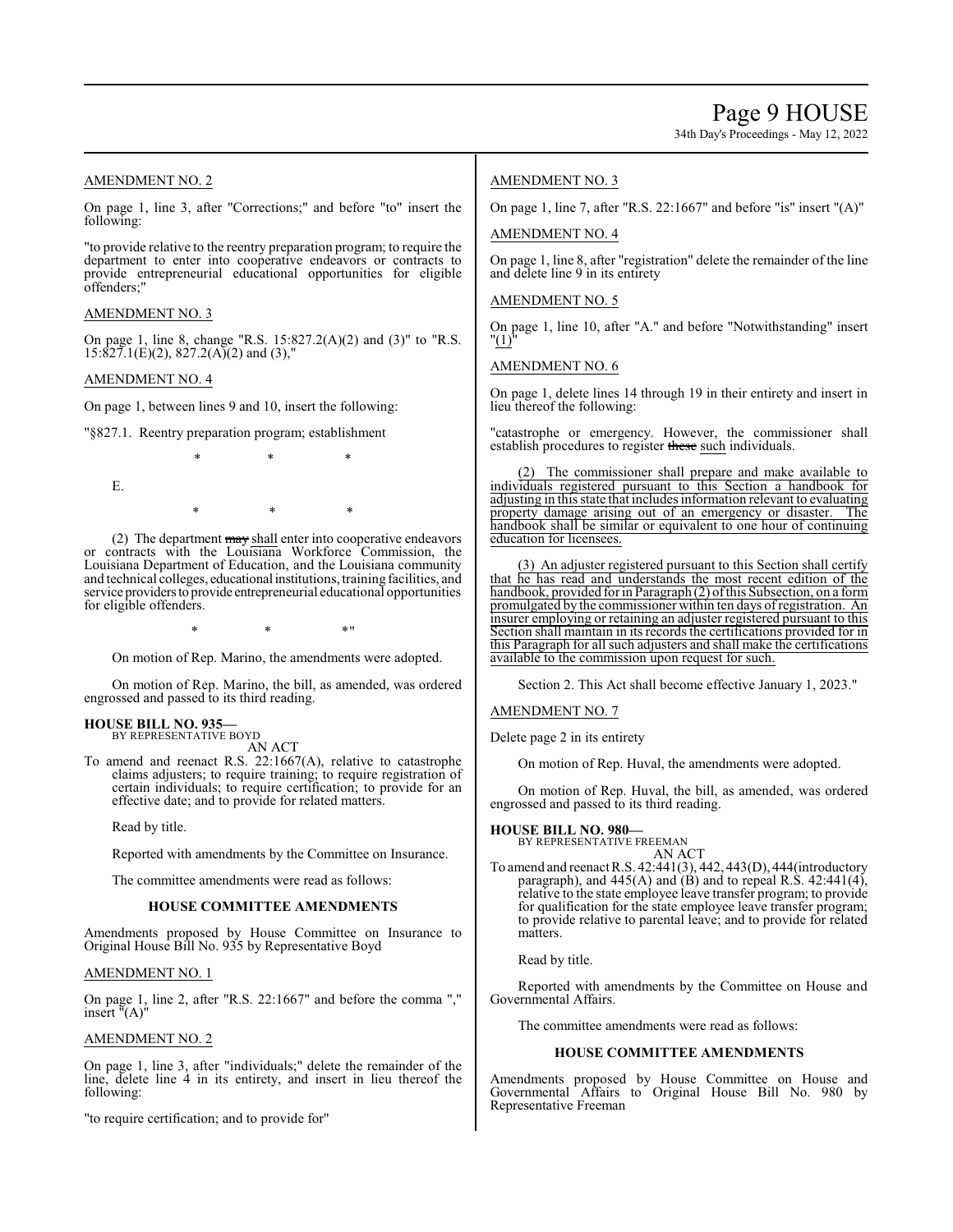AMENDMENT NO. 2

On page 1, line 3, after "Corrections;" and before "to" insert the following:

"to provide relative to the reentry preparation program; to require the department to enter into cooperative endeavors or contracts to provide entrepreneurial educational opportunities for eligible offenders;"

AMENDMENT NO. 3

On page 1, line 8, change "R.S. 15:827.2(A)(2) and (3)" to "R.S. 15:827.1(E)(2), 827.2(A)(2) and (3),"

AMENDMENT NO. 4

On page 1, between lines 9 and 10, insert the following:

"§827.1. Reentry preparation program; establishment

\* \* \*

E.

\* \* \*

(2) The department ~~may~~ shall enter into cooperative endeavors or contracts with the Louisiana Workforce Commission, the Louisiana Department of Education, and the Louisiana community and technical colleges, educational institutions, training facilities, and service providers to provide entrepreneurial educational opportunities for eligible offenders.

\* \* \*"

On motion of Rep. Marino, the amendments were adopted.

On motion of Rep. Marino, the bill, as amended, was ordered engrossed and passed to its third reading.

**HOUSE BILL NO. 935—**
BY REPRESENTATIVE BOYD
AN ACT

To amend and reenact R.S. 22:1667(A), relative to catastrophe claims adjusters; to require training; to require registration of certain individuals; to require certification; to provide for an effective date; and to provide for related matters.

Read by title.

Reported with amendments by the Committee on Insurance.

The committee amendments were read as follows:

**HOUSE COMMITTEE AMENDMENTS**

Amendments proposed by House Committee on Insurance to Original House Bill No. 935 by Representative Boyd

AMENDMENT NO. 1

On page 1, line 2, after "R.S. 22:1667" and before the comma "," insert "(A)"

AMENDMENT NO. 2

On page 1, line 3, after "individuals;" delete the remainder of the line, delete line 4 in its entirety, and insert in lieu thereof the following:

"to require certification; and to provide for"

AMENDMENT NO. 3

On page 1, line 7, after "R.S. 22:1667" and before "is" insert "(A)"

AMENDMENT NO. 4

On page 1, line 8, after "registration" delete the remainder of the line and delete line 9 in its entirety

AMENDMENT NO. 5

On page 1, line 10, after "A." and before "Notwithstanding" insert "(1)"

AMENDMENT NO. 6

On page 1, delete lines 14 through 19 in their entirety and insert in lieu thereof the following:

"catastrophe or emergency. However, the commissioner shall establish procedures to register ~~these~~ such individuals.

(2) The commissioner shall prepare and make available to individuals registered pursuant to this Section a handbook for adjusting in this state that includes information relevant to evaluating property damage arising out of an emergency or disaster. The handbook shall be similar or equivalent to one hour of continuing education for licensees.

(3) An adjuster registered pursuant to this Section shall certify that he has read and understands the most recent edition of the handbook, provided for in Paragraph (2) of this Subsection, on a form promulgated by the commissioner within ten days of registration. An insurer employing or retaining an adjuster registered pursuant to this Section shall maintain in its records the certifications provided for in this Paragraph for all such adjusters and shall make the certifications available to the commission upon request for such.

Section 2. This Act shall become effective January 1, 2023."

AMENDMENT NO. 7

Delete page 2 in its entirety

On motion of Rep. Huval, the amendments were adopted.

On motion of Rep. Huval, the bill, as amended, was ordered engrossed and passed to its third reading.

**HOUSE BILL NO. 980—**
BY REPRESENTATIVE FREEMAN
AN ACT

To amend and reenact R.S. 42:441(3), 442, 443(D), 444(introductory paragraph), and 445(A) and (B) and to repeal R.S. 42:441(4), relative to the state employee leave transfer program; to provide for qualification for the state employee leave transfer program; to provide relative to parental leave; and to provide for related matters.

Read by title.

Reported with amendments by the Committee on House and Governmental Affairs.

The committee amendments were read as follows:

**HOUSE COMMITTEE AMENDMENTS**

Amendments proposed by House Committee on House and Governmental Affairs to Original House Bill No. 980 by Representative Freeman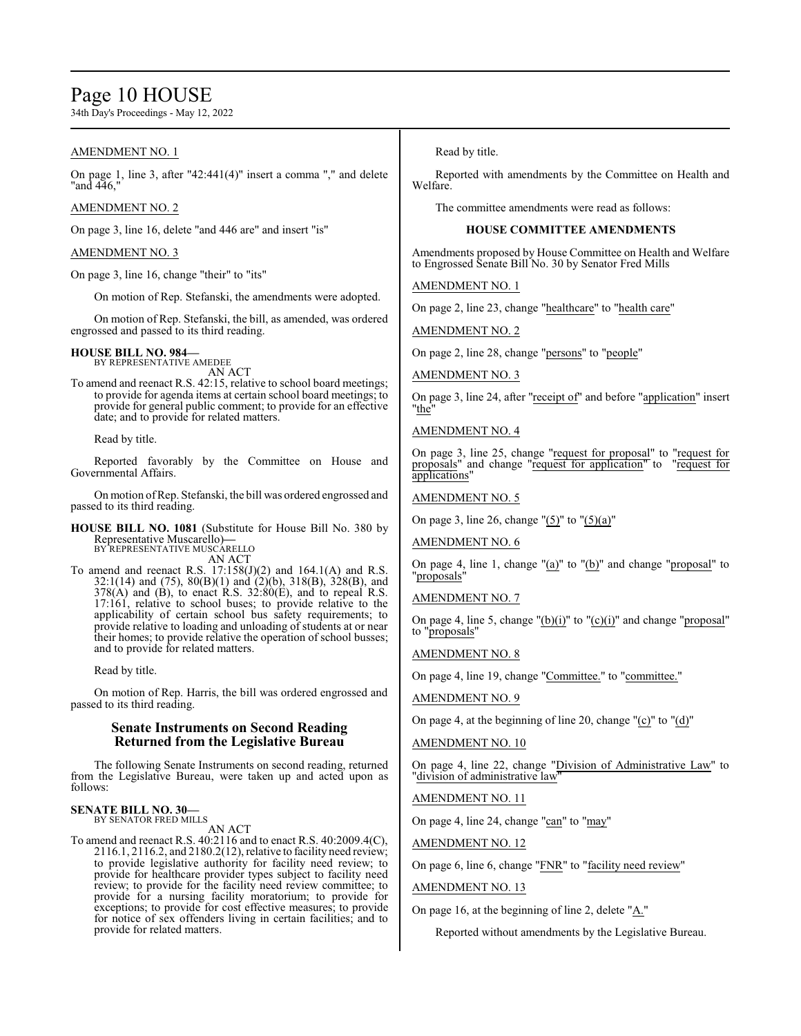AMENDMENT NO. 1

On page 1, line 3, after "42:441(4)" insert a comma "," and delete "and 446,"

AMENDMENT NO. 2

On page 3, line 16, delete "and 446 are" and insert "is"

AMENDMENT NO. 3

On page 3, line 16, change "their" to "its"

On motion of Rep. Stefanski, the amendments were adopted.

On motion of Rep. Stefanski, the bill, as amended, was ordered engrossed and passed to its third reading.

**HOUSE BILL NO. 984—**
BY REPRESENTATIVE AMEDEE
AN ACT

To amend and reenact R.S. 42:15, relative to school board meetings; to provide for agenda items at certain school board meetings; to provide for general public comment; to provide for an effective date; and to provide for related matters.

Read by title.

Reported favorably by the Committee on House and Governmental Affairs.

On motion of Rep. Stefanski, the bill was ordered engrossed and passed to its third reading.

**HOUSE BILL NO. 1081** (Substitute for House Bill No. 380 by Representative Muscarello)**—**
BY REPRESENTATIVE MUSCARELLO
AN ACT

To amend and reenact R.S. 17:158(J)(2) and 164.1(A) and R.S. 32:1(14) and (75), 80(B)(1) and (2)(b), 318(B), 328(B), and 378(A) and (B), to enact R.S. 32:80(E), and to repeal R.S. 17:161, relative to school buses; to provide relative to the applicability of certain school bus safety requirements; to provide relative to loading and unloading of students at or near their homes; to provide relative the operation of school busses; and to provide for related matters.

Read by title.

On motion of Rep. Harris, the bill was ordered engrossed and passed to its third reading.

## Senate Instruments on Second Reading Returned from the Legislative Bureau

The following Senate Instruments on second reading, returned from the Legislative Bureau, were taken up and acted upon as follows:

**SENATE BILL NO. 30—**
BY SENATOR FRED MILLS
AN ACT

To amend and reenact R.S. 40:2116 and to enact R.S. 40:2009.4(C), 2116.1, 2116.2, and 2180.2(12), relative to facility need review; to provide legislative authority for facility need review; to provide for healthcare provider types subject to facility need review; to provide for the facility need review committee; to provide for a nursing facility moratorium; to provide for exceptions; to provide for cost effective measures; to provide for notice of sex offenders living in certain facilities; and to provide for related matters.

Read by title.

Reported with amendments by the Committee on Health and Welfare.

The committee amendments were read as follows:

### HOUSE COMMITTEE AMENDMENTS

Amendments proposed by House Committee on Health and Welfare to Engrossed Senate Bill No. 30 by Senator Fred Mills

AMENDMENT NO. 1

On page 2, line 23, change "healthcare" to "health care"

AMENDMENT NO. 2

On page 2, line 28, change "persons" to "people"

AMENDMENT NO. 3

On page 3, line 24, after "receipt of" and before "application" insert "the"

AMENDMENT NO. 4

On page 3, line 25, change "request for proposal" to "request for proposals" and change "request for application" to "request for applications"

AMENDMENT NO. 5

On page 3, line 26, change "(5)" to "(5)(a)"

AMENDMENT NO. 6

On page 4, line 1, change "(a)" to "(b)" and change "proposal" to "proposals"

AMENDMENT NO. 7

On page 4, line 5, change "(b)(i)" to "(c)(i)" and change "proposal" to "proposals"

AMENDMENT NO. 8

On page 4, line 19, change "Committee." to "committee."

AMENDMENT NO. 9

On page 4, at the beginning of line 20, change "(c)" to "(d)"

AMENDMENT NO. 10

On page 4, line 22, change "Division of Administrative Law" to "division of administrative law"

AMENDMENT NO. 11

On page 4, line 24, change "can" to "may"

AMENDMENT NO. 12

On page 6, line 6, change "FNR" to "facility need review"

AMENDMENT NO. 13

On page 16, at the beginning of line 2, delete "A."

Reported without amendments by the Legislative Bureau.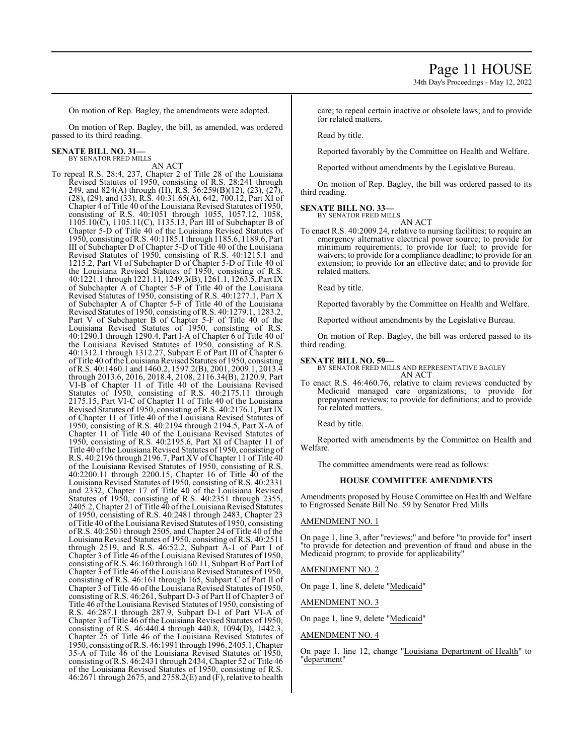On motion of Rep. Bagley, the amendments were adopted.

On motion of Rep. Bagley, the bill, as amended, was ordered passed to its third reading.

**SENATE BILL NO. 31—**
BY SENATOR FRED MILLS

AN ACT

To repeal R.S. 28:4, 237, Chapter 2 of Title 28 of the Louisiana Revised Statutes of 1950, consisting of R.S. 28:241 through 249, and 824(A) through (H), R.S. 36:259(B)(12), (23), (27), (28), (29), and (33), R.S. 40:31.65(A), 642, 700.12, Part XI of Chapter 4 of Title 40 of the Louisiana Revised Statutes of 1950, consisting of R.S. 40:1051 through 1055, 1057.12, 1058, 1105.10(C), 1105.11(C), 1135.13, Part III of Subchapter B of Chapter 5-D of Title 40 of the Louisiana Revised Statutes of 1950, consisting of R.S. 40:1185.1 through 1185.6, 1189.6, Part III of Subchapter D of Chapter 5-D of Title 40 of the Louisiana Revised Statutes of 1950, consisting of R.S. 40:1215.1 and 1215.2, Part VI of Subchapter D of Chapter 5-D of Title 40 of the Louisiana Revised Statutes of 1950, consisting of R.S. 40:1221.1 through 1221.11, 1249.3(B), 1261.1, 1263.5, Part IX of Subchapter A of Chapter 5-F of Title 40 of the Louisiana Revised Statutes of 1950, consisting of R.S. 40:1277.1, Part X of Subchapter A of Chapter 5-F of Title 40 of the Louisiana Revised Statutes of 1950, consisting of R.S. 40:1279.1, 1283.2, Part V of Subchapter B of Chapter 5-F of Title 40 of the Louisiana Revised Statutes of 1950, consisting of R.S. 40:1290.1 through 1290.4, Part I-A of Chapter 6 of Title 40 of the Louisiana Revised Statutes of 1950, consisting of R.S. 40:1312.1 through 1312.27, Subpart E of Part III of Chapter 6 of Title 40 of the Louisiana Revised Statutes of 1950, consisting of R.S. 40:1460.1 and 1460.2, 1597.2(B), 2001, 2009.1, 2013.4 through 2013.6, 2016, 2018.4, 2108, 2116.34(B), 2120.9, Part VI-B of Chapter 11 of Title 40 of the Louisiana Revised Statutes of 1950, consisting of R.S. 40:2175.11 through 2175.15, Part VI-C of Chapter 11 of Title 40 of the Louisiana Revised Statutes of 1950, consisting of R.S. 40:2176.1, Part IX of Chapter 11 of Title 40 of the Louisiana Revised Statutes of 1950, consisting of R.S. 40:2194 through 2194.5, Part X-A of Chapter 11 of Title 40 of the Louisiana Revised Statutes of 1950, consisting of R.S. 40:2195.6, Part XI of Chapter 11 of Title 40 of the Louisiana Revised Statutes of 1950, consisting of R.S. 40:2196 through 2196.7, Part XV of Chapter 11 of Title 40 of the Louisiana Revised Statutes of 1950, consisting of R.S. 40:2200.11 through 2200.15, Chapter 16 of Title 40 of the Louisiana Revised Statutes of 1950, consisting of R.S. 40:2331 and 2332, Chapter 17 of Title 40 of the Louisiana Revised Statutes of 1950, consisting of R.S. 40:2351 through 2355, 2405.2, Chapter 21 of Title 40 of the Louisiana Revised Statutes of 1950, consisting of R.S. 40:2481 through 2483, Chapter 23 of Title 40 of the Louisiana Revised Statutes of 1950, consisting of R.S. 40:2501 through 2505, and Chapter 24 of Title 40 of the Louisiana Revised Statutes of 1950, consisting of R.S. 40:2511 through 2519, and R.S. 46:52.2, Subpart A-1 of Part I of Chapter 3 of Title 46 of the Louisiana Revised Statutes of 1950, consisting of R.S. 46:160 through 160.11, Subpart B of Part I of Chapter 3 of Title 46 of the Louisiana Revised Statutes of 1950, consisting of R.S. 46:161 through 165, Subpart C of Part II of Chapter 3 of Title 46 of the Louisiana Revised Statutes of 1950, consisting of R.S. 46:261, Subpart D-3 of Part II of Chapter 3 of Title 46 of the Louisiana Revised Statutes of 1950, consisting of R.S. 46:287.1 through 287.9, Subpart D-1 of Part VI-A of Chapter 3 of Title 46 of the Louisiana Revised Statutes of 1950, consisting of R.S. 46:440.4 through 440.8, 1094(D), 1442.3, Chapter 25 of Title 46 of the Louisiana Revised Statutes of 1950, consisting of R.S. 46:1991 through 1996, 2405.1, Chapter 35-A of Title 46 of the Louisiana Revised Statutes of 1950, consisting of R.S. 46:2431 through 2434, Chapter 52 of Title 46 of the Louisiana Revised Statutes of 1950, consisting of R.S. 46:2671 through 2675, and 2758.2(E) and (F), relative to health care; to repeal certain inactive or obsolete laws; and to provide for related matters.

Read by title.

Reported favorably by the Committee on Health and Welfare.

Reported without amendments by the Legislative Bureau.

On motion of Rep. Bagley, the bill was ordered passed to its third reading.

**SENATE BILL NO. 33—**
BY SENATOR FRED MILLS

AN ACT

To enact R.S. 40:2009.24, relative to nursing facilities; to require an emergency alternative electrical power source; to provide for minimum requirements; to provide for fuel; to provide for waivers; to provide for a compliance deadline; to provide for an extension; to provide for an effective date; and to provide for related matters.

Read by title.

Reported favorably by the Committee on Health and Welfare.

Reported without amendments by the Legislative Bureau.

On motion of Rep. Bagley, the bill was ordered passed to its third reading.

**SENATE BILL NO. 59—**
BY SENATOR FRED MILLS AND REPRESENTATIVE BAGLEY

AN ACT

To enact R.S. 46:460.76, relative to claim reviews conducted by Medicaid managed care organizations; to provide for prepayment reviews; to provide for definitions; and to provide for related matters.

Read by title.

Reported with amendments by the Committee on Health and Welfare.

The committee amendments were read as follows:

### HOUSE COMMITTEE AMENDMENTS

Amendments proposed by House Committee on Health and Welfare to Engrossed Senate Bill No. 59 by Senator Fred Mills

AMENDMENT NO. 1

On page 1, line 3, after "reviews;" and before "to provide for" insert "to provide for detection and prevention of fraud and abuse in the Medicaid program; to provide for applicability"

AMENDMENT NO. 2

On page 1, line 8, delete "Medicaid"

AMENDMENT NO. 3

On page 1, line 9, delete "Medicaid"

AMENDMENT NO. 4

On page 1, line 12, change "Louisiana Department of Health" to "department"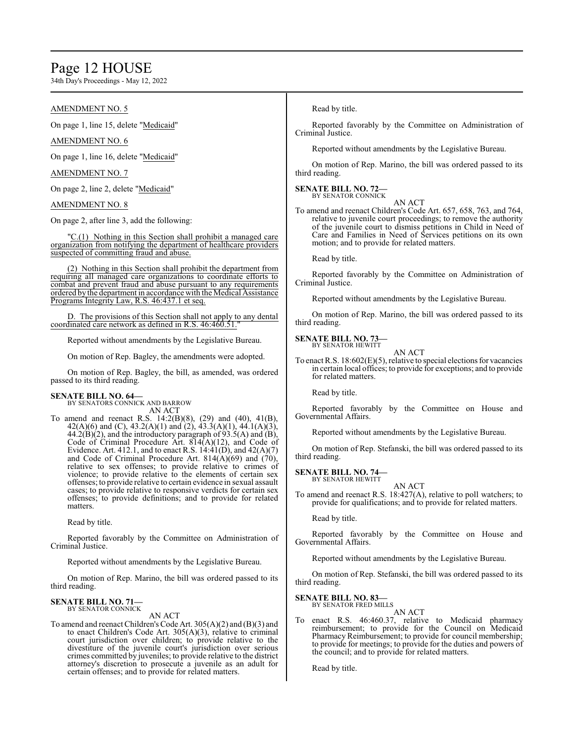AMENDMENT NO. 5

On page 1, line 15, delete "Medicaid"

AMENDMENT NO. 6

On page 1, line 16, delete "Medicaid"

AMENDMENT NO. 7

On page 2, line 2, delete "Medicaid"

AMENDMENT NO. 8

On page 2, after line 3, add the following:

"C.(1) Nothing in this Section shall prohibit a managed care organization from notifying the department of healthcare providers suspected of committing fraud and abuse.

(2) Nothing in this Section shall prohibit the department from requiring all managed care organizations to coordinate efforts to combat and prevent fraud and abuse pursuant to any requirements ordered by the department in accordance with the Medical Assistance Programs Integrity Law, R.S. 46:437.1 et seq.

D. The provisions of this Section shall not apply to any dental coordinated care network as defined in R.S. 46:460.51."

Reported without amendments by the Legislative Bureau.

On motion of Rep. Bagley, the amendments were adopted.

On motion of Rep. Bagley, the bill, as amended, was ordered passed to its third reading.

**SENATE BILL NO. 64—**
BY SENATORS CONNICK AND BARROW

AN ACT

To amend and reenact R.S. 14:2(B)(8), (29) and (40), 41(B), 42(A)(6) and (C), 43.2(A)(1) and (2), 43.3(A)(1), 44.1(A)(3), 44.2(B)(2), and the introductory paragraph of 93.5(A) and (B), Code of Criminal Procedure Art. 814(A)(12), and Code of Evidence. Art. 412.1, and to enact R.S. 14:41(D), and 42(A)(7) and Code of Criminal Procedure Art. 814(A)(69) and (70), relative to sex offenses; to provide relative to crimes of violence; to provide relative to the elements of certain sex offenses; to provide relative to certain evidence in sexual assault cases; to provide relative to responsive verdicts for certain sex offenses; to provide definitions; and to provide for related matters.

Read by title.

Reported favorably by the Committee on Administration of Criminal Justice.

Reported without amendments by the Legislative Bureau.

On motion of Rep. Marino, the bill was ordered passed to its third reading.

**SENATE BILL NO. 71—**
BY SENATOR CONNICK

AN ACT

To amend and reenact Children's Code Art. 305(A)(2) and (B)(3) and to enact Children's Code Art. 305(A)(3), relative to criminal court jurisdiction over children; to provide relative to the divestiture of the juvenile court's jurisdiction over serious crimes committed by juveniles; to provide relative to the district attorney's discretion to prosecute a juvenile as an adult for certain offenses; and to provide for related matters.

Read by title.

Reported favorably by the Committee on Administration of Criminal Justice.

Reported without amendments by the Legislative Bureau.

On motion of Rep. Marino, the bill was ordered passed to its third reading.

**SENATE BILL NO. 72—**
BY SENATOR CONNICK

AN ACT

To amend and reenact Children's Code Art. 657, 658, 763, and 764, relative to juvenile court proceedings; to remove the authority of the juvenile court to dismiss petitions in Child in Need of Care and Families in Need of Services petitions on its own motion; and to provide for related matters.

Read by title.

Reported favorably by the Committee on Administration of Criminal Justice.

Reported without amendments by the Legislative Bureau.

On motion of Rep. Marino, the bill was ordered passed to its third reading.

**SENATE BILL NO. 73—**
BY SENATOR HEWITT

AN ACT

To enact R.S. 18:602(E)(5), relative to special elections for vacancies in certain local offices; to provide for exceptions; and to provide for related matters.

Read by title.

Reported favorably by the Committee on House and Governmental Affairs.

Reported without amendments by the Legislative Bureau.

On motion of Rep. Stefanski, the bill was ordered passed to its third reading.

**SENATE BILL NO. 74—**
BY SENATOR HEWITT

AN ACT

To amend and reenact R.S. 18:427(A), relative to poll watchers; to provide for qualifications; and to provide for related matters.

Read by title.

Reported favorably by the Committee on House and Governmental Affairs.

Reported without amendments by the Legislative Bureau.

On motion of Rep. Stefanski, the bill was ordered passed to its third reading.

**SENATE BILL NO. 83—**
BY SENATOR FRED MILLS

AN ACT

To enact R.S. 46:460.37, relative to Medicaid pharmacy reimbursement; to provide for the Council on Medicaid Pharmacy Reimbursement; to provide for council membership; to provide for meetings; to provide for the duties and powers of the council; and to provide for related matters.

Read by title.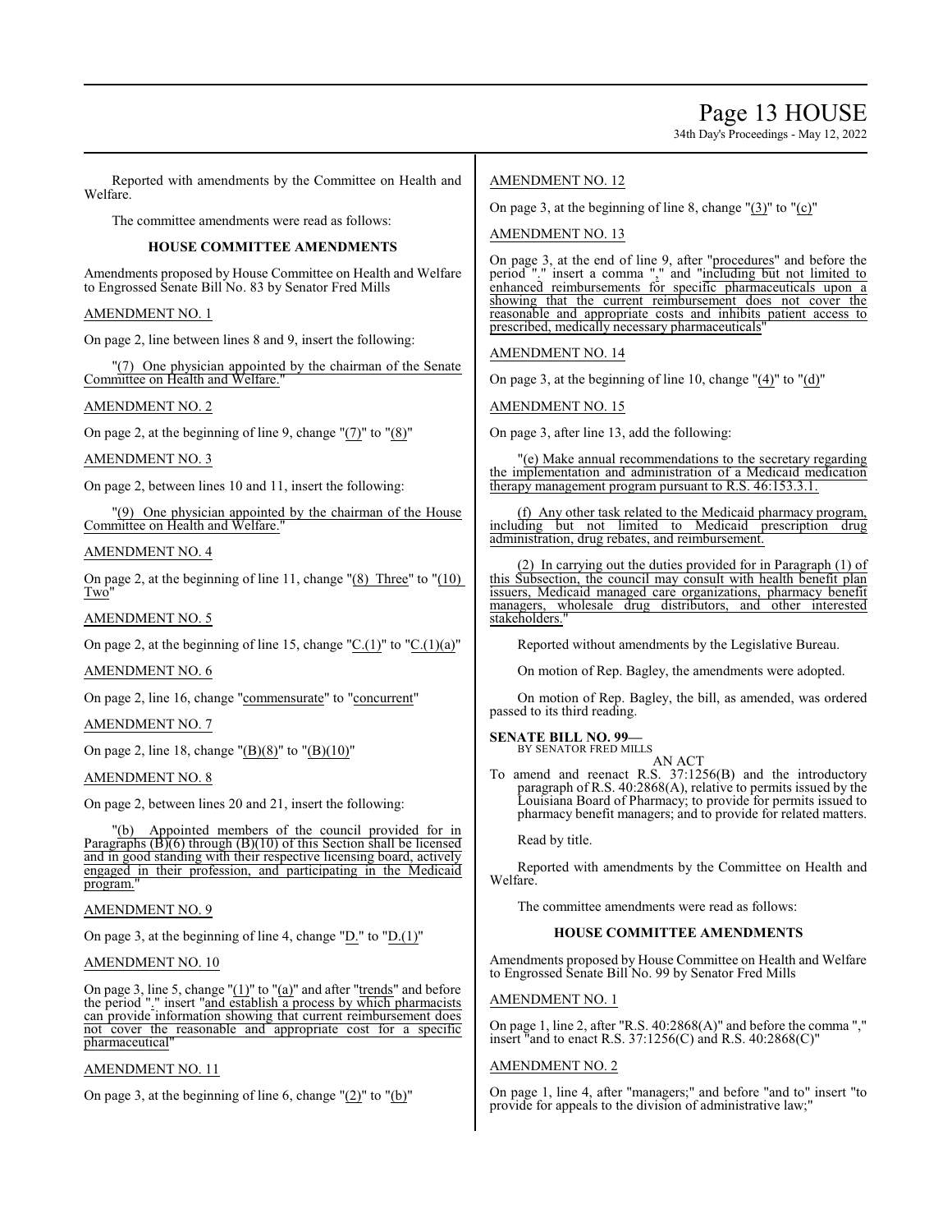Reported with amendments by the Committee on Health and Welfare.

The committee amendments were read as follows:

**HOUSE COMMITTEE AMENDMENTS**

Amendments proposed by House Committee on Health and Welfare to Engrossed Senate Bill No. 83 by Senator Fred Mills

AMENDMENT NO. 1

On page 2, line between lines 8 and 9, insert the following:

"(7) One physician appointed by the chairman of the Senate Committee on Health and Welfare."

AMENDMENT NO. 2

On page 2, at the beginning of line 9, change "(7)" to "(8)"

AMENDMENT NO. 3

On page 2, between lines 10 and 11, insert the following:

"(9) One physician appointed by the chairman of the House Committee on Health and Welfare."

AMENDMENT NO. 4

On page 2, at the beginning of line 11, change "(8) Three" to "(10) Two"

AMENDMENT NO. 5

On page 2, at the beginning of line 15, change "C.(1)" to "C.(1)(a)"

AMENDMENT NO. 6

On page 2, line 16, change "commensurate" to "concurrent"

AMENDMENT NO. 7

On page 2, line 18, change "(B)(8)" to "(B)(10)"

AMENDMENT NO. 8

On page 2, between lines 20 and 21, insert the following:

"(b) Appointed members of the council provided for in Paragraphs (B)(6) through (B)(10) of this Section shall be licensed and in good standing with their respective licensing board, actively engaged in their profession, and participating in the Medicaid program."

AMENDMENT NO. 9

On page 3, at the beginning of line 4, change "D." to "D.(1)"

AMENDMENT NO. 10

On page 3, line 5, change "(1)" to "(a)" and after "trends" and before the period "." insert "and establish a process by which pharmacists can provide information showing that current reimbursement does not cover the reasonable and appropriate cost for a specific pharmaceutical"

AMENDMENT NO. 11

On page 3, at the beginning of line 6, change "(2)" to "(b)"

AMENDMENT NO. 12

On page 3, at the beginning of line 8, change "(3)" to "(c)"

AMENDMENT NO. 13

On page 3, at the end of line 9, after "procedures" and before the period "." insert a comma "," and "including but not limited to enhanced reimbursements for specific pharmaceuticals upon a showing that the current reimbursement does not cover the reasonable and appropriate costs and inhibits patient access to prescribed, medically necessary pharmaceuticals"

AMENDMENT NO. 14

On page 3, at the beginning of line 10, change "(4)" to "(d)"

AMENDMENT NO. 15

On page 3, after line 13, add the following:

"(e) Make annual recommendations to the secretary regarding the implementation and administration of a Medicaid medication therapy management program pursuant to R.S. 46:153.3.1.

(f) Any other task related to the Medicaid pharmacy program, including but not limited to Medicaid prescription drug administration, drug rebates, and reimbursement.

(2) In carrying out the duties provided for in Paragraph (1) of this Subsection, the council may consult with health benefit plan issuers, Medicaid managed care organizations, pharmacy benefit managers, wholesale drug distributors, and other interested stakeholders."

Reported without amendments by the Legislative Bureau.

On motion of Rep. Bagley, the amendments were adopted.

On motion of Rep. Bagley, the bill, as amended, was ordered passed to its third reading.

**SENATE BILL NO. 99—**
BY SENATOR FRED MILLS

AN ACT

To amend and reenact R.S. 37:1256(B) and the introductory paragraph of R.S. 40:2868(A), relative to permits issued by the Louisiana Board of Pharmacy; to provide for permits issued to pharmacy benefit managers; and to provide for related matters.

Read by title.

Reported with amendments by the Committee on Health and Welfare.

The committee amendments were read as follows:

**HOUSE COMMITTEE AMENDMENTS**

Amendments proposed by House Committee on Health and Welfare to Engrossed Senate Bill No. 99 by Senator Fred Mills

AMENDMENT NO. 1

On page 1, line 2, after "R.S. 40:2868(A)" and before the comma "," insert "and to enact R.S. 37:1256(C) and R.S. 40:2868(C)"

AMENDMENT NO. 2

On page 1, line 4, after "managers;" and before "and to" insert "to provide for appeals to the division of administrative law;"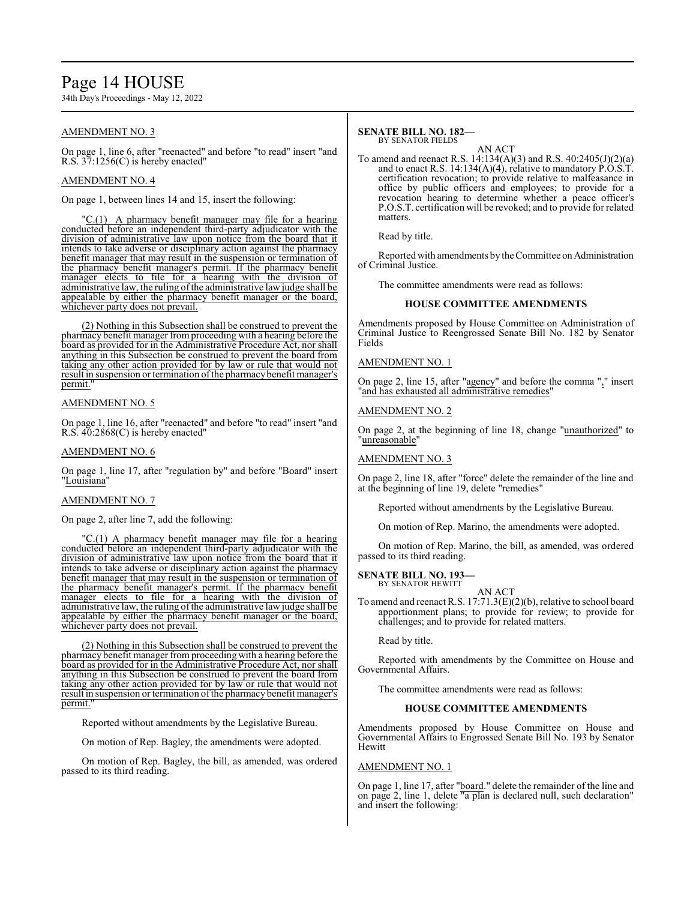AMENDMENT NO. 3

On page 1, line 6, after "reenacted" and before "to read" insert "and R.S. 37:1256(C) is hereby enacted"

AMENDMENT NO. 4

On page 1, between lines 14 and 15, insert the following:

"C.(1) A pharmacy benefit manager may file for a hearing conducted before an independent third-party adjudicator with the division of administrative law upon notice from the board that it intends to take adverse or disciplinary action against the pharmacy benefit manager that may result in the suspension or termination of the pharmacy benefit manager's permit. If the pharmacy benefit manager elects to file for a hearing with the division of administrative law, the ruling of the administrative law judge shall be appealable by either the pharmacy benefit manager or the board, whichever party does not prevail.

(2) Nothing in this Subsection shall be construed to prevent the pharmacy benefit manager from proceeding with a hearing before the board as provided for in the Administrative Procedure Act, nor shall anything in this Subsection be construed to prevent the board from taking any other action provided for by law or rule that would not result in suspension or termination of the pharmacy benefit manager's permit."

AMENDMENT NO. 5

On page 1, line 16, after "reenacted" and before "to read" insert "and R.S. 40:2868(C) is hereby enacted"

AMENDMENT NO. 6

On page 1, line 17, after "regulation by" and before "Board" insert "Louisiana"

AMENDMENT NO. 7

On page 2, after line 7, add the following:

"C.(1) A pharmacy benefit manager may file for a hearing conducted before an independent third-party adjudicator with the division of administrative law upon notice from the board that it intends to take adverse or disciplinary action against the pharmacy benefit manager that may result in the suspension or termination of the pharmacy benefit manager's permit. If the pharmacy benefit manager elects to file for a hearing with the division of administrative law, the ruling of the administrative law judge shall be appealable by either the pharmacy benefit manager or the board, whichever party does not prevail.

(2) Nothing in this Subsection shall be construed to prevent the pharmacy benefit manager from proceeding with a hearing before the board as provided for in the Administrative Procedure Act, nor shall anything in this Subsection be construed to prevent the board from taking any other action provided for by law or rule that would not result in suspension or termination of the pharmacy benefit manager's permit."

Reported without amendments by the Legislative Bureau.

On motion of Rep. Bagley, the amendments were adopted.

On motion of Rep. Bagley, the bill, as amended, was ordered passed to its third reading.

**SENATE BILL NO. 182—**
BY SENATOR FIELDS

AN ACT

To amend and reenact R.S. 14:134(A)(3) and R.S. 40:2405(J)(2)(a) and to enact R.S. 14:134(A)(4), relative to mandatory P.O.S.T. certification revocation; to provide relative to malfeasance in office by public officers and employees; to provide for a revocation hearing to determine whether a peace officer's P.O.S.T. certification will be revoked; and to provide for related matters.

Read by title.

Reported with amendments by the Committee on Administration of Criminal Justice.

The committee amendments were read as follows:

### HOUSE COMMITTEE AMENDMENTS

Amendments proposed by House Committee on Administration of Criminal Justice to Reengrossed Senate Bill No. 182 by Senator Fields

AMENDMENT NO. 1

On page 2, line 15, after "agency" and before the comma "," insert "and has exhausted all administrative remedies"

AMENDMENT NO. 2

On page 2, at the beginning of line 18, change "unauthorized" to "unreasonable"

AMENDMENT NO. 3

On page 2, line 18, after "force" delete the remainder of the line and at the beginning of line 19, delete "remedies"

Reported without amendments by the Legislative Bureau.

On motion of Rep. Marino, the amendments were adopted.

On motion of Rep. Marino, the bill, as amended, was ordered passed to its third reading.

**SENATE BILL NO. 193—**
BY SENATOR HEWITT

AN ACT

To amend and reenact R.S. 17:71.3(E)(2)(b), relative to school board apportionment plans; to provide for review; to provide for challenges; and to provide for related matters.

Read by title.

Reported with amendments by the Committee on House and Governmental Affairs.

The committee amendments were read as follows:

### HOUSE COMMITTEE AMENDMENTS

Amendments proposed by House Committee on House and Governmental Affairs to Engrossed Senate Bill No. 193 by Senator Hewitt

AMENDMENT NO. 1

On page 1, line 17, after "board." delete the remainder of the line and on page 2, line 1, delete "a plan is declared null, such declaration" and insert the following: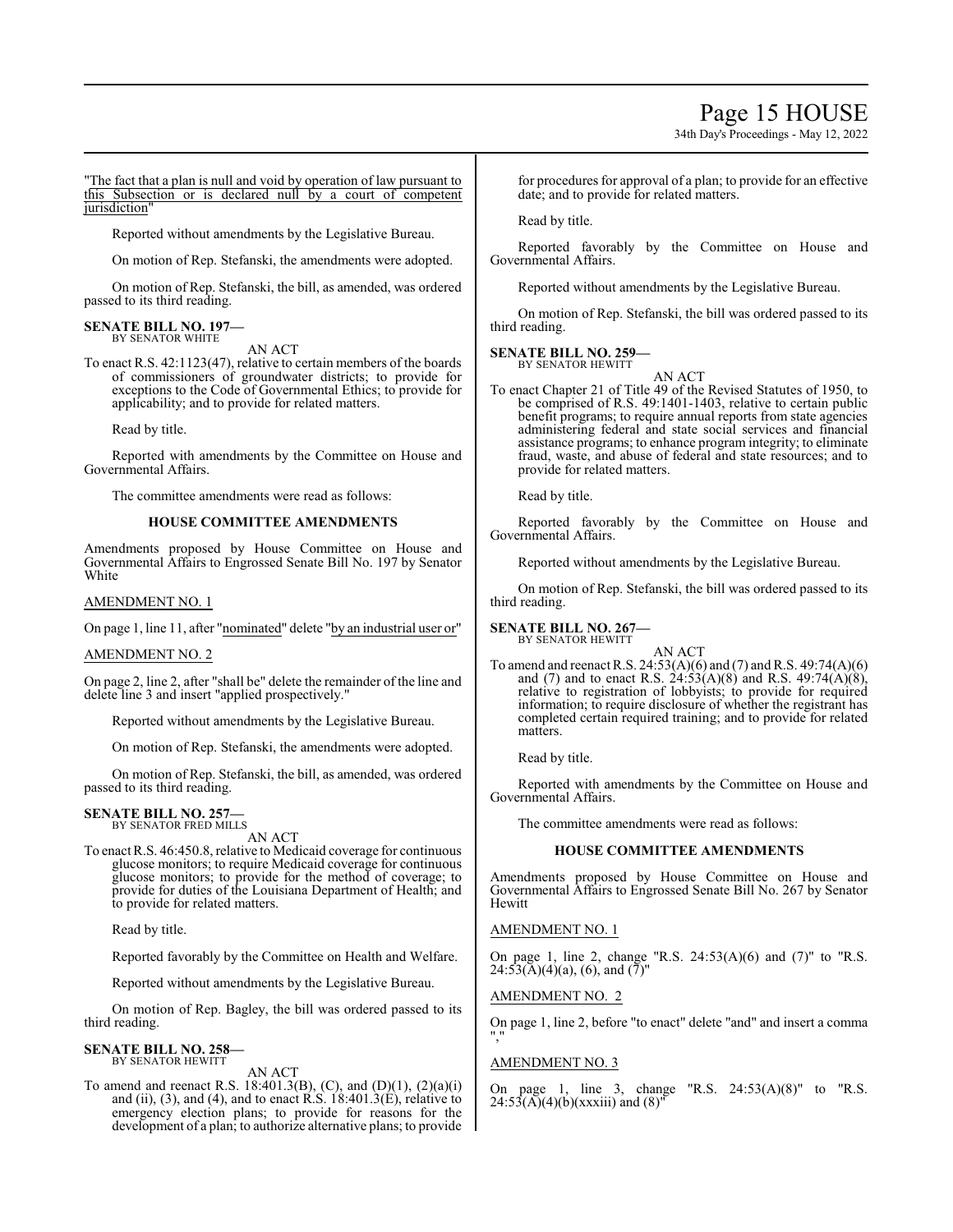"The fact that a plan is null and void by operation of law pursuant to this Subsection or is declared null by a court of competent jurisdiction"

Reported without amendments by the Legislative Bureau.

On motion of Rep. Stefanski, the amendments were adopted.

On motion of Rep. Stefanski, the bill, as amended, was ordered passed to its third reading.

**SENATE BILL NO. 197—**
BY SENATOR WHITE

AN ACT

To enact R.S. 42:1123(47), relative to certain members of the boards of commissioners of groundwater districts; to provide for exceptions to the Code of Governmental Ethics; to provide for applicability; and to provide for related matters.

Read by title.

Reported with amendments by the Committee on House and Governmental Affairs.

The committee amendments were read as follows:

### HOUSE COMMITTEE AMENDMENTS

Amendments proposed by House Committee on House and Governmental Affairs to Engrossed Senate Bill No. 197 by Senator White

AMENDMENT NO. 1

On page 1, line 11, after "nominated" delete "by an industrial user or"

AMENDMENT NO. 2

On page 2, line 2, after "shall be" delete the remainder of the line and delete line 3 and insert "applied prospectively."

Reported without amendments by the Legislative Bureau.

On motion of Rep. Stefanski, the amendments were adopted.

On motion of Rep. Stefanski, the bill, as amended, was ordered passed to its third reading.

**SENATE BILL NO. 257—**
BY SENATOR FRED MILLS

AN ACT

To enact R.S. 46:450.8, relative to Medicaid coverage for continuous glucose monitors; to require Medicaid coverage for continuous glucose monitors; to provide for the method of coverage; to provide for duties of the Louisiana Department of Health; and to provide for related matters.

Read by title.

Reported favorably by the Committee on Health and Welfare.

Reported without amendments by the Legislative Bureau.

On motion of Rep. Bagley, the bill was ordered passed to its third reading.

**SENATE BILL NO. 258—**
BY SENATOR HEWITT

AN ACT

To amend and reenact R.S. 18:401.3(B), (C), and (D)(1), (2)(a)(i) and (ii), (3), and (4), and to enact R.S. 18:401.3(E), relative to emergency election plans; to provide for reasons for the development of a plan; to authorize alternative plans; to provide for procedures for approval of a plan; to provide for an effective date; and to provide for related matters.

Read by title.

Reported favorably by the Committee on House and Governmental Affairs.

Reported without amendments by the Legislative Bureau.

On motion of Rep. Stefanski, the bill was ordered passed to its third reading.

**SENATE BILL NO. 259—**
BY SENATOR HEWITT

AN ACT

To enact Chapter 21 of Title 49 of the Revised Statutes of 1950, to be comprised of R.S. 49:1401-1403, relative to certain public benefit programs; to require annual reports from state agencies administering federal and state social services and financial assistance programs; to enhance program integrity; to eliminate fraud, waste, and abuse of federal and state resources; and to provide for related matters.

Read by title.

Reported favorably by the Committee on House and Governmental Affairs.

Reported without amendments by the Legislative Bureau.

On motion of Rep. Stefanski, the bill was ordered passed to its third reading.

**SENATE BILL NO. 267—**
BY SENATOR HEWITT

AN ACT

To amend and reenact R.S. 24:53(A)(6) and (7) and R.S. 49:74(A)(6) and (7) and to enact R.S. 24:53(A)(8) and R.S. 49:74(A)(8), relative to registration of lobbyists; to provide for required information; to require disclosure of whether the registrant has completed certain required training; and to provide for related matters.

Read by title.

Reported with amendments by the Committee on House and Governmental Affairs.

The committee amendments were read as follows:

### HOUSE COMMITTEE AMENDMENTS

Amendments proposed by House Committee on House and Governmental Affairs to Engrossed Senate Bill No. 267 by Senator Hewitt

AMENDMENT NO. 1

On page 1, line 2, change "R.S. 24:53(A)(6) and (7)" to "R.S. 24:53(A)(4)(a), (6), and (7)"

AMENDMENT NO. 2

On page 1, line 2, before "to enact" delete "and" and insert a comma ","

AMENDMENT NO. 3

On page 1, line 3, change "R.S. 24:53(A)(8)" to "R.S. 24:53(A)(4)(b)(xxxiii) and (8)"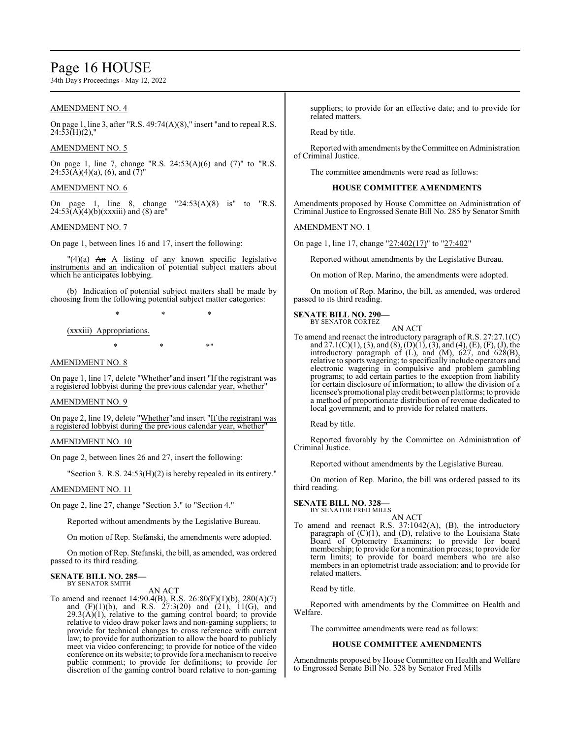AMENDMENT NO. 4

On page 1, line 3, after "R.S. 49:74(A)(8)," insert "and to repeal R.S. 24:53(H)(2),"

AMENDMENT NO. 5

On page 1, line 7, change "R.S. 24:53(A)(6) and (7)" to "R.S. 24:53(A)(4)(a), (6), and (7)"

AMENDMENT NO. 6

On page 1, line 8, change "24:53(A)(8) is" to "R.S. 24:53(A)(4)(b)(xxxiii) and (8) are"

AMENDMENT NO. 7

On page 1, between lines 16 and 17, insert the following:

"(4)(a) ~~An~~ A listing of any known specific legislative instruments and an indication of potential subject matters about which he anticipates lobbying.

(b) Indication of potential subject matters shall be made by choosing from the following potential subject matter categories:

\* \* \*

(xxxiii) Appropriations.

\* \* \*"

AMENDMENT NO. 8

On page 1, line 17, delete "Whether"and insert "If the registrant was a registered lobbyist during the previous calendar year, whether"

AMENDMENT NO. 9

On page 2, line 19, delete "Whether"and insert "If the registrant was a registered lobbyist during the previous calendar year, whether"

AMENDMENT NO. 10

On page 2, between lines 26 and 27, insert the following:

"Section 3. R.S. 24:53(H)(2) is hereby repealed in its entirety."

AMENDMENT NO. 11

On page 2, line 27, change "Section 3." to "Section 4."

Reported without amendments by the Legislative Bureau.

On motion of Rep. Stefanski, the amendments were adopted.

On motion of Rep. Stefanski, the bill, as amended, was ordered passed to its third reading.

**SENATE BILL NO. 285—**
BY SENATOR SMITH

AN ACT

To amend and reenact 14:90.4(B), R.S. 26:80(F)(1)(b), 280(A)(7) and (F)(1)(b), and R.S. 27:3(20) and (21), 11(G), and 29.3(A)(1), relative to the gaming control board; to provide relative to video draw poker laws and non-gaming suppliers; to provide for technical changes to cross reference with current law; to provide for authorization to allow the board to publicly meet via video conferencing; to provide for notice of the video conference on its website; to provide for a mechanism to receive public comment; to provide for definitions; to provide for discretion of the gaming control board relative to non-gaming suppliers; to provide for an effective date; and to provide for related matters.

Read by title.

Reported with amendments by the Committee on Administration of Criminal Justice.

The committee amendments were read as follows:

**HOUSE COMMITTEE AMENDMENTS**

Amendments proposed by House Committee on Administration of Criminal Justice to Engrossed Senate Bill No. 285 by Senator Smith

AMENDMENT NO. 1

On page 1, line 17, change "27:402(17)" to "27:402"

Reported without amendments by the Legislative Bureau.

On motion of Rep. Marino, the amendments were adopted.

On motion of Rep. Marino, the bill, as amended, was ordered passed to its third reading.

**SENATE BILL NO. 290—**
BY SENATOR CORTEZ

AN ACT

To amend and reenact the introductory paragraph of R.S. 27:27.1(C) and 27.1(C)(1), (3), and (8), (D)(1), (3), and (4), (E), (F), (J), the introductory paragraph of (L), and (M), 627, and 628(B), relative to sports wagering; to specifically include operators and electronic wagering in compulsive and problem gambling programs; to add certain parties to the exception from liability for certain disclosure of information; to allow the division of a licensee's promotional play credit between platforms; to provide a method of proportionate distribution of revenue dedicated to local government; and to provide for related matters.

Read by title.

Reported favorably by the Committee on Administration of Criminal Justice.

Reported without amendments by the Legislative Bureau.

On motion of Rep. Marino, the bill was ordered passed to its third reading.

**SENATE BILL NO. 328—**
BY SENATOR FRED MILLS

AN ACT

To amend and reenact R.S. 37:1042(A), (B), the introductory paragraph of (C)(1), and (D), relative to the Louisiana State Board of Optometry Examiners; to provide for board membership; to provide for a nomination process; to provide for term limits; to provide for board members who are also members in an optometrist trade association; and to provide for related matters.

Read by title.

Reported with amendments by the Committee on Health and Welfare.

The committee amendments were read as follows:

**HOUSE COMMITTEE AMENDMENTS**

Amendments proposed by House Committee on Health and Welfare to Engrossed Senate Bill No. 328 by Senator Fred Mills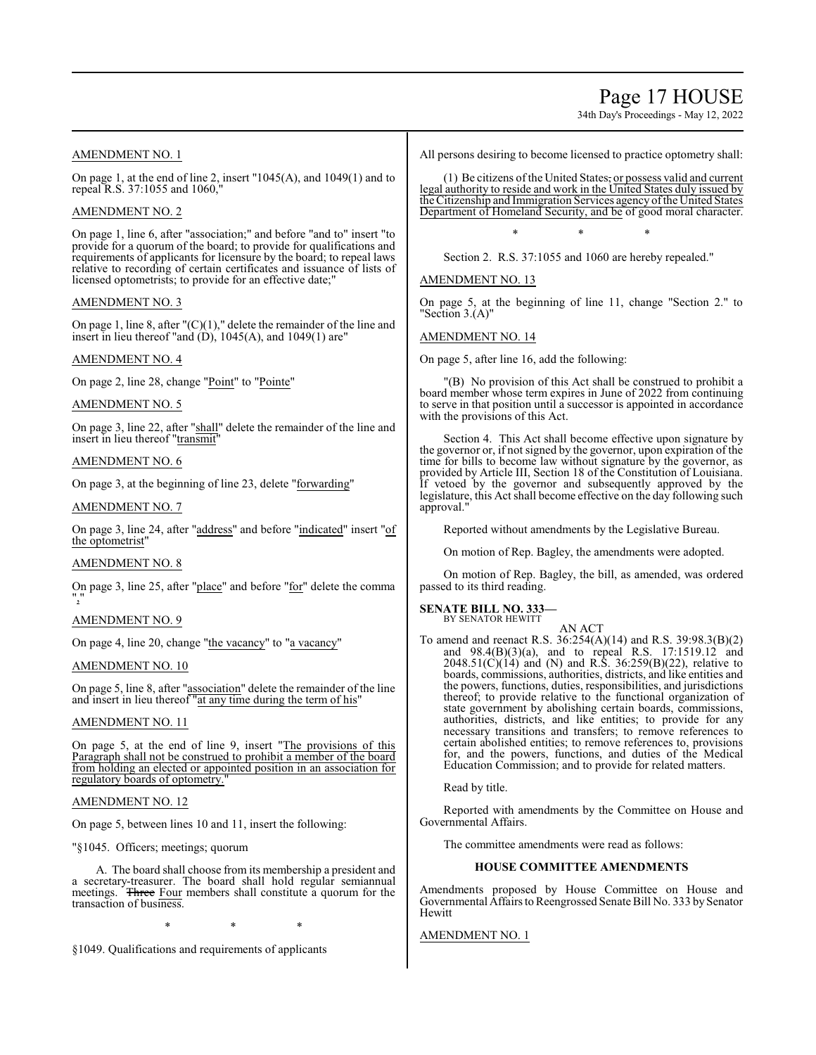AMENDMENT NO. 1

On page 1, at the end of line 2, insert "1045(A), and 1049(1) and to repeal R.S. 37:1055 and 1060,"

AMENDMENT NO. 2

On page 1, line 6, after "association;" and before "and to" insert "to provide for a quorum of the board; to provide for qualifications and requirements of applicants for licensure by the board; to repeal laws relative to recording of certain certificates and issuance of lists of licensed optometrists; to provide for an effective date;"

AMENDMENT NO. 3

On page 1, line 8, after "(C)(1)," delete the remainder of the line and insert in lieu thereof "and (D), 1045(A), and 1049(1) are"

AMENDMENT NO. 4

On page 2, line 28, change "Point" to "Pointe"

AMENDMENT NO. 5

On page 3, line 22, after "shall" delete the remainder of the line and insert in lieu thereof "transmit"

AMENDMENT NO. 6

On page 3, at the beginning of line 23, delete "forwarding"

AMENDMENT NO. 7

On page 3, line 24, after "address" and before "indicated" insert "of the optometrist"

AMENDMENT NO. 8

On page 3, line 25, after "place" and before "for" delete the comma ","

AMENDMENT NO. 9

On page 4, line 20, change "the vacancy" to "a vacancy"

AMENDMENT NO. 10

On page 5, line 8, after "association" delete the remainder of the line and insert in lieu thereof "at any time during the term of his"

AMENDMENT NO. 11

On page 5, at the end of line 9, insert "The provisions of this Paragraph shall not be construed to prohibit a member of the board from holding an elected or appointed position in an association for regulatory boards of optometry."

AMENDMENT NO. 12

On page 5, between lines 10 and 11, insert the following:

"§1045. Officers; meetings; quorum

A. The board shall choose from its membership a president and a secretary-treasurer. The board shall hold regular semiannual meetings. ~~Three~~ Four members shall constitute a quorum for the transaction of business.

\* \* \*

§1049. Qualifications and requirements of applicants

All persons desiring to become licensed to practice optometry shall:

(1) Be citizens of the United States~~,~~ or possess valid and current legal authority to reside and work in the United States duly issued by the Citizenship and Immigration Services agency of the United States Department of Homeland Security, and be of good moral character.

\* \* \*

Section 2. R.S. 37:1055 and 1060 are hereby repealed."

AMENDMENT NO. 13

On page 5, at the beginning of line 11, change "Section 2." to "Section 3.(A)"

AMENDMENT NO. 14

On page 5, after line 16, add the following:

"(B) No provision of this Act shall be construed to prohibit a board member whose term expires in June of 2022 from continuing to serve in that position until a successor is appointed in accordance with the provisions of this Act.

Section 4. This Act shall become effective upon signature by the governor or, if not signed by the governor, upon expiration of the time for bills to become law without signature by the governor, as provided by Article III, Section 18 of the Constitution of Louisiana. If vetoed by the governor and subsequently approved by the legislature, this Act shall become effective on the day following such approval."

Reported without amendments by the Legislative Bureau.

On motion of Rep. Bagley, the amendments were adopted.

On motion of Rep. Bagley, the bill, as amended, was ordered passed to its third reading.

**SENATE BILL NO. 333—**
BY SENATOR HEWITT

AN ACT

To amend and reenact R.S. 36:254(A)(14) and R.S. 39:98.3(B)(2) and 98.4(B)(3)(a), and to repeal R.S. 17:1519.12 and 2048.51(C)(14) and (N) and R.S. 36:259(B)(22), relative to boards, commissions, authorities, districts, and like entities and the powers, functions, duties, responsibilities, and jurisdictions thereof; to provide relative to the functional organization of state government by abolishing certain boards, commissions, authorities, districts, and like entities; to provide for any necessary transitions and transfers; to remove references to certain abolished entities; to remove references to, provisions for, and the powers, functions, and duties of the Medical Education Commission; and to provide for related matters.

Read by title.

Reported with amendments by the Committee on House and Governmental Affairs.

The committee amendments were read as follows:

**HOUSE COMMITTEE AMENDMENTS**

Amendments proposed by House Committee on House and Governmental Affairs to Reengrossed Senate Bill No. 333 by Senator Hewitt

AMENDMENT NO. 1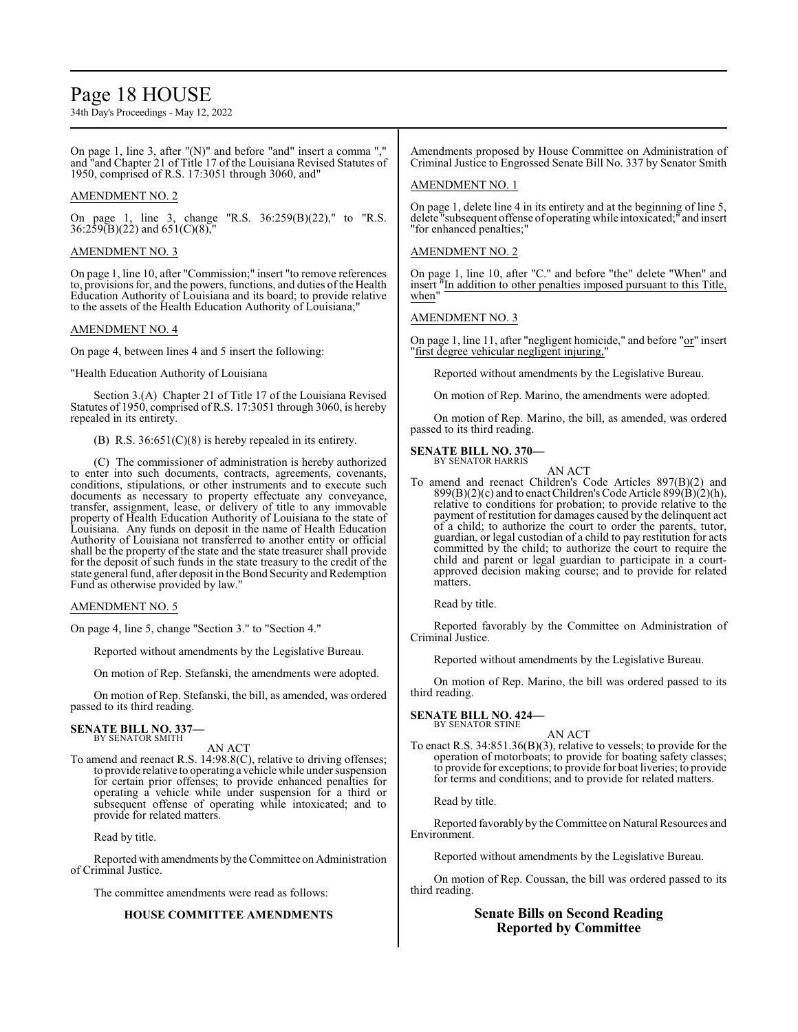On page 1, line 3, after "(N)" and before "and" insert a comma "," and "and Chapter 21 of Title 17 of the Louisiana Revised Statutes of 1950, comprised of R.S. 17:3051 through 3060, and"

AMENDMENT NO. 2

On page 1, line 3, change "R.S. 36:259(B)(22)," to "R.S. 36:259(B)(22) and 651(C)(8),"

AMENDMENT NO. 3

On page 1, line 10, after "Commission;" insert "to remove references to, provisions for, and the powers, functions, and duties of the Health Education Authority of Louisiana and its board; to provide relative to the assets of the Health Education Authority of Louisiana;"

AMENDMENT NO. 4

On page 4, between lines 4 and 5 insert the following:

"Health Education Authority of Louisiana

Section 3.(A) Chapter 21 of Title 17 of the Louisiana Revised Statutes of 1950, comprised of R.S. 17:3051 through 3060, is hereby repealed in its entirety.

(B) R.S. 36:651(C)(8) is hereby repealed in its entirety.

(C) The commissioner of administration is hereby authorized to enter into such documents, contracts, agreements, covenants, conditions, stipulations, or other instruments and to execute such documents as necessary to property effectuate any conveyance, transfer, assignment, lease, or delivery of title to any immovable property of Health Education Authority of Louisiana to the state of Louisiana. Any funds on deposit in the name of Health Education Authority of Louisiana not transferred to another entity or official shall be the property of the state and the state treasurer shall provide for the deposit of such funds in the state treasury to the credit of the state general fund, after deposit in the Bond Security and Redemption Fund as otherwise provided by law."

AMENDMENT NO. 5

On page 4, line 5, change "Section 3." to "Section 4."

Reported without amendments by the Legislative Bureau.

On motion of Rep. Stefanski, the amendments were adopted.

On motion of Rep. Stefanski, the bill, as amended, was ordered passed to its third reading.

**SENATE BILL NO. 337—**
BY SENATOR SMITH

AN ACT

To amend and reenact R.S. 14:98.8(C), relative to driving offenses; to provide relative to operating a vehicle while under suspension for certain prior offenses; to provide enhanced penalties for operating a vehicle while under suspension for a third or subsequent offense of operating while intoxicated; and to provide for related matters.

Read by title.

Reported with amendments by the Committee on Administration of Criminal Justice.

The committee amendments were read as follows:

**HOUSE COMMITTEE AMENDMENTS**

Amendments proposed by House Committee on Administration of Criminal Justice to Engrossed Senate Bill No. 337 by Senator Smith

AMENDMENT NO. 1

On page 1, delete line 4 in its entirety and at the beginning of line 5, delete "subsequent offense of operating while intoxicated;" and insert "for enhanced penalties;"

AMENDMENT NO. 2

On page 1, line 10, after "C." and before "the" delete "When" and insert "In addition to other penalties imposed pursuant to this Title, when"

AMENDMENT NO. 3

On page 1, line 11, after "negligent homicide," and before "or" insert "first degree vehicular negligent injuring,"

Reported without amendments by the Legislative Bureau.

On motion of Rep. Marino, the amendments were adopted.

On motion of Rep. Marino, the bill, as amended, was ordered passed to its third reading.

**SENATE BILL NO. 370—**
BY SENATOR HARRIS

AN ACT

To amend and reenact Children's Code Articles 897(B)(2) and 899(B)(2)(c) and to enact Children's Code Article 899(B)(2)(h), relative to conditions for probation; to provide relative to the payment of restitution for damages caused by the delinquent act of a child; to authorize the court to order the parents, tutor, guardian, or legal custodian of a child to pay restitution for acts committed by the child; to authorize the court to require the child and parent or legal guardian to participate in a court-approved decision making course; and to provide for related matters.

Read by title.

Reported favorably by the Committee on Administration of Criminal Justice.

Reported without amendments by the Legislative Bureau.

On motion of Rep. Marino, the bill was ordered passed to its third reading.

**SENATE BILL NO. 424—**
BY SENATOR STINE

AN ACT

To enact R.S. 34:851.36(B)(3), relative to vessels; to provide for the operation of motorboats; to provide for boating safety classes; to provide for exceptions; to provide for boat liveries; to provide for terms and conditions; and to provide for related matters.

Read by title.

Reported favorably by the Committee on Natural Resources and Environment.

Reported without amendments by the Legislative Bureau.

On motion of Rep. Coussan, the bill was ordered passed to its third reading.

## Senate Bills on Second Reading Reported by Committee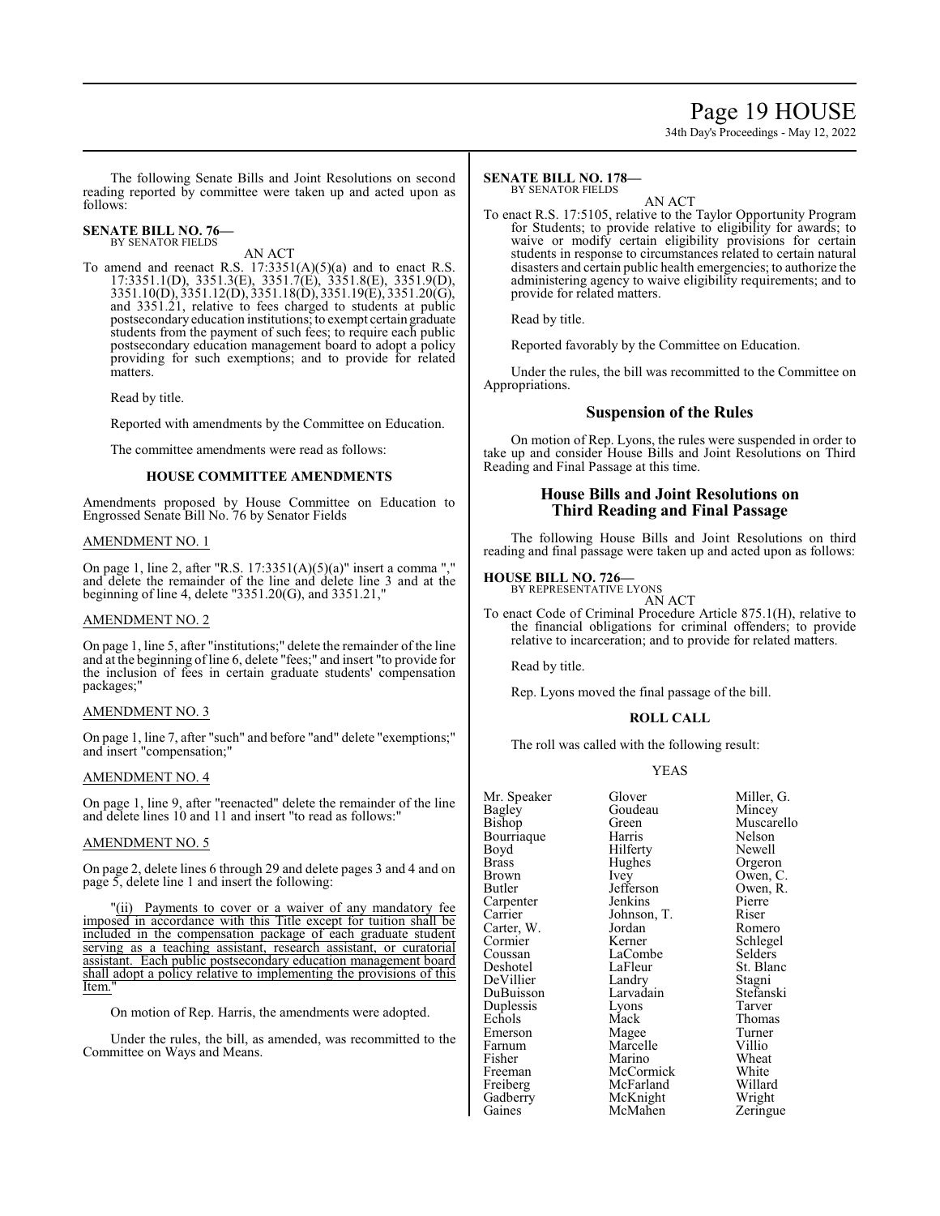The following Senate Bills and Joint Resolutions on second reading reported by committee were taken up and acted upon as follows:

**SENATE BILL NO. 76—**
BY SENATOR FIELDS

AN ACT

To amend and reenact R.S. 17:3351(A)(5)(a) and to enact R.S. 17:3351.1(D), 3351.3(E), 3351.7(E), 3351.8(E), 3351.9(D), 3351.10(D), 3351.12(D), 3351.18(D), 3351.19(E), 3351.20(G), and 3351.21, relative to fees charged to students at public postsecondary education institutions; to exempt certain graduate students from the payment of such fees; to require each public postsecondary education management board to adopt a policy providing for such exemptions; and to provide for related matters.

Read by title.

Reported with amendments by the Committee on Education.

The committee amendments were read as follows:

## HOUSE COMMITTEE AMENDMENTS

Amendments proposed by House Committee on Education to Engrossed Senate Bill No. 76 by Senator Fields

AMENDMENT NO. 1

On page 1, line 2, after "R.S. 17:3351(A)(5)(a)" insert a comma "," and delete the remainder of the line and delete line 3 and at the beginning of line 4, delete "3351.20(G), and 3351.21,"

AMENDMENT NO. 2

On page 1, line 5, after "institutions;" delete the remainder of the line and at the beginning of line 6, delete "fees;" and insert "to provide for the inclusion of fees in certain graduate students' compensation packages;"

AMENDMENT NO. 3

On page 1, line 7, after "such" and before "and" delete "exemptions;" and insert "compensation;"

AMENDMENT NO. 4

On page 1, line 9, after "reenacted" delete the remainder of the line and delete lines 10 and 11 and insert "to read as follows:"

AMENDMENT NO. 5

On page 2, delete lines 6 through 29 and delete pages 3 and 4 and on page 5, delete line 1 and insert the following:

"(ii) Payments to cover or a waiver of any mandatory fee imposed in accordance with this Title except for tuition shall be included in the compensation package of each graduate student serving as a teaching assistant, research assistant, or curatorial assistant. Each public postsecondary education management board shall adopt a policy relative to implementing the provisions of this Item."

On motion of Rep. Harris, the amendments were adopted.

Under the rules, the bill, as amended, was recommitted to the Committee on Ways and Means.

**SENATE BILL NO. 178—**
BY SENATOR FIELDS

AN ACT

To enact R.S. 17:5105, relative to the Taylor Opportunity Program for Students; to provide relative to eligibility for awards; to waive or modify certain eligibility provisions for certain students in response to circumstances related to certain natural disasters and certain public health emergencies; to authorize the administering agency to waive eligibility requirements; and to provide for related matters.

Read by title.

Reported favorably by the Committee on Education.

Under the rules, the bill was recommitted to the Committee on Appropriations.

## Suspension of the Rules

On motion of Rep. Lyons, the rules were suspended in order to take up and consider House Bills and Joint Resolutions on Third Reading and Final Passage at this time.

## House Bills and Joint Resolutions on Third Reading and Final Passage

The following House Bills and Joint Resolutions on third reading and final passage were taken up and acted upon as follows:

**HOUSE BILL NO. 726—**
BY REPRESENTATIVE LYONS

AN ACT

To enact Code of Criminal Procedure Article 875.1(H), relative to the financial obligations for criminal offenders; to provide relative to incarceration; and to provide for related matters.

Read by title.

Rep. Lyons moved the final passage of the bill.

## ROLL CALL

The roll was called with the following result:

YEAS

| | | |
|---|---|---|
| Mr. Speaker | Glover | Miller, G. |
| Bagley | Goudeau | Mincey |
| Bishop | Green | Muscarello |
| Bourriaque | Harris | Nelson |
| Boyd | Hilferty | Newell |
| Brass | Hughes | Orgeron |
| Brown | Ivey | Owen, C. |
| Butler | Jefferson | Owen, R. |
| Carpenter | Jenkins | Pierre |
| Carrier | Johnson, T. | Riser |
| Carter, W. | Jordan | Romero |
| Cormier | Kerner | Schlegel |
| Coussan | LaCombe | Selders |
| Deshotel | LaFleur | St. Blanc |
| DeVillier | Landry | Stagni |
| DuBuisson | Larvadain | Stefanski |
| Duplessis | Lyons | Tarver |
| Echols | Mack | Thomas |
| Emerson | Magee | Turner |
| Farnum | Marcelle | Villio |
| Fisher | Marino | Wheat |
| Freeman | McCormick | White |
| Freiberg | McFarland | Willard |
| Gadberry | McKnight | Wright |
| Gaines | McMahen | Zeringue |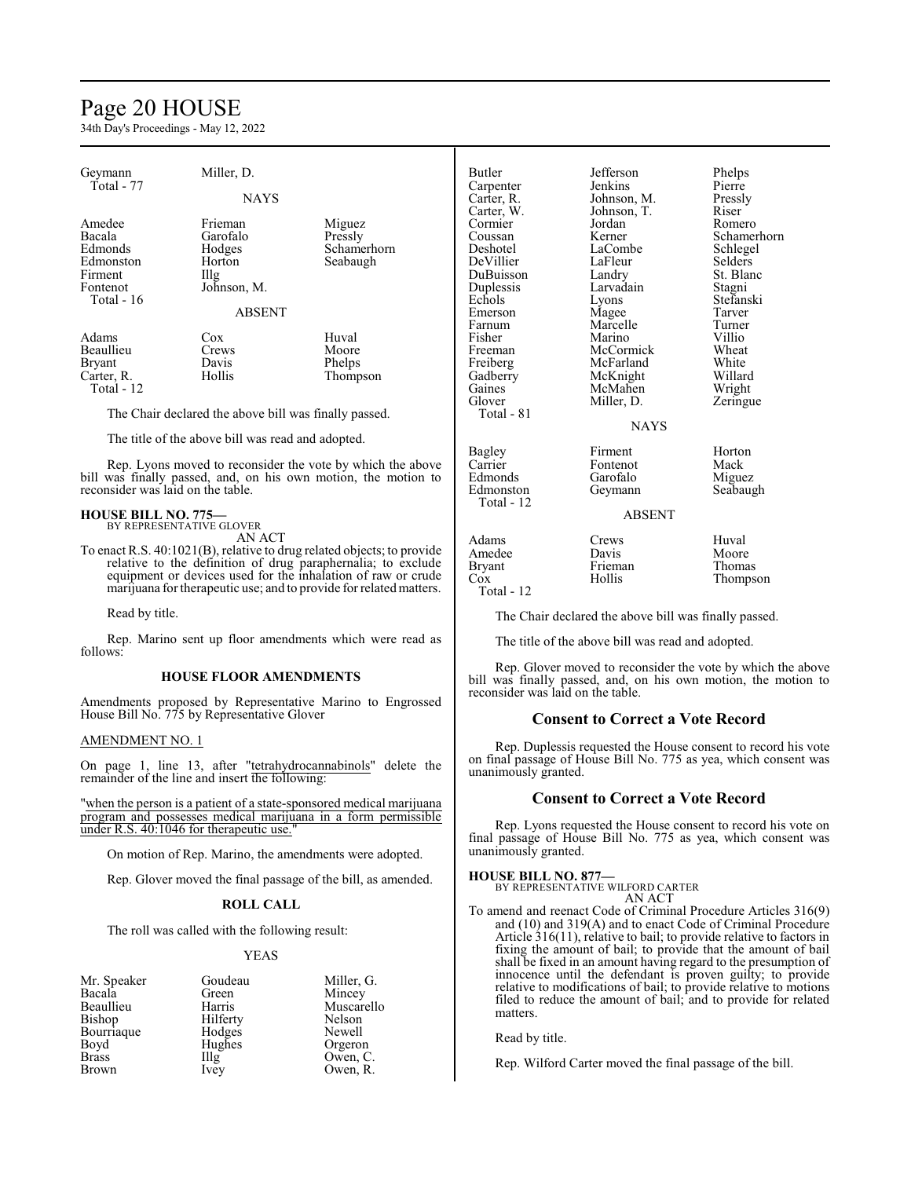| | |
|---|---|
| Geymann | Miller, D. |

Total - 77

NAYS

| | | |
|---|---|---|
| Amedee | Frieman | Miguez |
| Bacala | Garofalo | Pressly |
| Edmonds | Hodges | Schamerhorn |
| Edmonston | Horton | Seabaugh |
| Firment | Illg | |
| Fontenot | Johnson, M. | |

Total - 16

ABSENT

| | | |
|---|---|---|
| Adams | Cox | Huval |
| Beaullieu | Crews | Moore |
| Bryant | Davis | Phelps |
| Carter, R. | Hollis | Thompson |

Total - 12

The Chair declared the above bill was finally passed.

The title of the above bill was read and adopted.

Rep. Lyons moved to reconsider the vote by which the above bill was finally passed, and, on his own motion, the motion to reconsider was laid on the table.

**HOUSE BILL NO. 775—**
BY REPRESENTATIVE GLOVER
AN ACT

To enact R.S. 40:1021(B), relative to drug related objects; to provide relative to the definition of drug paraphernalia; to exclude equipment or devices used for the inhalation of raw or crude marijuana for therapeutic use; and to provide for related matters.

Read by title.

Rep. Marino sent up floor amendments which were read as follows:

### HOUSE FLOOR AMENDMENTS

Amendments proposed by Representative Marino to Engrossed House Bill No. 775 by Representative Glover

AMENDMENT NO. 1

On page 1, line 13, after "tetrahydrocannabinols" delete the remainder of the line and insert the following:

"when the person is a patient of a state-sponsored medical marijuana program and possesses medical marijuana in a form permissible under R.S. 40:1046 for therapeutic use."

On motion of Rep. Marino, the amendments were adopted.

Rep. Glover moved the final passage of the bill, as amended.

### ROLL CALL

The roll was called with the following result:

YEAS

| | | |
|---|---|---|
| Mr. Speaker | Goudeau | Miller, G. |
| Bacala | Green | Mincey |
| Beaullieu | Harris | Muscarello |
| Bishop | Hilferty | Nelson |
| Bourriaque | Hodges | Newell |
| Boyd | Hughes | Orgeron |
| Brass | Illg | Owen, C. |
| Brown | Ivey | Owen, R. |
| Butler | Jefferson | Phelps |
| Carpenter | Jenkins | Pierre |
| Carter, R. | Johnson, M. | Pressly |
| Carter, W. | Johnson, T. | Riser |
| Cormier | Jordan | Romero |
| Coussan | Kerner | Schamerhorn |
| Deshotel | LaCombe | Schlegel |
| DeVillier | LaFleur | Selders |
| DuBuisson | Landry | St. Blanc |
| Duplessis | Larvadain | Stagni |
| Echols | Lyons | Stefanski |
| Emerson | Magee | Tarver |
| Farnum | Marcelle | Turner |
| Fisher | Marino | Villio |
| Freeman | McCormick | Wheat |
| Freiberg | McFarland | White |
| Gadberry | McKnight | Willard |
| Gaines | McMahen | Wright |
| Glover | Miller, D. | Zeringue |

Total - 81

NAYS

| | | |
|---|---|---|
| Bagley | Firment | Horton |
| Carrier | Fontenot | Mack |
| Edmonds | Garofalo | Miguez |
| Edmonston | Geymann | Seabaugh |

Total - 12

ABSENT

| | | |
|---|---|---|
| Adams | Crews | Huval |
| Amedee | Davis | Moore |
| Bryant | Frieman | Thomas |
| Cox | Hollis | Thompson |

Total - 12

The Chair declared the above bill was finally passed.

The title of the above bill was read and adopted.

Rep. Glover moved to reconsider the vote by which the above bill was finally passed, and, on his own motion, the motion to reconsider was laid on the table.

## Consent to Correct a Vote Record

Rep. Duplessis requested the House consent to record his vote on final passage of House Bill No. 775 as yea, which consent was unanimously granted.

## Consent to Correct a Vote Record

Rep. Lyons requested the House consent to record his vote on final passage of House Bill No. 775 as yea, which consent was unanimously granted.

**HOUSE BILL NO. 877—**
BY REPRESENTATIVE WILFORD CARTER
AN ACT

To amend and reenact Code of Criminal Procedure Articles 316(9) and (10) and 319(A) and to enact Code of Criminal Procedure Article 316(11), relative to bail; to provide relative to factors in fixing the amount of bail; to provide that the amount of bail shall be fixed in an amount having regard to the presumption of innocence until the defendant is proven guilty; to provide relative to modifications of bail; to provide relative to motions filed to reduce the amount of bail; and to provide for related matters.

Read by title.

Rep. Wilford Carter moved the final passage of the bill.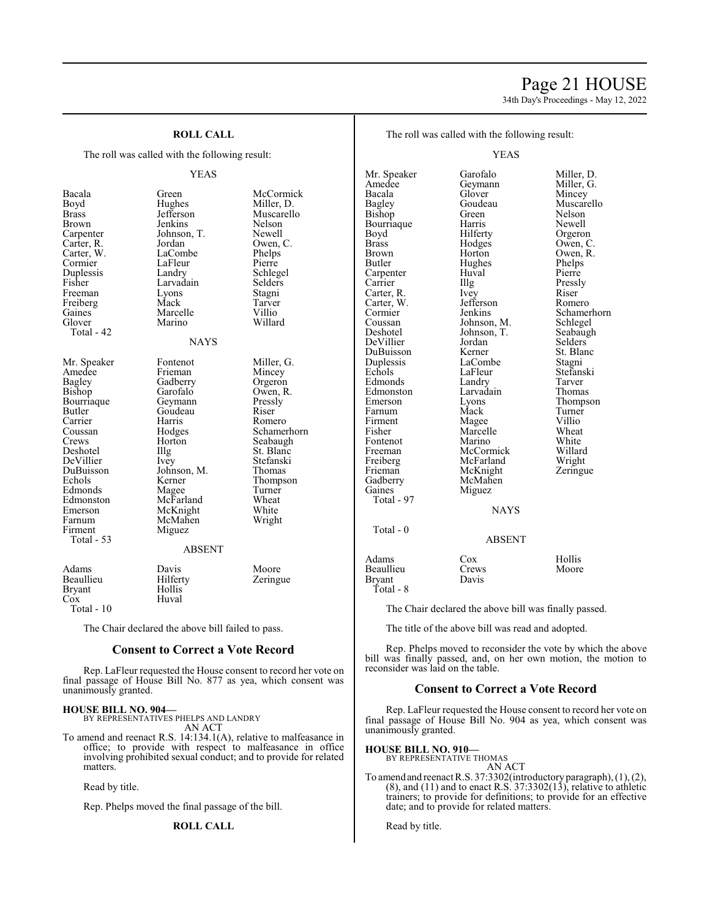**ROLL CALL**

The roll was called with the following result:

YEAS

| | | |
|---|---|---|
| Bacala | Green | McCormick |
| Boyd | Hughes | Miller, D. |
| Brass | Jefferson | Muscarello |
| Brown | Jenkins | Nelson |
| Carpenter | Johnson, T. | Newell |
| Carter, R. | Jordan | Owen, C. |
| Carter, W. | LaCombe | Phelps |
| Cormier | LaFleur | Pierre |
| Duplessis | Landry | Schlegel |
| Fisher | Larvadain | Selders |
| Freeman | Lyons | Stagni |
| Freiberg | Mack | Tarver |
| Gaines | Marcelle | Villio |
| Glover | Marino | Willard |

Total - 42

NAYS

| | | |
|---|---|---|
| Mr. Speaker | Fontenot | Miller, G. |
| Amedee | Frieman | Mincey |
| Bagley | Gadberry | Orgeron |
| Bishop | Garofalo | Owen, R. |
| Bourriaque | Geymann | Pressly |
| Butler | Goudeau | Riser |
| Carrier | Harris | Romero |
| Coussan | Hodges | Schamerhorn |
| Crews | Horton | Seabaugh |
| Deshotel | Illg | St. Blanc |
| DeVillier | Ivey | Stefanski |
| DuBuisson | Johnson, M. | Thomas |
| Echols | Kerner | Thompson |
| Edmonds | Magee | Turner |
| Edmonston | McFarland | Wheat |
| Emerson | McKnight | White |
| Farnum | McMahen | Wright |
| Firment | Miguez | |

Total - 53

ABSENT

| | | |
|---|---|---|
| Adams | Davis | Moore |
| Beaullieu | Hilferty | Zeringue |
| Bryant | Hollis | |
| Cox | Huval | |

Total - 10

The Chair declared the above bill failed to pass.

## Consent to Correct a Vote Record

Rep. LaFleur requested the House consent to record her vote on final passage of House Bill No. 877 as yea, which consent was unanimously granted.

**HOUSE BILL NO. 904—**
BY REPRESENTATIVES PHELPS AND LANDRY
AN ACT

To amend and reenact R.S. 14:134.1(A), relative to malfeasance in office; to provide with respect to malfeasance in office involving prohibited sexual conduct; and to provide for related matters.

Read by title.

Rep. Phelps moved the final passage of the bill.

**ROLL CALL**

The roll was called with the following result:

YEAS

| | | |
|---|---|---|
| Mr. Speaker | Garofalo | Miller, D. |
| Amedee | Geymann | Miller, G. |
| Bacala | Glover | Mincey |
| Bagley | Goudeau | Muscarello |
| Bishop | Green | Nelson |
| Bourriaque | Harris | Newell |
| Boyd | Hilferty | Orgeron |
| Brass | Hodges | Owen, C. |
| Brown | Horton | Owen, R. |
| Butler | Hughes | Phelps |
| Carpenter | Huval | Pierre |
| Carrier | Illg | Pressly |
| Carter, R. | Ivey | Riser |
| Carter, W. | Jefferson | Romero |
| Cormier | Jenkins | Schamerhorn |
| Coussan | Johnson, M. | Schlegel |
| Deshotel | Johnson, T. | Seabaugh |
| DeVillier | Jordan | Selders |
| DuBuisson | Kerner | St. Blanc |
| Duplessis | LaCombe | Stagni |
| Echols | LaFleur | Stefanski |
| Edmonds | Landry | Tarver |
| Edmonston | Larvadain | Thomas |
| Emerson | Lyons | Thompson |
| Farnum | Mack | Turner |
| Firment | Magee | Villio |
| Fisher | Marcelle | Wheat |
| Fontenot | Marino | White |
| Freeman | McCormick | Willard |
| Freiberg | McFarland | Wright |
| Frieman | McKnight | Zeringue |
| Gadberry | McMahen | |
| Gaines | Miguez | |

Total - 97

NAYS

Total - 0

ABSENT

| | | |
|---|---|---|
| Adams | Cox | Hollis |
| Beaullieu | Crews | Moore |
| Bryant | Davis | |

Total - 8

The Chair declared the above bill was finally passed.

The title of the above bill was read and adopted.

Rep. Phelps moved to reconsider the vote by which the above bill was finally passed, and, on her own motion, the motion to reconsider was laid on the table.

## Consent to Correct a Vote Record

Rep. LaFleur requested the House consent to record her vote on final passage of House Bill No. 904 as yea, which consent was unanimously granted.

**HOUSE BILL NO. 910—**
BY REPRESENTATIVE THOMAS
AN ACT

To amend and reenact R.S. 37:3302(introductory paragraph), (1), (2), (8), and (11) and to enact R.S. 37:3302(13), relative to athletic trainers; to provide for definitions; to provide for an effective date; and to provide for related matters.

Read by title.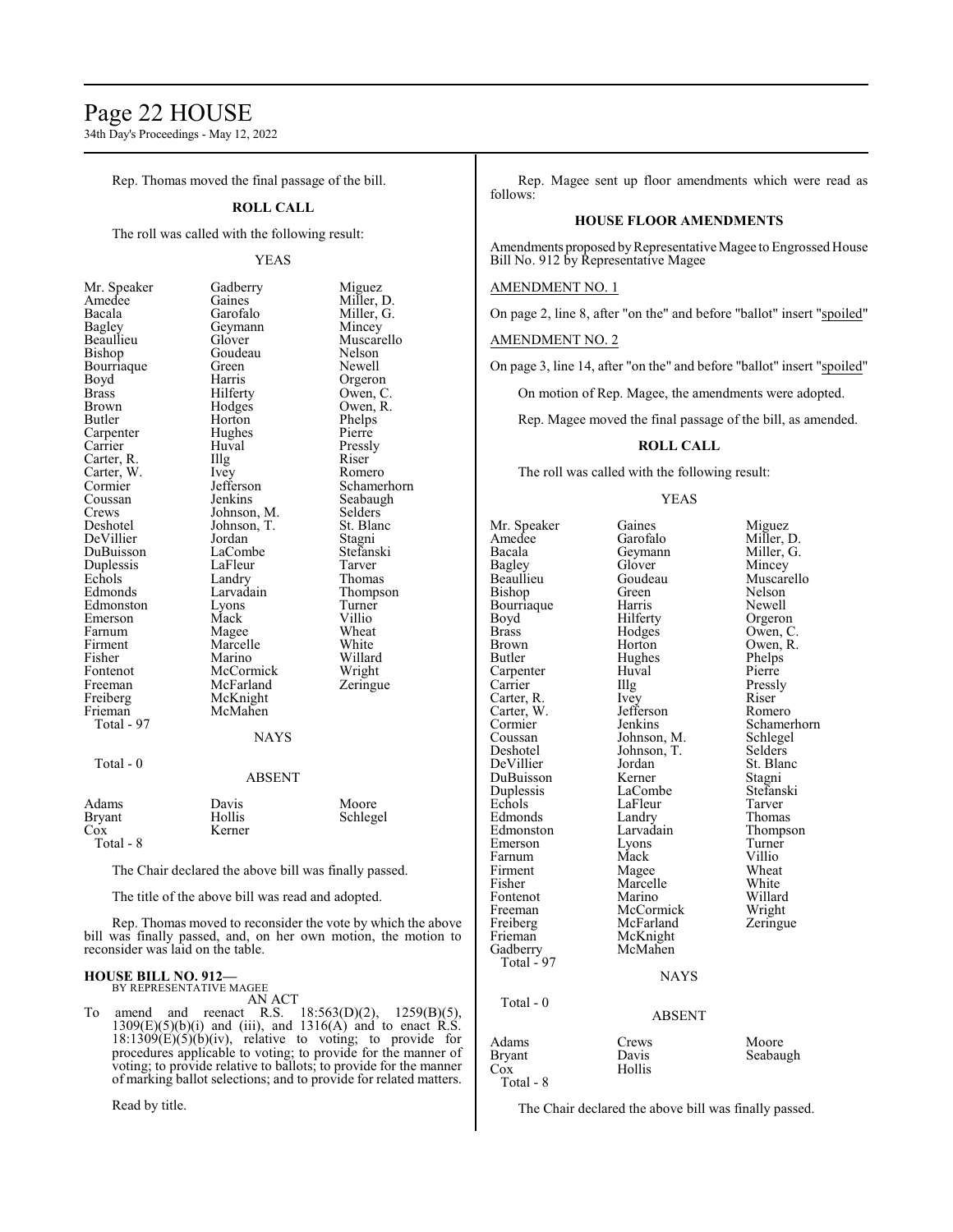Rep. Thomas moved the final passage of the bill.

**ROLL CALL**

The roll was called with the following result:

YEAS

| | | |
|---|---|---|
| Mr. Speaker | Gadberry | Miguez |
| Amedee | Gaines | Miller, D. |
| Bacala | Garofalo | Miller, G. |
| Bagley | Geymann | Mincey |
| Beaullieu | Glover | Muscarello |
| Bishop | Goudeau | Nelson |
| Bourriaque | Green | Newell |
| Boyd | Harris | Orgeron |
| Brass | Hilferty | Owen, C. |
| Brown | Hodges | Owen, R. |
| Butler | Horton | Phelps |
| Carpenter | Hughes | Pierre |
| Carrier | Huval | Pressly |
| Carter, R. | Illg | Riser |
| Carter, W. | Ivey | Romero |
| Cormier | Jefferson | Schamerhorn |
| Coussan | Jenkins | Seabaugh |
| Crews | Johnson, M. | Selders |
| Deshotel | Johnson, T. | St. Blanc |
| DeVillier | Jordan | Stagni |
| DuBuisson | LaCombe | Stefanski |
| Duplessis | LaFleur | Tarver |
| Echols | Landry | Thomas |
| Edmonds | Larvadain | Thompson |
| Edmonston | Lyons | Turner |
| Emerson | Mack | Villio |
| Farnum | Magee | Wheat |
| Firment | Marcelle | White |
| Fisher | Marino | Willard |
| Fontenot | McCormick | Wright |
| Freeman | McFarland | Zeringue |
| Freiberg | McKnight | |
| Frieman | McMahen | |

Total - 97

NAYS

Total - 0

ABSENT

| | | |
|---|---|---|
| Adams | Davis | Moore |
| Bryant | Hollis | Schlegel |
| Cox | Kerner | |

Total - 8

The Chair declared the above bill was finally passed.

The title of the above bill was read and adopted.

Rep. Thomas moved to reconsider the vote by which the above bill was finally passed, and, on her own motion, the motion to reconsider was laid on the table.

**HOUSE BILL NO. 912—**
BY REPRESENTATIVE MAGEE

AN ACT

To amend and reenact R.S. 18:563(D)(2), 1259(B)(5), 1309(E)(5)(b)(i) and (iii), and 1316(A) and to enact R.S. 18:1309(E)(5)(b)(iv), relative to voting; to provide for procedures applicable to voting; to provide for the manner of voting; to provide relative to ballots; to provide for the manner of marking ballot selections; and to provide for related matters.

Read by title.

Rep. Magee sent up floor amendments which were read as follows:

**HOUSE FLOOR AMENDMENTS**

Amendments proposed by Representative Magee to Engrossed House Bill No. 912 by Representative Magee

AMENDMENT NO. 1

On page 2, line 8, after "on the" and before "ballot" insert "spoiled"

AMENDMENT NO. 2

On page 3, line 14, after "on the" and before "ballot" insert "spoiled"

On motion of Rep. Magee, the amendments were adopted.

Rep. Magee moved the final passage of the bill, as amended.

**ROLL CALL**

The roll was called with the following result:

YEAS

| | | |
|---|---|---|
| Mr. Speaker | Gaines | Miguez |
| Amedee | Garofalo | Miller, D. |
| Bacala | Geymann | Miller, G. |
| Bagley | Glover | Mincey |
| Beaullieu | Goudeau | Muscarello |
| Bishop | Green | Nelson |
| Bourriaque | Harris | Newell |
| Boyd | Hilferty | Orgeron |
| Brass | Hodges | Owen, C. |
| Brown | Horton | Owen, R. |
| Butler | Hughes | Phelps |
| Carpenter | Huval | Pierre |
| Carrier | Illg | Pressly |
| Carter, R. | Ivey | Riser |
| Carter, W. | Jefferson | Romero |
| Cormier | Jenkins | Schamerhorn |
| Coussan | Johnson, M. | Schlegel |
| Deshotel | Johnson, T. | Selders |
| DeVillier | Jordan | St. Blanc |
| DuBuisson | Kerner | Stagni |
| Duplessis | LaCombe | Stefanski |
| Echols | LaFleur | Tarver |
| Edmonds | Landry | Thomas |
| Edmonston | Larvadain | Thompson |
| Emerson | Lyons | Turner |
| Farnum | Mack | Villio |
| Firment | Magee | Wheat |
| Fisher | Marcelle | White |
| Fontenot | Marino | Willard |
| Freeman | McCormick | Wright |
| Freiberg | McFarland | Zeringue |
| Frieman | McKnight | |
| Gadberry | McMahen | |

Total - 97

NAYS

Total - 0

ABSENT

| | | |
|---|---|---|
| Adams | Crews | Moore |
| Bryant | Davis | Seabaugh |
| Cox | Hollis | |

Total - 8

The Chair declared the above bill was finally passed.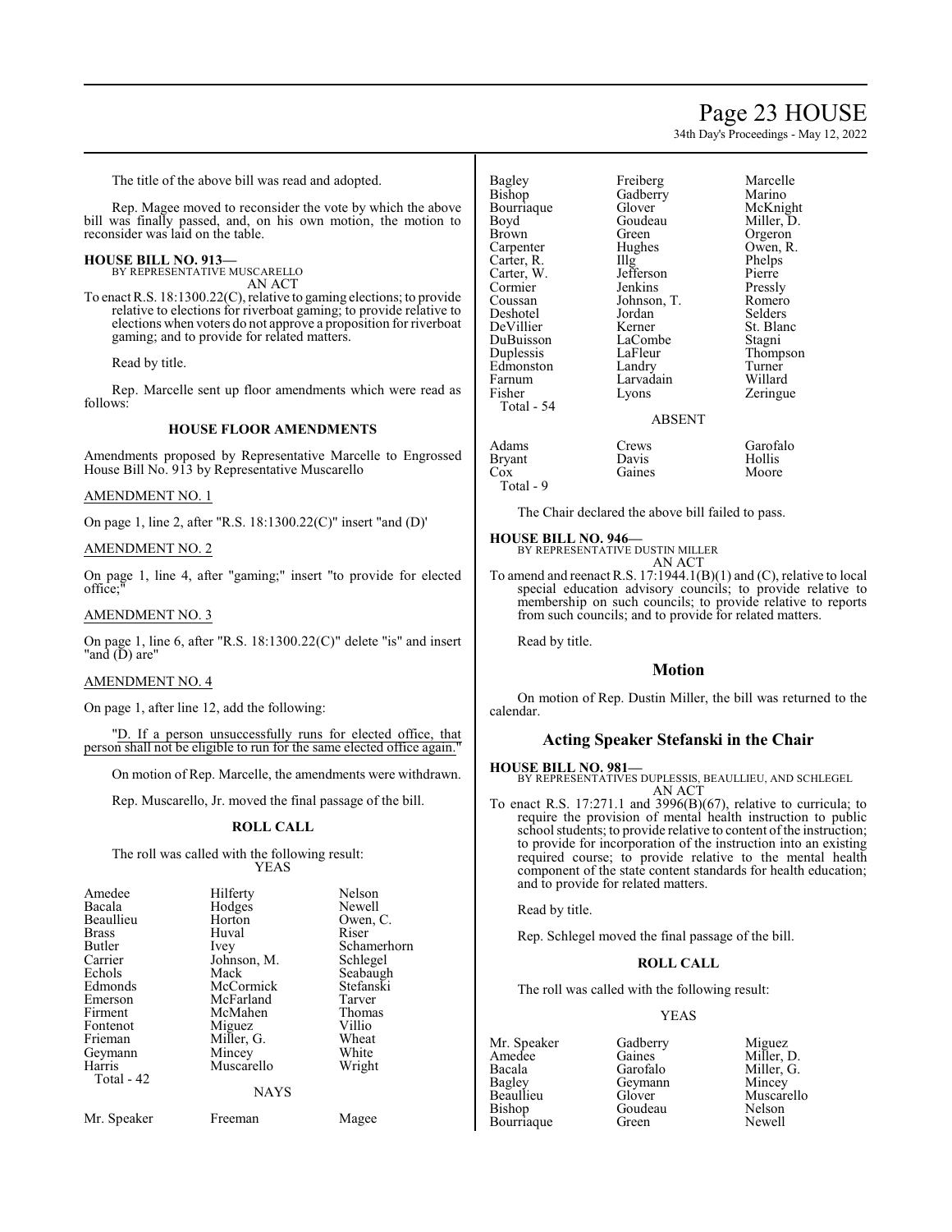The title of the above bill was read and adopted.

Rep. Magee moved to reconsider the vote by which the above bill was finally passed, and, on his own motion, the motion to reconsider was laid on the table.

**HOUSE BILL NO. 913—**
BY REPRESENTATIVE MUSCARELLO
AN ACT

To enact R.S. 18:1300.22(C), relative to gaming elections; to provide relative to elections for riverboat gaming; to provide relative to elections when voters do not approve a proposition for riverboat gaming; and to provide for related matters.

Read by title.

Rep. Marcelle sent up floor amendments which were read as follows:

### HOUSE FLOOR AMENDMENTS

Amendments proposed by Representative Marcelle to Engrossed House Bill No. 913 by Representative Muscarello

AMENDMENT NO. 1

On page 1, line 2, after "R.S. 18:1300.22(C)" insert "and (D)'

AMENDMENT NO. 2

On page 1, line 4, after "gaming;" insert "to provide for elected office;"

AMENDMENT NO. 3

On page 1, line 6, after "R.S. 18:1300.22(C)" delete "is" and insert "and (D) are"

AMENDMENT NO. 4

On page 1, after line 12, add the following:

"D. If a person unsuccessfully runs for elected office, that person shall not be eligible to run for the same elected office again."

On motion of Rep. Marcelle, the amendments were withdrawn.

Rep. Muscarello, Jr. moved the final passage of the bill.

### ROLL CALL

The roll was called with the following result:

YEAS

| | | |
|---|---|---|
| Amedee | Hilferty | Nelson |
| Bacala | Hodges | Newell |
| Beaullieu | Horton | Owen, C. |
| Brass | Huval | Riser |
| Butler | Ivey | Schamerhorn |
| Carrier | Johnson, M. | Schlegel |
| Echols | Mack | Seabaugh |
| Edmonds | McCormick | Stefanski |
| Emerson | McFarland | Tarver |
| Firment | McMahen | Thomas |
| Fontenot | Miguez | Villio |
| Frieman | Miller, G. | Wheat |
| Geymann | Mincey | White |
| Harris | Muscarello | Wright |
| Total - 42 | | |

NAYS

| | | |
|---|---|---|
| Mr. Speaker | Freeman | Magee |
| Bagley | Freiberg | Marcelle |
| Bishop | Gadberry | Marino |
| Bourriaque | Glover | McKnight |
| Boyd | Goudeau | Miller, D. |
| Brown | Green | Orgeron |
| Carpenter | Hughes | Owen, R. |
| Carter, R. | Illg | Phelps |
| Carter, W. | Jefferson | Pierre |
| Cormier | Jenkins | Pressly |
| Coussan | Johnson, T. | Romero |
| Deshotel | Jordan | Selders |
| DeVillier | Kerner | St. Blanc |
| DuBuisson | LaCombe | Stagni |
| Duplessis | LaFleur | Thompson |
| Edmonston | Landry | Turner |
| Farnum | Larvadain | Willard |
| Fisher | Lyons | Zeringue |
| Total - 54 | | |

ABSENT

| | | |
|---|---|---|
| Adams | Crews | Garofalo |
| Bryant | Davis | Hollis |
| Cox | Gaines | Moore |
| Total - 9 | | |

The Chair declared the above bill failed to pass.

**HOUSE BILL NO. 946—**
BY REPRESENTATIVE DUSTIN MILLER
AN ACT

To amend and reenact R.S. 17:1944.1(B)(1) and (C), relative to local special education advisory councils; to provide relative to membership on such councils; to provide relative to reports from such councils; and to provide for related matters.

Read by title.

## Motion

On motion of Rep. Dustin Miller, the bill was returned to the calendar.

## Acting Speaker Stefanski in the Chair

**HOUSE BILL NO. 981—**
BY REPRESENTATIVES DUPLESSIS, BEAULLIEU, AND SCHLEGEL
AN ACT

To enact R.S. 17:271.1 and 3996(B)(67), relative to curricula; to require the provision of mental health instruction to public school students; to provide relative to content of the instruction; to provide for incorporation of the instruction into an existing required course; to provide relative to the mental health component of the state content standards for health education; and to provide for related matters.

Read by title.

Rep. Schlegel moved the final passage of the bill.

### ROLL CALL

The roll was called with the following result:

YEAS

| | | |
|---|---|---|
| Mr. Speaker | Gadberry | Miguez |
| Amedee | Gaines | Miller, D. |
| Bacala | Garofalo | Miller, G. |
| Bagley | Geymann | Mincey |
| Beaullieu | Glover | Muscarello |
| Bishop | Goudeau | Nelson |
| Bourriaque | Green | Newell |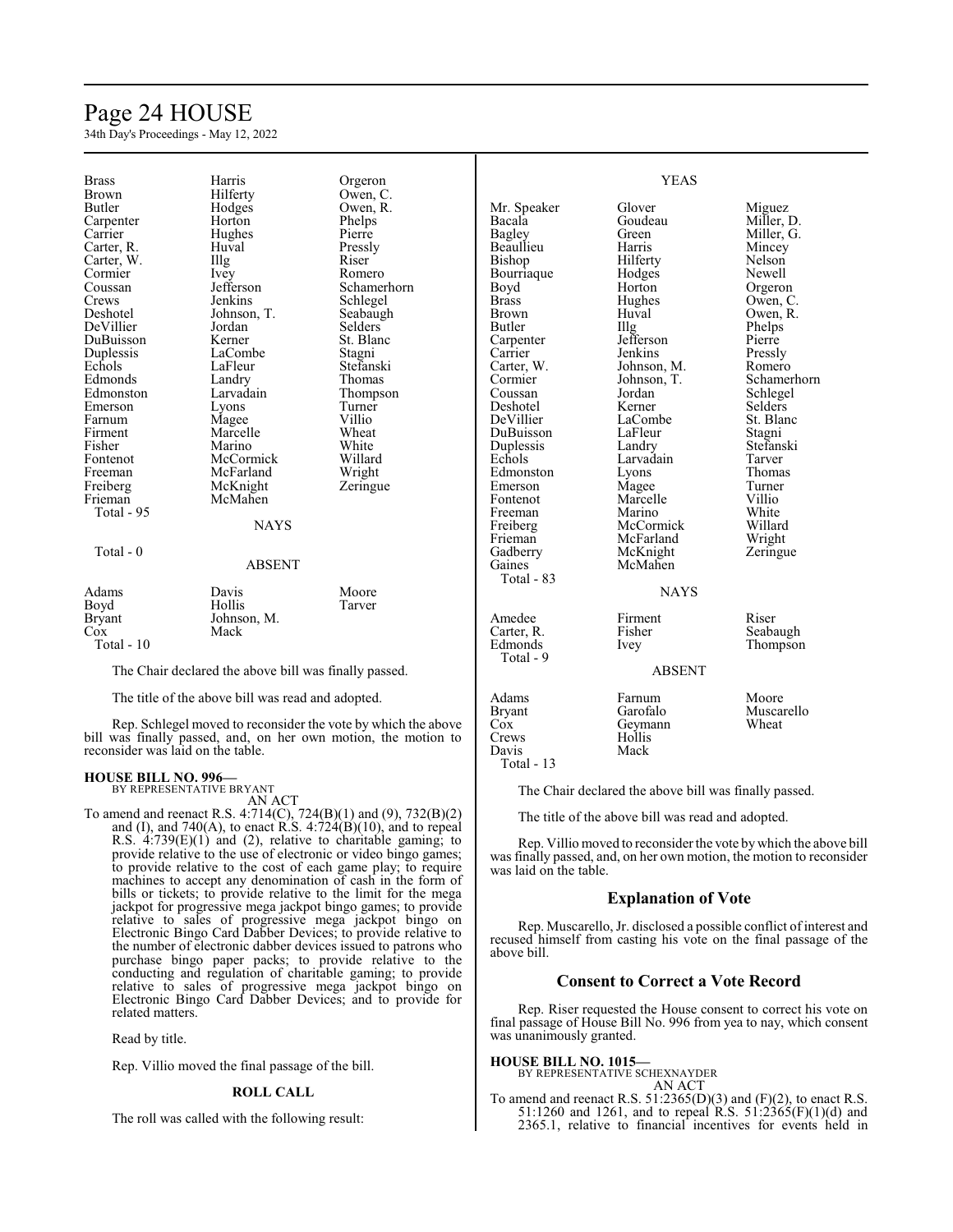| | | |
|---|---|---|
| Brass | Harris | Orgeron |
| Brown | Hilferty | Owen, C. |
| Butler | Hodges | Owen, R. |
| Carpenter | Horton | Phelps |
| Carrier | Hughes | Pierre |
| Carter, R. | Huval | Pressly |
| Carter, W. | Illg | Riser |
| Cormier | Ivey | Romero |
| Coussan | Jefferson | Schamerhorn |
| Crews | Jenkins | Schlegel |
| Deshotel | Johnson, T. | Seabaugh |
| DeVillier | Jordan | Selders |
| DuBuisson | Kerner | St. Blanc |
| Duplessis | LaCombe | Stagni |
| Echols | LaFleur | Stefanski |
| Edmonds | Landry | Thomas |
| Edmonston | Larvadain | Thompson |
| Emerson | Lyons | Turner |
| Farnum | Magee | Villio |
| Firment | Marcelle | Wheat |
| Fisher | Marino | White |
| Fontenot | McCormick | Willard |
| Freeman | McFarland | Wright |
| Freiberg | McKnight | Zeringue |
| Frieman | McMahen | |
| Total - 95 | | |

NAYS

Total - 0

ABSENT

| | | |
|---|---|---|
| Adams | Davis | Moore |
| Boyd | Hollis | Tarver |
| Bryant | Johnson, M. | |
| Cox | Mack | |
| Total - 10 | | |

The Chair declared the above bill was finally passed.

The title of the above bill was read and adopted.

Rep. Schlegel moved to reconsider the vote by which the above bill was finally passed, and, on her own motion, the motion to reconsider was laid on the table.

**HOUSE BILL NO. 996—**
BY REPRESENTATIVE BRYANT
AN ACT

To amend and reenact R.S. 4:714(C), 724(B)(1) and (9), 732(B)(2) and (I), and 740(A), to enact R.S. 4:724(B)(10), and to repeal R.S. 4:739(E)(1) and (2), relative to charitable gaming; to provide relative to the use of electronic or video bingo games; to provide relative to the cost of each game play; to require machines to accept any denomination of cash in the form of bills or tickets; to provide relative to the limit for the mega jackpot for progressive mega jackpot bingo games; to provide relative to sales of progressive mega jackpot bingo on Electronic Bingo Card Dabber Devices; to provide relative to the number of electronic dabber devices issued to patrons who purchase bingo paper packs; to provide relative to the conducting and regulation of charitable gaming; to provide relative to sales of progressive mega jackpot bingo on Electronic Bingo Card Dabber Devices; and to provide for related matters.

Read by title.

Rep. Villio moved the final passage of the bill.

**ROLL CALL**

The roll was called with the following result:

YEAS

| | | |
|---|---|---|
| Mr. Speaker | Glover | Miguez |
| Bacala | Goudeau | Miller, D. |
| Bagley | Green | Miller, G. |
| Beaullieu | Harris | Mincey |
| Bishop | Hilferty | Nelson |
| Bourriaque | Hodges | Newell |
| Boyd | Horton | Orgeron |
| Brass | Hughes | Owen, C. |
| Brown | Huval | Owen, R. |
| Butler | Illg | Phelps |
| Carpenter | Jefferson | Pierre |
| Carrier | Jenkins | Pressly |
| Carter, W. | Johnson, M. | Romero |
| Cormier | Johnson, T. | Schamerhorn |
| Coussan | Jordan | Schlegel |
| Deshotel | Kerner | Selders |
| DeVillier | LaCombe | St. Blanc |
| DuBuisson | LaFleur | Stagni |
| Duplessis | Landry | Stefanski |
| Echols | Larvadain | Tarver |
| Edmonston | Lyons | Thomas |
| Emerson | Magee | Turner |
| Fontenot | Marcelle | Villio |
| Freeman | Marino | White |
| Freiberg | McCormick | Willard |
| Frieman | McFarland | Wright |
| Gadberry | McKnight | Zeringue |
| Gaines | McMahen | |
| Total - 83 | | |

NAYS

| | | |
|---|---|---|
| Amedee | Firment | Riser |
| Carter, R. | Fisher | Seabaugh |
| Edmonds | Ivey | Thompson |
| Total - 9 | | |

ABSENT

| | | |
|---|---|---|
| Adams | Farnum | Moore |
| Bryant | Garofalo | Muscarello |
| Cox | Geymann | Wheat |
| Crews | Hollis | |
| Davis | Mack | |
| Total - 13 | | |

The Chair declared the above bill was finally passed.

The title of the above bill was read and adopted.

Rep. Villio moved to reconsider the vote by which the above bill was finally passed, and, on her own motion, the motion to reconsider was laid on the table.

## Explanation of Vote

Rep. Muscarello, Jr. disclosed a possible conflict of interest and recused himself from casting his vote on the final passage of the above bill.

## Consent to Correct a Vote Record

Rep. Riser requested the House consent to correct his vote on final passage of House Bill No. 996 from yea to nay, which consent was unanimously granted.

**HOUSE BILL NO. 1015—**
BY REPRESENTATIVE SCHEXNAYDER
AN ACT

To amend and reenact R.S. 51:2365(D)(3) and (F)(2), to enact R.S. 51:1260 and 1261, and to repeal R.S. 51:2365(F)(1)(d) and 2365.1, relative to financial incentives for events held in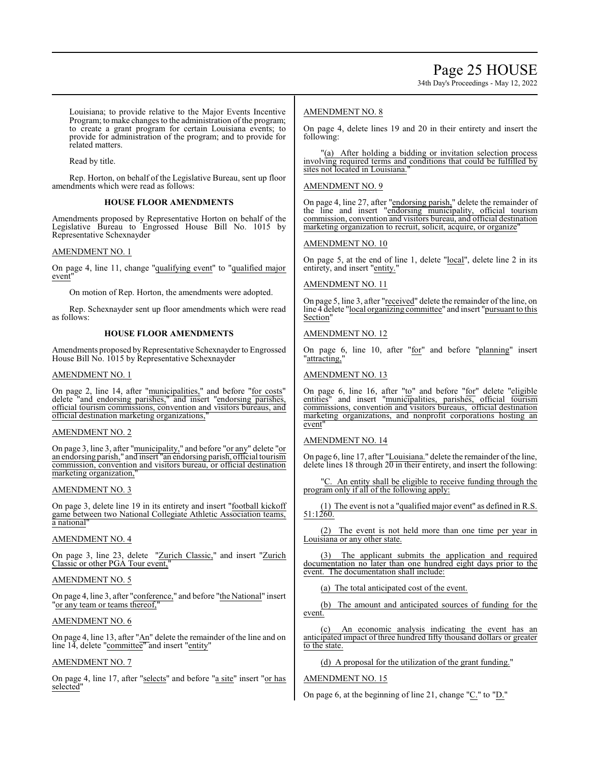Louisiana; to provide relative to the Major Events Incentive Program; to make changes to the administration of the program; to create a grant program for certain Louisiana events; to provide for administration of the program; and to provide for related matters.

Read by title.

Rep. Horton, on behalf of the Legislative Bureau, sent up floor amendments which were read as follows:

**HOUSE FLOOR AMENDMENTS**

Amendments proposed by Representative Horton on behalf of the Legislative Bureau to Engrossed House Bill No. 1015 by Representative Schexnayder

AMENDMENT NO. 1

On page 4, line 11, change "qualifying event" to "qualified major event"

On motion of Rep. Horton, the amendments were adopted.

Rep. Schexnayder sent up floor amendments which were read as follows:

**HOUSE FLOOR AMENDMENTS**

Amendments proposed by Representative Schexnayder to Engrossed House Bill No. 1015 by Representative Schexnayder

AMENDMENT NO. 1

On page 2, line 14, after "municipalities," and before "for costs" delete "and endorsing parishes," and insert "endorsing parishes, official tourism commissions, convention and visitors bureaus, and official destination marketing organizations,"

AMENDMENT NO. 2

On page 3, line 3, after "municipality," and before "or any" delete "or an endorsing parish," and insert "an endorsing parish, official tourism commission, convention and visitors bureau, or official destination marketing organization,"

AMENDMENT NO. 3

On page 3, delete line 19 in its entirety and insert "football kickoff game between two National Collegiate Athletic Association teams, a national"

AMENDMENT NO. 4

On page 3, line 23, delete "Zurich Classic," and insert "Zurich Classic or other PGA Tour event,"

AMENDMENT NO. 5

On page 4, line 3, after "conference," and before "the National" insert "or any team or teams thereof,"

AMENDMENT NO. 6

On page 4, line 13, after "An" delete the remainder of the line and on line 14, delete "committee" and insert "entity"

AMENDMENT NO. 7

On page 4, line 17, after "selects" and before "a site" insert "or has selected"

AMENDMENT NO. 8

On page 4, delete lines 19 and 20 in their entirety and insert the following:

"(a) After holding a bidding or invitation selection process involving required terms and conditions that could be fulfilled by sites not located in Louisiana."

AMENDMENT NO. 9

On page 4, line 27, after "endorsing parish," delete the remainder of the line and insert "endorsing municipality, official tourism commission, convention and visitors bureau, and official destination marketing organization to recruit, solicit, acquire, or organize"

AMENDMENT NO. 10

On page 5, at the end of line 1, delete "local", delete line 2 in its entirety, and insert "entity."

AMENDMENT NO. 11

On page 5, line 3, after "received" delete the remainder of the line, on line 4 delete "local organizing committee" and insert "pursuant to this Section"

AMENDMENT NO. 12

On page 6, line 10, after "for" and before "planning" insert "attracting,"

AMENDMENT NO. 13

On page 6, line 16, after "to" and before "for" delete "eligible entities" and insert "municipalities, parishes, official tourism commissions, convention and visitors bureaus, official destination marketing organizations, and nonprofit corporations hosting an event"

AMENDMENT NO. 14

On page 6, line 17, after "Louisiana." delete the remainder of the line, delete lines 18 through 20 in their entirety, and insert the following:

"C. An entity shall be eligible to receive funding through the program only if all of the following apply:

(1) The event is not a "qualified major event" as defined in R.S. 51:1260.

(2) The event is not held more than one time per year in Louisiana or any other state.

(3) The applicant submits the application and required documentation no later than one hundred eight days prior to the event. The documentation shall include:

(a) The total anticipated cost of the event.

(b) The amount and anticipated sources of funding for the event.

(c) An economic analysis indicating the event has an anticipated impact of three hundred fifty thousand dollars or greater to the state.

(d) A proposal for the utilization of the grant funding."

AMENDMENT NO. 15

On page 6, at the beginning of line 21, change "C." to "D."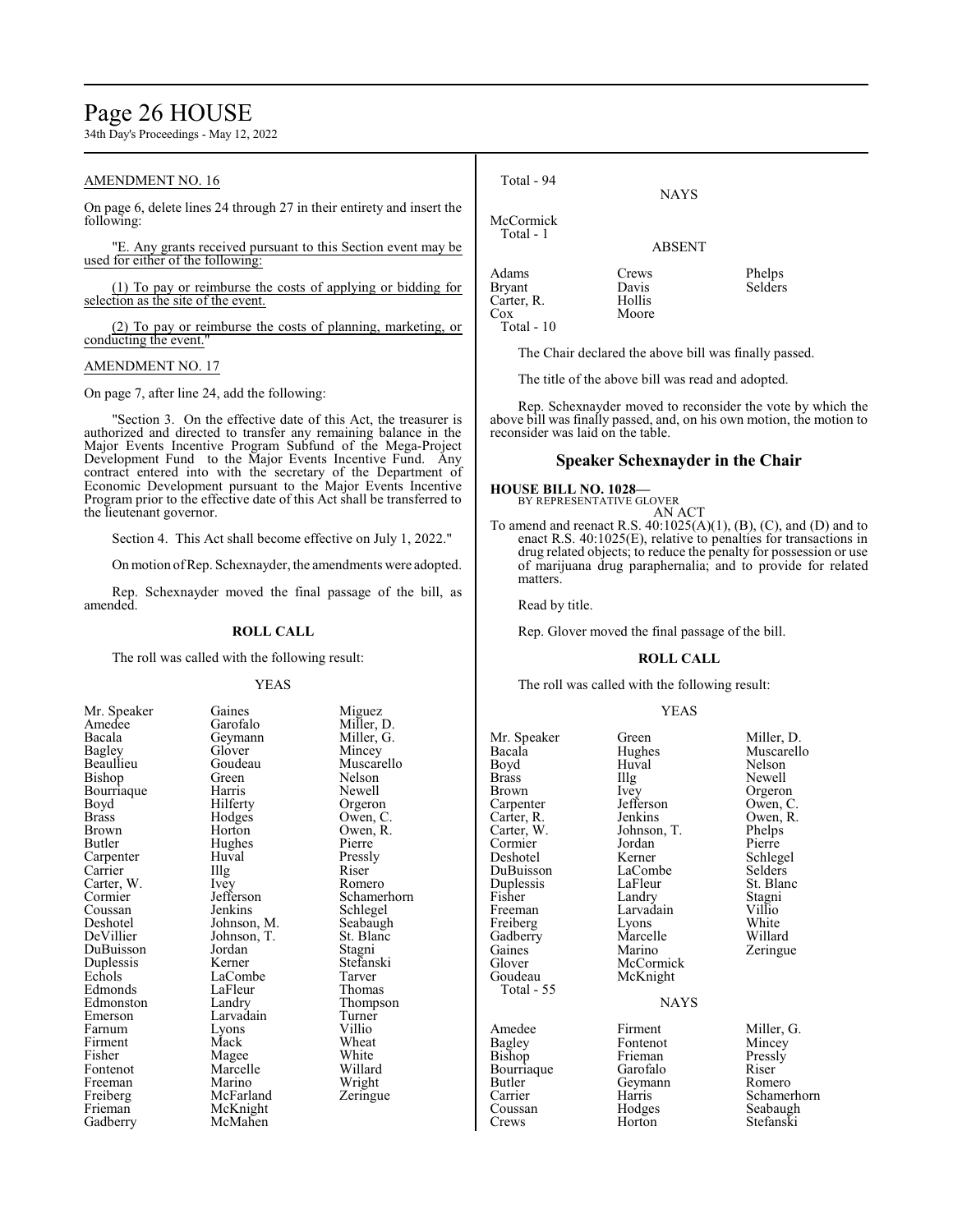AMENDMENT NO. 16

On page 6, delete lines 24 through 27 in their entirety and insert the following:

"E. Any grants received pursuant to this Section event may be used for either of the following:

(1) To pay or reimburse the costs of applying or bidding for selection as the site of the event.

(2) To pay or reimburse the costs of planning, marketing, or conducting the event."

AMENDMENT NO. 17

On page 7, after line 24, add the following:

"Section 3. On the effective date of this Act, the treasurer is authorized and directed to transfer any remaining balance in the Major Events Incentive Program Subfund of the Mega-Project Development Fund to the Major Events Incentive Fund. Any contract entered into with the secretary of the Department of Economic Development pursuant to the Major Events Incentive Program prior to the effective date of this Act shall be transferred to the lieutenant governor.

Section 4. This Act shall become effective on July 1, 2022."

On motion of Rep. Schexnayder, the amendments were adopted.

Rep. Schexnayder moved the final passage of the bill, as amended.

**ROLL CALL**

The roll was called with the following result:

YEAS

| | | |
|---|---|---|
| Mr. Speaker | Gaines | Miguez |
| Amedee | Garofalo | Miller, D. |
| Bacala | Geymann | Miller, G. |
| Bagley | Glover | Mincey |
| Beaullieu | Goudeau | Muscarello |
| Bishop | Green | Nelson |
| Bourriaque | Harris | Newell |
| Boyd | Hilferty | Orgeron |
| Brass | Hodges | Owen, C. |
| Brown | Horton | Owen, R. |
| Butler | Hughes | Pierre |
| Carpenter | Huval | Pressly |
| Carrier | Illg | Riser |
| Carter, W. | Ivey | Romero |
| Cormier | Jefferson | Schamerhorn |
| Coussan | Jenkins | Schlegel |
| Deshotel | Johnson, M. | Seabaugh |
| DeVillier | Johnson, T. | St. Blanc |
| DuBuisson | Jordan | Stagni |
| Duplessis | Kerner | Stefanski |
| Echols | LaCombe | Tarver |
| Edmonds | LaFleur | Thomas |
| Edmonston | Landry | Thompson |
| Emerson | Larvadain | Turner |
| Farnum | Lyons | Villio |
| Firment | Mack | Wheat |
| Fisher | Magee | White |
| Fontenot | Marcelle | Willard |
| Freeman | Marino | Wright |
| Freiberg | McFarland | Zeringue |
| Frieman | McKnight | |
| Gadberry | McMahen | |

Total - 94

NAYS

McCormick
Total - 1

ABSENT

| | | |
|---|---|---|
| Adams | Crews | Phelps |
| Bryant | Davis | Selders |
| Carter, R. | Hollis | |
| Cox | Moore | |

Total - 10

The Chair declared the above bill was finally passed.

The title of the above bill was read and adopted.

Rep. Schexnayder moved to reconsider the vote by which the above bill was finally passed, and, on his own motion, the motion to reconsider was laid on the table.

## Speaker Schexnayder in the Chair

**HOUSE BILL NO. 1028—**
BY REPRESENTATIVE GLOVER
AN ACT

To amend and reenact R.S. 40:1025(A)(1), (B), (C), and (D) and to enact R.S. 40:1025(E), relative to penalties for transactions in drug related objects; to reduce the penalty for possession or use of marijuana drug paraphernalia; and to provide for related matters.

Read by title.

Rep. Glover moved the final passage of the bill.

**ROLL CALL**

The roll was called with the following result:

YEAS

| | | |
|---|---|---|
| Mr. Speaker | Green | Miller, D. |
| Bacala | Hughes | Muscarello |
| Boyd | Huval | Nelson |
| Brass | Illg | Newell |
| Brown | Ivey | Orgeron |
| Carpenter | Jefferson | Owen, C. |
| Carter, R. | Jenkins | Owen, R. |
| Carter, W. | Johnson, T. | Phelps |
| Cormier | Jordan | Pierre |
| Deshotel | Kerner | Schlegel |
| DuBuisson | LaCombe | Selders |
| Duplessis | LaFleur | St. Blanc |
| Fisher | Landry | Stagni |
| Freeman | Larvadain | Villio |
| Freiberg | Lyons | White |
| Gadberry | Marcelle | Willard |
| Gaines | Marino | Zeringue |
| Glover | McCormick | |
| Goudeau | McKnight | |

Total - 55

NAYS

| | | |
|---|---|---|
| Amedee | Firment | Miller, G. |
| Bagley | Fontenot | Mincey |
| Bishop | Frieman | Pressly |
| Bourriaque | Garofalo | Riser |
| Butler | Geymann | Romero |
| Carrier | Harris | Schamerhorn |
| Coussan | Hodges | Seabaugh |
| Crews | Horton | Stefanski |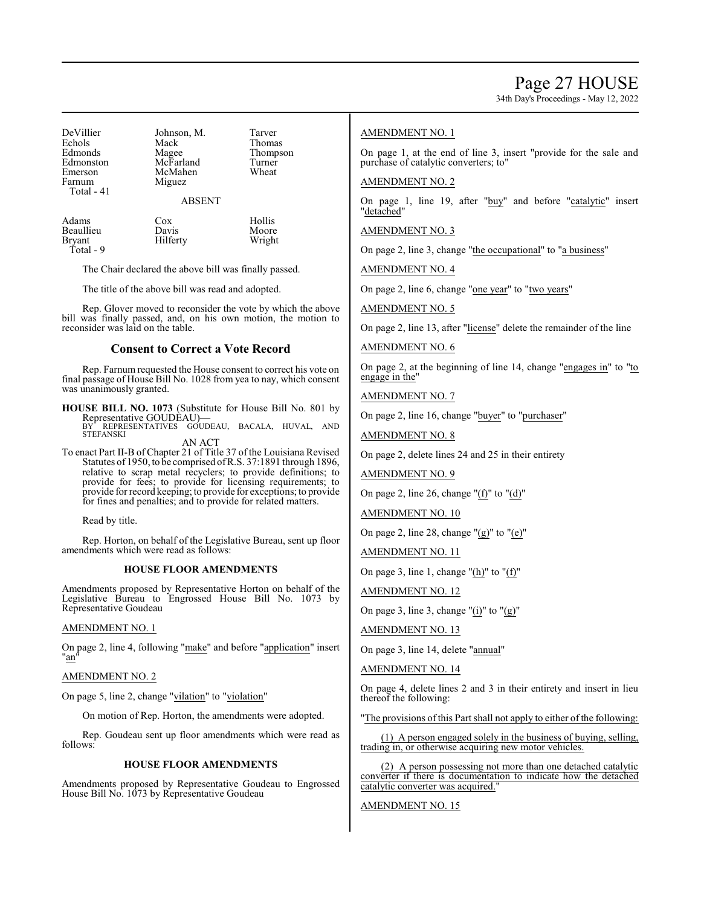| DeVillier | Johnson, M. | Tarver |
|---|---|---|
| Echols | Mack | Thomas |
| Edmonds | Magee | Thompson |
| Edmonston | McFarland | Turner |
| Emerson | McMahen | Wheat |
| Farnum | Miguez | |
| Total - 41 | | |

ABSENT

| Adams | Cox | Hollis |
|---|---|---|
| Beaullieu | Davis | Moore |
| Bryant | Hilferty | Wright |
| Total - 9 | | |

The Chair declared the above bill was finally passed.

The title of the above bill was read and adopted.

Rep. Glover moved to reconsider the vote by which the above bill was finally passed, and, on his own motion, the motion to reconsider was laid on the table.

## Consent to Correct a Vote Record

Rep. Farnum requested the House consent to correct his vote on final passage of House Bill No. 1028 from yea to nay, which consent was unanimously granted.

**HOUSE BILL NO. 1073** (Substitute for House Bill No. 801 by Representative GOUDEAU)—
BY REPRESENTATIVES GOUDEAU, BACALA, HUVAL, AND STEFANSKI

AN ACT

To enact Part II-B of Chapter 21 of Title 37 of the Louisiana Revised Statutes of 1950, to be comprised of R.S. 37:1891 through 1896, relative to scrap metal recyclers; to provide definitions; to provide for fees; to provide for licensing requirements; to provide for record keeping; to provide for exceptions; to provide for fines and penalties; and to provide for related matters.

Read by title.

Rep. Horton, on behalf of the Legislative Bureau, sent up floor amendments which were read as follows:

### HOUSE FLOOR AMENDMENTS

Amendments proposed by Representative Horton on behalf of the Legislative Bureau to Engrossed House Bill No. 1073 by Representative Goudeau

AMENDMENT NO. 1

On page 2, line 4, following "make" and before "application" insert "an"

AMENDMENT NO. 2

On page 5, line 2, change "vilation" to "violation"

On motion of Rep. Horton, the amendments were adopted.

Rep. Goudeau sent up floor amendments which were read as follows:

### HOUSE FLOOR AMENDMENTS

Amendments proposed by Representative Goudeau to Engrossed House Bill No. 1073 by Representative Goudeau

AMENDMENT NO. 1

On page 1, at the end of line 3, insert "provide for the sale and purchase of catalytic converters; to"

AMENDMENT NO. 2

On page 1, line 19, after "buy" and before "catalytic" insert "detached"

AMENDMENT NO. 3

On page 2, line 3, change "the occupational" to "a business"

AMENDMENT NO. 4

On page 2, line 6, change "one year" to "two years"

AMENDMENT NO. 5

On page 2, line 13, after "license" delete the remainder of the line

AMENDMENT NO. 6

On page 2, at the beginning of line 14, change "engages in" to "to engage in the"

AMENDMENT NO. 7

On page 2, line 16, change "buyer" to "purchaser"

AMENDMENT NO. 8

On page 2, delete lines 24 and 25 in their entirety

AMENDMENT NO. 9

On page 2, line 26, change "(f)" to "(d)"

AMENDMENT NO. 10

On page 2, line 28, change "(g)" to "(e)"

AMENDMENT NO. 11

On page 3, line 1, change "(h)" to "(f)"

AMENDMENT NO. 12

On page 3, line 3, change "(i)" to "(g)"

AMENDMENT NO. 13

On page 3, line 14, delete "annual"

AMENDMENT NO. 14

On page 4, delete lines 2 and 3 in their entirety and insert in lieu thereof the following:

"The provisions of this Part shall not apply to either of the following:

(1) A person engaged solely in the business of buying, selling, trading in, or otherwise acquiring new motor vehicles.

(2) A person possessing not more than one detached catalytic converter if there is documentation to indicate how the detached catalytic converter was acquired."

AMENDMENT NO. 15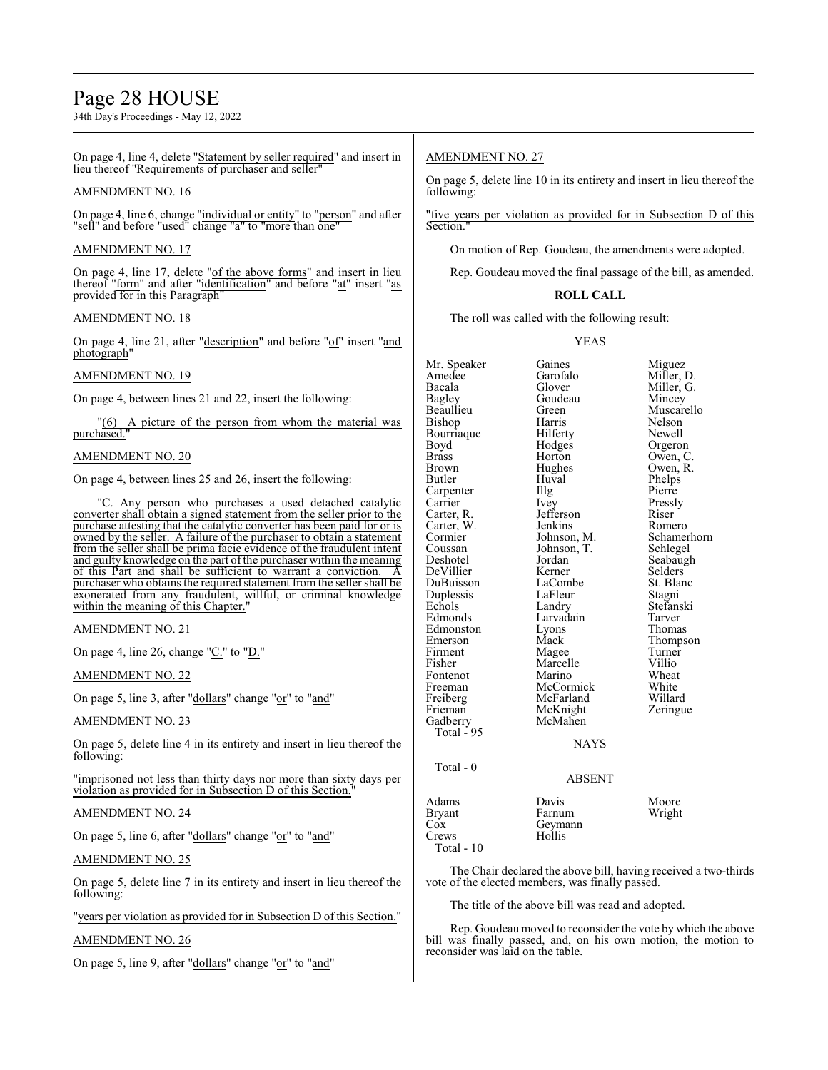On page 4, line 4, delete "Statement by seller required" and insert in lieu thereof "Requirements of purchaser and seller"

AMENDMENT NO. 16

On page 4, line 6, change "individual or entity" to "person" and after "sell" and before "used" change "a" to "more than one"

AMENDMENT NO. 17

On page 4, line 17, delete "of the above forms" and insert in lieu thereof "form" and after "identification" and before "at" insert "as provided for in this Paragraph"

AMENDMENT NO. 18

On page 4, line 21, after "description" and before "of" insert "and photograph"

AMENDMENT NO. 19

On page 4, between lines 21 and 22, insert the following:

"(6) A picture of the person from whom the material was purchased."

AMENDMENT NO. 20

On page 4, between lines 25 and 26, insert the following:

"C. Any person who purchases a used detached catalytic converter shall obtain a signed statement from the seller prior to the purchase attesting that the catalytic converter has been paid for or is owned by the seller. A failure of the purchaser to obtain a statement from the seller shall be prima facie evidence of the fraudulent intent and guilty knowledge on the part of the purchaser within the meaning of this Part and shall be sufficient to warrant a conviction. A purchaser who obtains the required statement from the seller shall be exonerated from any fraudulent, willful, or criminal knowledge within the meaning of this Chapter."

AMENDMENT NO. 21

On page 4, line 26, change "C." to "D."

AMENDMENT NO. 22

On page 5, line 3, after "dollars" change "or" to "and"

AMENDMENT NO. 23

On page 5, delete line 4 in its entirety and insert in lieu thereof the following:

"imprisoned not less than thirty days nor more than sixty days per violation as provided for in Subsection D of this Section."

AMENDMENT NO. 24

On page 5, line 6, after "dollars" change "or" to "and"

AMENDMENT NO. 25

On page 5, delete line 7 in its entirety and insert in lieu thereof the following:

"years per violation as provided for in Subsection D of this Section."

AMENDMENT NO. 26

On page 5, line 9, after "dollars" change "or" to "and"

AMENDMENT NO. 27

On page 5, delete line 10 in its entirety and insert in lieu thereof the following:

"five years per violation as provided for in Subsection D of this Section."

On motion of Rep. Goudeau, the amendments were adopted.

Rep. Goudeau moved the final passage of the bill, as amended.

**ROLL CALL**

The roll was called with the following result:

YEAS

| | | |
|---|---|---|
| Mr. Speaker | Gaines | Miguez |
| Amedee | Garofalo | Miller, D. |
| Bacala | Glover | Miller, G. |
| Bagley | Goudeau | Mincey |
| Beaullieu | Green | Muscarello |
| Bishop | Harris | Nelson |
| Bourriaque | Hilferty | Newell |
| Boyd | Hodges | Orgeron |
| Brass | Horton | Owen, C. |
| Brown | Hughes | Owen, R. |
| Butler | Huval | Phelps |
| Carpenter | Illg | Pierre |
| Carrier | Ivey | Pressly |
| Carter, R. | Jefferson | Riser |
| Carter, W. | Jenkins | Romero |
| Cormier | Johnson, M. | Schamerhorn |
| Coussan | Johnson, T. | Schlegel |
| Deshotel | Jordan | Seabaugh |
| DeVillier | Kerner | Selders |
| DuBuisson | LaCombe | St. Blanc |
| Duplessis | LaFleur | Stagni |
| Echols | Landry | Stefanski |
| Edmonds | Larvadain | Tarver |
| Edmonston | Lyons | Thomas |
| Emerson | Mack | Thompson |
| Firment | Magee | Turner |
| Fisher | Marcelle | Villio |
| Fontenot | Marino | Wheat |
| Freeman | McCormick | White |
| Freiberg | McFarland | Willard |
| Frieman | McKnight | Zeringue |
| Gadberry | McMahen | |

Total - 95

NAYS

Total - 0

ABSENT

| | | |
|---|---|---|
| Adams | Davis | Moore |
| Bryant | Farnum | Wright |
| Cox | Geymann | |
| Crews | Hollis | |

Total - 10

The Chair declared the above bill, having received a two-thirds vote of the elected members, was finally passed.

The title of the above bill was read and adopted.

Rep. Goudeau moved to reconsider the vote by which the above bill was finally passed, and, on his own motion, the motion to reconsider was laid on the table.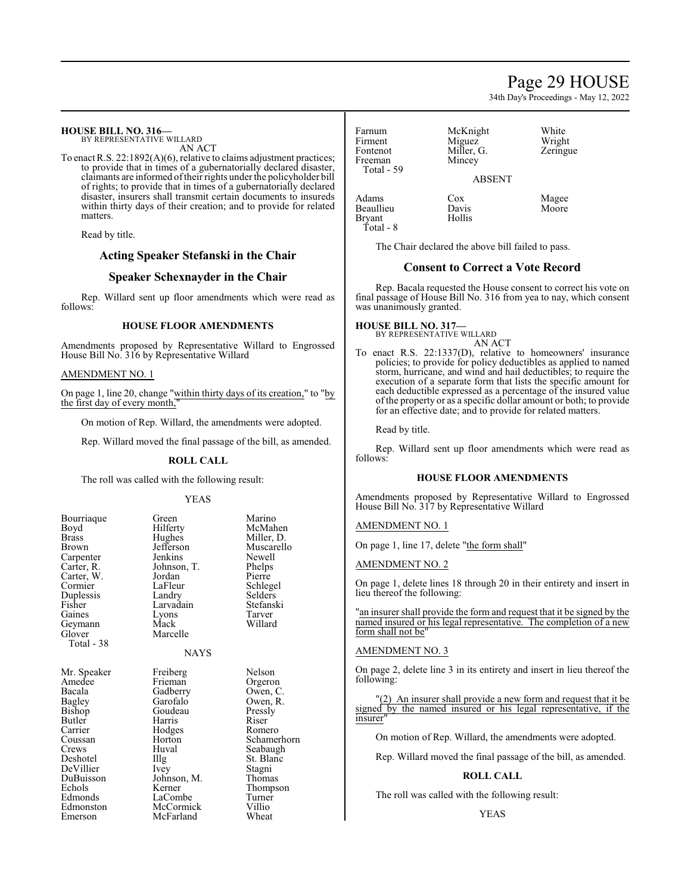**HOUSE BILL NO. 316—**
BY REPRESENTATIVE WILLARD
AN ACT

To enact R.S. 22:1892(A)(6), relative to claims adjustment practices; to provide that in times of a gubernatorially declared disaster, claimants are informed of their rights under the policyholder bill of rights; to provide that in times of a gubernatorially declared disaster, insurers shall transmit certain documents to insureds within thirty days of their creation; and to provide for related matters.

Read by title.

## Acting Speaker Stefanski in the Chair

## Speaker Schexnayder in the Chair

Rep. Willard sent up floor amendments which were read as follows:

### HOUSE FLOOR AMENDMENTS

Amendments proposed by Representative Willard to Engrossed House Bill No. 316 by Representative Willard

AMENDMENT NO. 1

On page 1, line 20, change "within thirty days of its creation," to "by the first day of every month,"

On motion of Rep. Willard, the amendments were adopted.

Rep. Willard moved the final passage of the bill, as amended.

### ROLL CALL

The roll was called with the following result:

YEAS

| | | |
|---|---|---|
| Bourriaque | Green | Marino |
| Boyd | Hilferty | McMahen |
| Brass | Hughes | Miller, D. |
| Brown | Jefferson | Muscarello |
| Carpenter | Jenkins | Newell |
| Carter, R. | Johnson, T. | Phelps |
| Carter, W. | Jordan | Pierre |
| Cormier | LaFleur | Schlegel |
| Duplessis | Landry | Selders |
| Fisher | Larvadain | Stefanski |
| Gaines | Lyons | Tarver |
| Geymann | Mack | Willard |
| Glover | Marcelle | |
| Total - 38 | | |

NAYS

| | | |
|---|---|---|
| Mr. Speaker | Freiberg | Nelson |
| Amedee | Frieman | Orgeron |
| Bacala | Gadberry | Owen, C. |
| Bagley | Garofalo | Owen, R. |
| Bishop | Goudeau | Pressly |
| Butler | Harris | Riser |
| Carrier | Hodges | Romero |
| Coussan | Horton | Schamerhorn |
| Crews | Huval | Seabaugh |
| Deshotel | Illg | St. Blanc |
| DeVillier | Ivey | Stagni |
| DuBuisson | Johnson, M. | Thomas |
| Echols | Kerner | Thompson |
| Edmonds | LaCombe | Turner |
| Edmonston | McCormick | Villio |
| Emerson | McFarland | Wheat |
| Farnum | McKnight | White |
| Firment | Miguez | Wright |
| Fontenot | Miller, G. | Zeringue |
| Freeman | Mincey | |
| Total - 59 | | |

ABSENT

| | | |
|---|---|---|
| Adams | Cox | Magee |
| Beaullieu | Davis | Moore |
| Bryant | Hollis | |
| Total - 8 | | |

The Chair declared the above bill failed to pass.

## Consent to Correct a Vote Record

Rep. Bacala requested the House consent to correct his vote on final passage of House Bill No. 316 from yea to nay, which consent was unanimously granted.

**HOUSE BILL NO. 317—**
BY REPRESENTATIVE WILLARD
AN ACT

To enact R.S. 22:1337(D), relative to homeowners' insurance policies; to provide for policy deductibles as applied to named storm, hurricane, and wind and hail deductibles; to require the execution of a separate form that lists the specific amount for each deductible expressed as a percentage of the insured value of the property or as a specific dollar amount or both; to provide for an effective date; and to provide for related matters.

Read by title.

Rep. Willard sent up floor amendments which were read as follows:

### HOUSE FLOOR AMENDMENTS

Amendments proposed by Representative Willard to Engrossed House Bill No. 317 by Representative Willard

AMENDMENT NO. 1

On page 1, line 17, delete "the form shall"

AMENDMENT NO. 2

On page 1, delete lines 18 through 20 in their entirety and insert in lieu thereof the following:

"an insurer shall provide the form and request that it be signed by the named insured or his legal representative. The completion of a new form shall not be"

AMENDMENT NO. 3

On page 2, delete line 3 in its entirety and insert in lieu thereof the following:

"(2) An insurer shall provide a new form and request that it be signed by the named insured or his legal representative, if the insurer"

On motion of Rep. Willard, the amendments were adopted.

Rep. Willard moved the final passage of the bill, as amended.

### ROLL CALL

The roll was called with the following result:

YEAS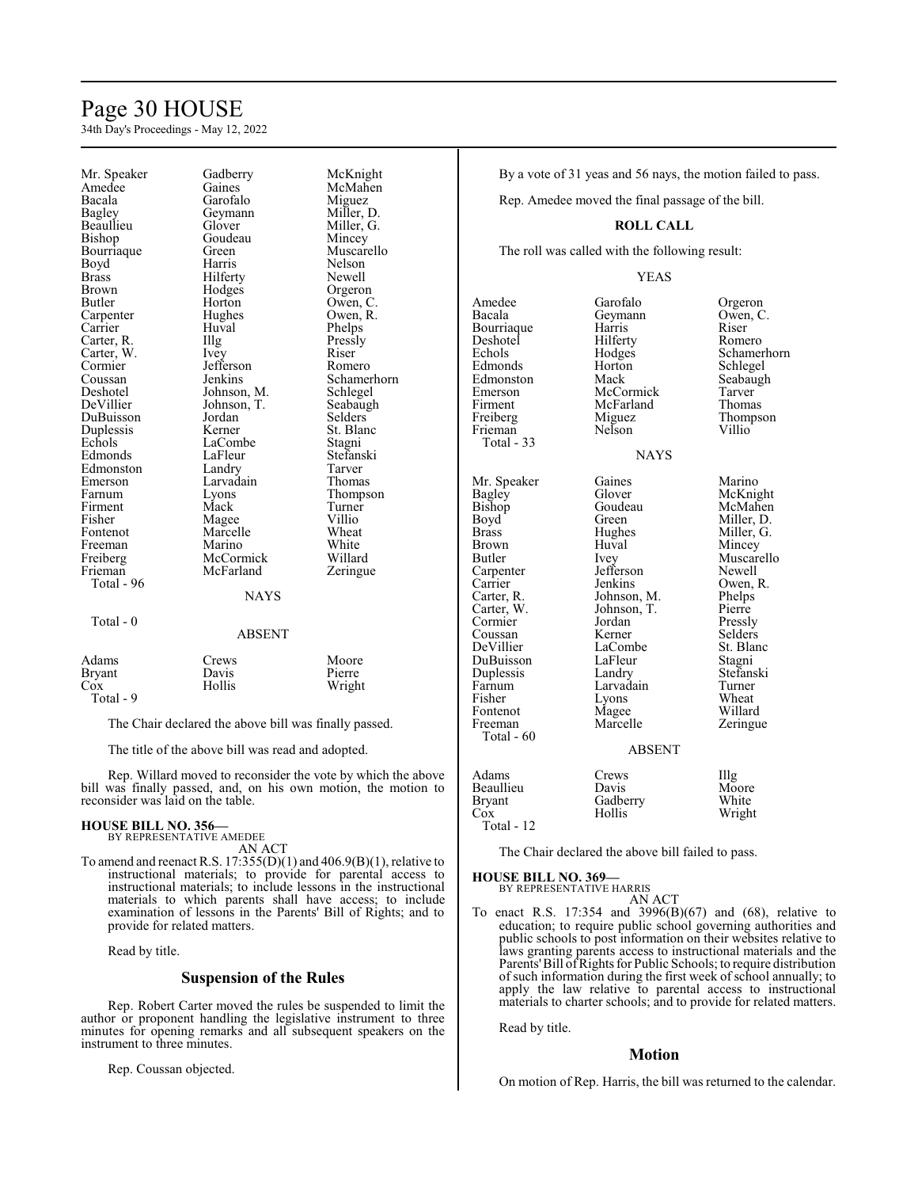| Mr. Speaker | Gadberry | McKnight |
|---|---|---|
| Amedee | Gaines | McMahen |
| Bacala | Garofalo | Miguez |
| Bagley | Geymann | Miller, D. |
| Beaullieu | Glover | Miller, G. |
| Bishop | Goudeau | Mincey |
| Bourriaque | Green | Muscarello |
| Boyd | Harris | Nelson |
| Brass | Hilferty | Newell |
| Brown | Hodges | Orgeron |
| Butler | Horton | Owen, C. |
| Carpenter | Hughes | Owen, R. |
| Carrier | Huval | Phelps |
| Carter, R. | Illg | Pressly |
| Carter, W. | Ivey | Riser |
| Cormier | Jefferson | Romero |
| Coussan | Jenkins | Schamerhorn |
| Deshotel | Johnson, M. | Schlegel |
| DeVillier | Johnson, T. | Seabaugh |
| DuBuisson | Jordan | Selders |
| Duplessis | Kerner | St. Blanc |
| Echols | LaCombe | Stagni |
| Edmonds | LaFleur | Stefanski |
| Edmonston | Landry | Tarver |
| Emerson | Larvadain | Thomas |
| Farnum | Lyons | Thompson |
| Firment | Mack | Turner |
| Fisher | Magee | Villio |
| Fontenot | Marcelle | Wheat |
| Freeman | Marino | White |
| Freiberg | McCormick | Willard |
| Frieman | McFarland | Zeringue |
| Total - 96 | | |

NAYS

Total - 0

ABSENT

| Adams | Crews | Moore |
|---|---|---|
| Bryant | Davis | Pierre |
| Cox | Hollis | Wright |
| Total - 9 | | |

The Chair declared the above bill was finally passed.

The title of the above bill was read and adopted.

Rep. Willard moved to reconsider the vote by which the above bill was finally passed, and, on his own motion, the motion to reconsider was laid on the table.

**HOUSE BILL NO. 356—**
BY REPRESENTATIVE AMEDEE
AN ACT

To amend and reenact R.S. 17:355(D)(1) and 406.9(B)(1), relative to instructional materials; to provide for parental access to instructional materials; to include lessons in the instructional materials to which parents shall have access; to include examination of lessons in the Parents' Bill of Rights; and to provide for related matters.

Read by title.

## Suspension of the Rules

Rep. Robert Carter moved the rules be suspended to limit the author or proponent handling the legislative instrument to three minutes for opening remarks and all subsequent speakers on the instrument to three minutes.

Rep. Coussan objected.

By a vote of 31 yeas and 56 nays, the motion failed to pass.

Rep. Amedee moved the final passage of the bill.

**ROLL CALL**

The roll was called with the following result:

YEAS

| Amedee | Garofalo | Orgeron |
|---|---|---|
| Bacala | Geymann | Owen, C. |
| Bourriaque | Harris | Riser |
| Deshotel | Hilferty | Romero |
| Echols | Hodges | Schamerhorn |
| Edmonds | Horton | Schlegel |
| Edmonston | Mack | Seabaugh |
| Emerson | McCormick | Tarver |
| Firment | McFarland | Thomas |
| Freiberg | Miguez | Thompson |
| Frieman | Nelson | Villio |
| Total - 33 | | |

NAYS

| Mr. Speaker | Gaines | Marino |
|---|---|---|
| Bagley | Glover | McKnight |
| Bishop | Goudeau | McMahen |
| Boyd | Green | Miller, D. |
| Brass | Hughes | Miller, G. |
| Brown | Huval | Mincey |
| Butler | Ivey | Muscarello |
| Carpenter | Jefferson | Newell |
| Carrier | Jenkins | Owen, R. |
| Carter, R. | Johnson, M. | Phelps |
| Carter, W. | Johnson, T. | Pierre |
| Cormier | Jordan | Pressly |
| Coussan | Kerner | Selders |
| DeVillier | LaCombe | St. Blanc |
| DuBuisson | LaFleur | Stagni |
| Duplessis | Landry | Stefanski |
| Farnum | Larvadain | Turner |
| Fisher | Lyons | Wheat |
| Fontenot | Magee | Willard |
| Freeman | Marcelle | Zeringue |
| Total - 60 | | |

ABSENT

| Adams | Crews | Illg |
|---|---|---|
| Beaullieu | Davis | Moore |
| Bryant | Gadberry | White |
| Cox | Hollis | Wright |
| Total - 12 | | |

The Chair declared the above bill failed to pass.

**HOUSE BILL NO. 369—**
BY REPRESENTATIVE HARRIS
AN ACT

To enact R.S. 17:354 and 3996(B)(67) and (68), relative to education; to require public school governing authorities and public schools to post information on their websites relative to laws granting parents access to instructional materials and the Parents' Bill of Rights for Public Schools; to require distribution of such information during the first week of school annually; to apply the law relative to parental access to instructional materials to charter schools; and to provide for related matters.

Read by title.

## Motion

On motion of Rep. Harris, the bill was returned to the calendar.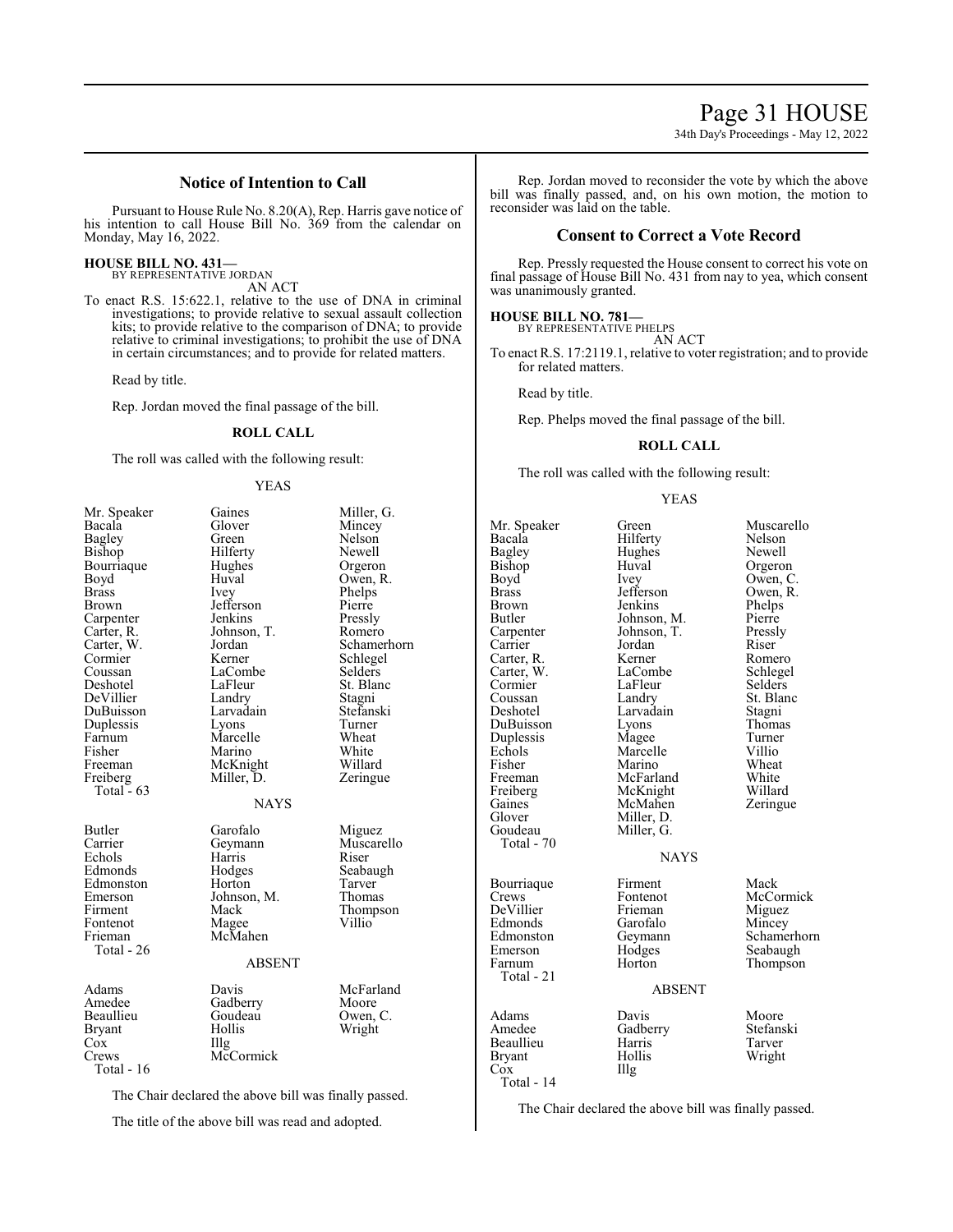## Notice of Intention to Call

Pursuant to House Rule No. 8.20(A), Rep. Harris gave notice of his intention to call House Bill No. 369 from the calendar on Monday, May 16, 2022.

**HOUSE BILL NO. 431—**
BY REPRESENTATIVE JORDAN
AN ACT

To enact R.S. 15:622.1, relative to the use of DNA in criminal investigations; to provide relative to sexual assault collection kits; to provide relative to the comparison of DNA; to provide relative to criminal investigations; to prohibit the use of DNA in certain circumstances; and to provide for related matters.

Read by title.

Rep. Jordan moved the final passage of the bill.

### ROLL CALL

The roll was called with the following result:

YEAS

| | | |
|---|---|---|
| Mr. Speaker | Gaines | Miller, G. |
| Bacala | Glover | Mincey |
| Bagley | Green | Nelson |
| Bishop | Hilferty | Newell |
| Bourriaque | Hughes | Orgeron |
| Boyd | Huval | Owen, R. |
| Brass | Ivey | Phelps |
| Brown | Jefferson | Pierre |
| Carpenter | Jenkins | Pressly |
| Carter, R. | Johnson, T. | Romero |
| Carter, W. | Jordan | Schamerhorn |
| Cormier | Kerner | Schlegel |
| Coussan | LaCombe | Selders |
| Deshotel | LaFleur | St. Blanc |
| DeVillier | Landry | Stagni |
| DuBuisson | Larvadain | Stefanski |
| Duplessis | Lyons | Turner |
| Farnum | Marcelle | Wheat |
| Fisher | Marino | White |
| Freeman | McKnight | Willard |
| Freiberg | Miller, D. | Zeringue |
| Total - 63 | | |

NAYS

| | | |
|---|---|---|
| Butler | Garofalo | Miguez |
| Carrier | Geymann | Muscarello |
| Echols | Harris | Riser |
| Edmonds | Hodges | Seabaugh |
| Edmonston | Horton | Tarver |
| Emerson | Johnson, M. | Thomas |
| Firment | Mack | Thompson |
| Fontenot | Magee | Villio |
| Frieman | McMahen | |
| Total - 26 | | |

ABSENT

| | | |
|---|---|---|
| Adams | Davis | McFarland |
| Amedee | Gadberry | Moore |
| Beaullieu | Goudeau | Owen, C. |
| Bryant | Hollis | Wright |
| Cox | Illg | |
| Crews | McCormick | |
| Total - 16 | | |

The Chair declared the above bill was finally passed.

The title of the above bill was read and adopted.

Rep. Jordan moved to reconsider the vote by which the above bill was finally passed, and, on his own motion, the motion to reconsider was laid on the table.

## Consent to Correct a Vote Record

Rep. Pressly requested the House consent to correct his vote on final passage of House Bill No. 431 from nay to yea, which consent was unanimously granted.

**HOUSE BILL NO. 781—**
BY REPRESENTATIVE PHELPS
AN ACT

To enact R.S. 17:2119.1, relative to voter registration; and to provide for related matters.

Read by title.

Rep. Phelps moved the final passage of the bill.

### ROLL CALL

The roll was called with the following result:

YEAS

| | | |
|---|---|---|
| Mr. Speaker | Green | Muscarello |
| Bacala | Hilferty | Nelson |
| Bagley | Hughes | Newell |
| Bishop | Huval | Orgeron |
| Boyd | Ivey | Owen, C. |
| Brass | Jefferson | Owen, R. |
| Brown | Jenkins | Phelps |
| Butler | Johnson, M. | Pierre |
| Carpenter | Johnson, T. | Pressly |
| Carrier | Jordan | Riser |
| Carter, R. | Kerner | Romero |
| Carter, W. | LaCombe | Schlegel |
| Cormier | LaFleur | Selders |
| Coussan | Landry | St. Blanc |
| Deshotel | Larvadain | Stagni |
| DuBuisson | Lyons | Thomas |
| Duplessis | Magee | Turner |
| Echols | Marcelle | Villio |
| Fisher | Marino | Wheat |
| Freeman | McFarland | White |
| Freiberg | McKnight | Willard |
| Gaines | McMahen | Zeringue |
| Glover | Miller, D. | |
| Goudeau | Miller, G. | |
| Total - 70 | | |

NAYS

| | | |
|---|---|---|
| Bourriaque | Firment | Mack |
| Crews | Fontenot | McCormick |
| DeVillier | Frieman | Miguez |
| Edmonds | Garofalo | Mincey |
| Edmonston | Geymann | Schamerhorn |
| Emerson | Hodges | Seabaugh |
| Farnum | Horton | Thompson |
| Total - 21 | | |

ABSENT

| | | |
|---|---|---|
| Adams | Davis | Moore |
| Amedee | Gadberry | Stefanski |
| Beaullieu | Harris | Tarver |
| Bryant | Hollis | Wright |
| Cox | Illg | |
| Total - 14 | | |

The Chair declared the above bill was finally passed.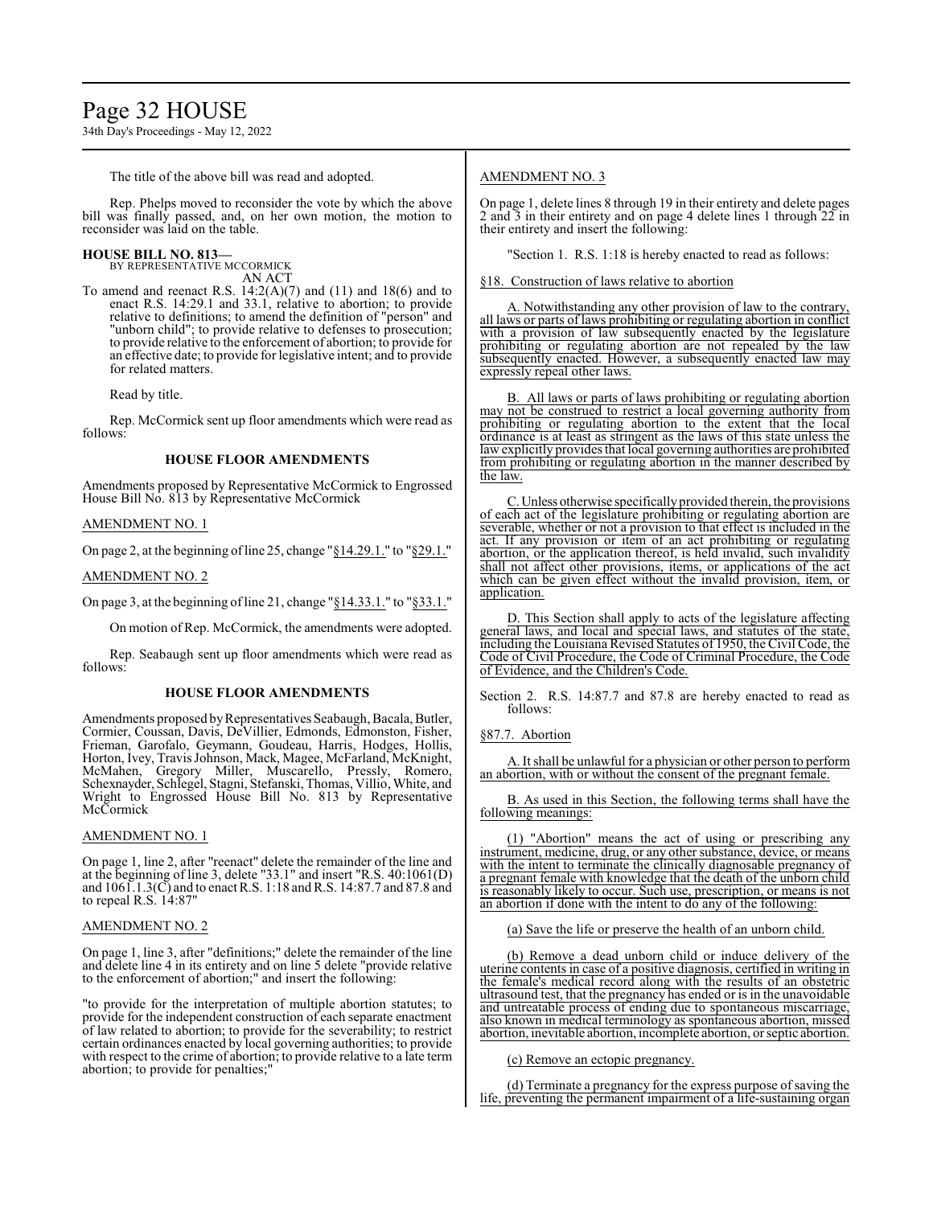The title of the above bill was read and adopted.

Rep. Phelps moved to reconsider the vote by which the above bill was finally passed, and, on her own motion, the motion to reconsider was laid on the table.

**HOUSE BILL NO. 813—**
BY REPRESENTATIVE MCCORMICK
AN ACT

To amend and reenact R.S. 14:2(A)(7) and (11) and 18(6) and to enact R.S. 14:29.1 and 33.1, relative to abortion; to provide relative to definitions; to amend the definition of "person" and "unborn child"; to provide relative to defenses to prosecution; to provide relative to the enforcement of abortion; to provide for an effective date; to provide for legislative intent; and to provide for related matters.

Read by title.

Rep. McCormick sent up floor amendments which were read as follows:

### HOUSE FLOOR AMENDMENTS

Amendments proposed by Representative McCormick to Engrossed House Bill No. 813 by Representative McCormick

AMENDMENT NO. 1

On page 2, at the beginning of line 25, change "§14.29.1." to "§29.1."

AMENDMENT NO. 2

On page 3, at the beginning of line 21, change "§14.33.1." to "§33.1."

On motion of Rep. McCormick, the amendments were adopted.

Rep. Seabaugh sent up floor amendments which were read as follows:

### HOUSE FLOOR AMENDMENTS

Amendments proposed by Representatives Seabaugh, Bacala, Butler, Cormier, Coussan, Davis, DeVillier, Edmonds, Edmonston, Fisher, Frieman, Garofalo, Geymann, Goudeau, Harris, Hodges, Hollis, Horton, Ivey, Travis Johnson, Mack, Magee, McFarland, McKnight, McMahen, Gregory Miller, Muscarello, Pressly, Romero, Schexnayder, Schlegel, Stagni, Stefanski, Thomas, Villio, White, and Wright to Engrossed House Bill No. 813 by Representative McCormick

AMENDMENT NO. 1

On page 1, line 2, after "reenact" delete the remainder of the line and at the beginning of line 3, delete "33.1" and insert "R.S. 40:1061(D) and 1061.1.3(C) and to enact R.S. 1:18 and R.S. 14:87.7 and 87.8 and to repeal R.S. 14:87"

AMENDMENT NO. 2

On page 1, line 3, after "definitions;" delete the remainder of the line and delete line 4 in its entirety and on line 5 delete "provide relative to the enforcement of abortion;" and insert the following:

"to provide for the interpretation of multiple abortion statutes; to provide for the independent construction of each separate enactment of law related to abortion; to provide for the severability; to restrict certain ordinances enacted by local governing authorities; to provide with respect to the crime of abortion; to provide relative to a late term abortion; to provide for penalties;"

AMENDMENT NO. 3

On page 1, delete lines 8 through 19 in their entirety and delete pages 2 and 3 in their entirety and on page 4 delete lines 1 through 22 in their entirety and insert the following:

"Section 1. R.S. 1:18 is hereby enacted to read as follows:

§18. Construction of laws relative to abortion

A. Notwithstanding any other provision of law to the contrary, all laws or parts of laws prohibiting or regulating abortion in conflict with a provision of law subsequently enacted by the legislature prohibiting or regulating abortion are not repealed by the law subsequently enacted. However, a subsequently enacted law may expressly repeal other laws.

B. All laws or parts of laws prohibiting or regulating abortion may not be construed to restrict a local governing authority from prohibiting or regulating abortion to the extent that the local ordinance is at least as stringent as the laws of this state unless the law explicitly provides that local governing authorities are prohibited from prohibiting or regulating abortion in the manner described by the law.

C. Unless otherwise specifically provided therein, the provisions of each act of the legislature prohibiting or regulating abortion are severable, whether or not a provision to that effect is included in the act. If any provision or item of an act prohibiting or regulating abortion, or the application thereof, is held invalid, such invalidity shall not affect other provisions, items, or applications of the act which can be given effect without the invalid provision, item, or application.

D. This Section shall apply to acts of the legislature affecting general laws, and local and special laws, and statutes of the state, including the Louisiana Revised Statutes of 1950, the Civil Code, the Code of Civil Procedure, the Code of Criminal Procedure, the Code of Evidence, and the Children's Code.

Section 2. R.S. 14:87.7 and 87.8 are hereby enacted to read as follows:

§87.7. Abortion

A. It shall be unlawful for a physician or other person to perform an abortion, with or without the consent of the pregnant female.

B. As used in this Section, the following terms shall have the following meanings:

(1) "Abortion" means the act of using or prescribing any instrument, medicine, drug, or any other substance, device, or means with the intent to terminate the clinically diagnosable pregnancy of a pregnant female with knowledge that the death of the unborn child is reasonably likely to occur. Such use, prescription, or means is not an abortion if done with the intent to do any of the following:

(a) Save the life or preserve the health of an unborn child.

(b) Remove a dead unborn child or induce delivery of the uterine contents in case of a positive diagnosis, certified in writing in the female's medical record along with the results of an obstetric ultrasound test, that the pregnancy has ended or is in the unavoidable and untreatable process of ending due to spontaneous miscarriage, also known in medical terminology as spontaneous abortion, missed abortion, inevitable abortion, incomplete abortion, or septic abortion.

(c) Remove an ectopic pregnancy.

(d) Terminate a pregnancy for the express purpose of saving the life, preventing the permanent impairment of a life-sustaining organ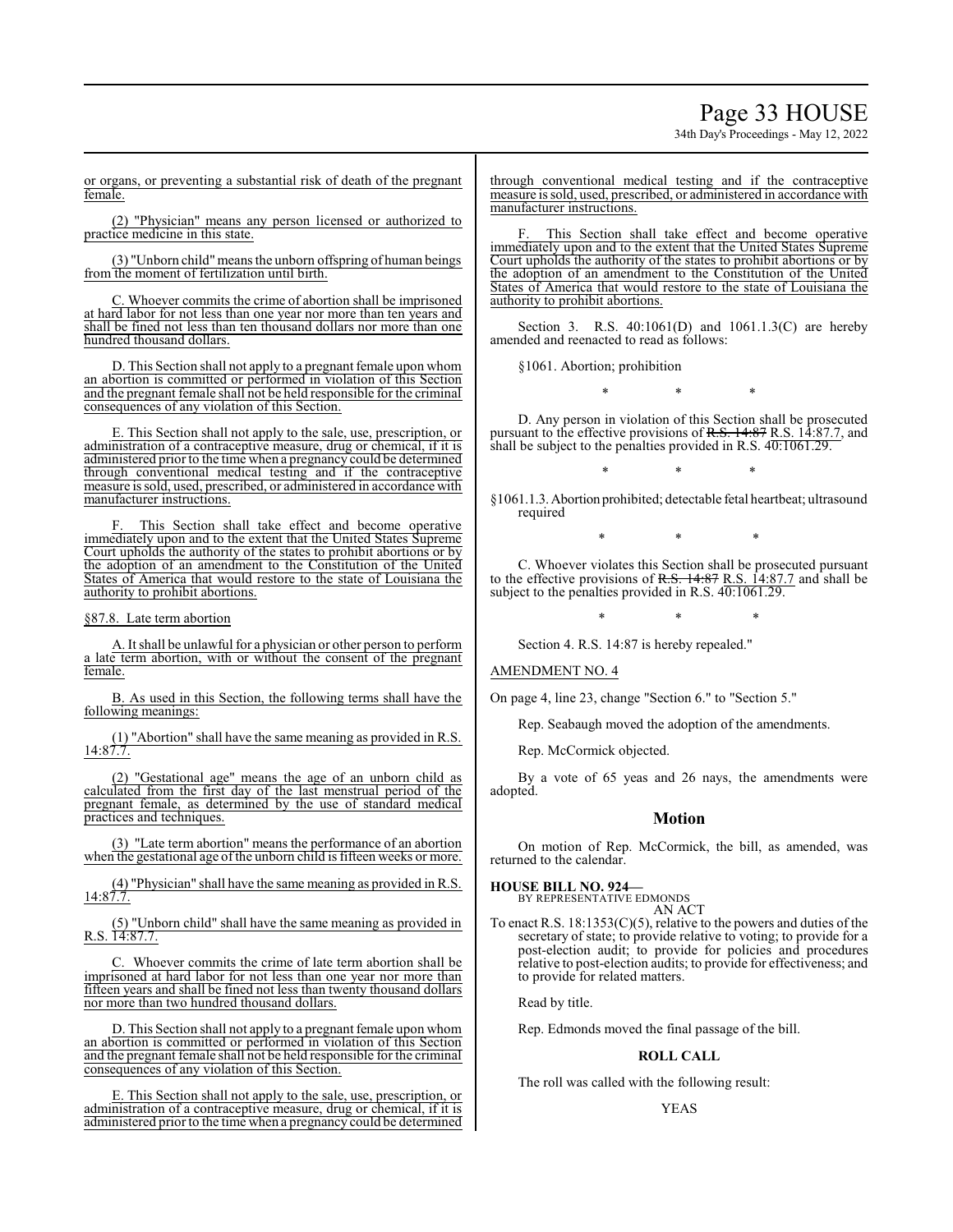or organs, or preventing a substantial risk of death of the pregnant female.

(2) "Physician" means any person licensed or authorized to practice medicine in this state.

(3) "Unborn child" means the unborn offspring of human beings from the moment of fertilization until birth.

C. Whoever commits the crime of abortion shall be imprisoned at hard labor for not less than one year nor more than ten years and shall be fined not less than ten thousand dollars nor more than one hundred thousand dollars.

D. This Section shall not apply to a pregnant female upon whom an abortion is committed or performed in violation of this Section and the pregnant female shall not be held responsible for the criminal consequences of any violation of this Section.

E. This Section shall not apply to the sale, use, prescription, or administration of a contraceptive measure, drug or chemical, if it is administered prior to the time when a pregnancy could be determined through conventional medical testing and if the contraceptive measure is sold, used, prescribed, or administered in accordance with manufacturer instructions.

F. This Section shall take effect and become operative immediately upon and to the extent that the United States Supreme Court upholds the authority of the states to prohibit abortions or by the adoption of an amendment to the Constitution of the United States of America that would restore to the state of Louisiana the authority to prohibit abortions.

§87.8. Late term abortion

A. It shall be unlawful for a physician or other person to perform a late term abortion, with or without the consent of the pregnant female.

B. As used in this Section, the following terms shall have the following meanings:

(1) "Abortion" shall have the same meaning as provided in R.S. 14:87.7.

(2) "Gestational age" means the age of an unborn child as calculated from the first day of the last menstrual period of the pregnant female, as determined by the use of standard medical practices and techniques.

(3) "Late term abortion" means the performance of an abortion when the gestational age of the unborn child is fifteen weeks or more.

(4) "Physician" shall have the same meaning as provided in R.S. 14:87.7.

(5) "Unborn child" shall have the same meaning as provided in R.S. 14:87.7.

C. Whoever commits the crime of late term abortion shall be imprisoned at hard labor for not less than one year nor more than fifteen years and shall be fined not less than twenty thousand dollars nor more than two hundred thousand dollars.

D. This Section shall not apply to a pregnant female upon whom an abortion is committed or performed in violation of this Section and the pregnant female shall not be held responsible for the criminal consequences of any violation of this Section.

E. This Section shall not apply to the sale, use, prescription, or administration of a contraceptive measure, drug or chemical, if it is administered prior to the time when a pregnancy could be determined through conventional medical testing and if the contraceptive measure is sold, used, prescribed, or administered in accordance with manufacturer instructions.

F. This Section shall take effect and become operative immediately upon and to the extent that the United States Supreme Court upholds the authority of the states to prohibit abortions or by the adoption of an amendment to the Constitution of the United States of America that would restore to the state of Louisiana the authority to prohibit abortions.

Section 3. R.S. 40:1061(D) and 1061.1.3(C) are hereby amended and reenacted to read as follows:

§1061. Abortion; prohibition

\* \* \*

D. Any person in violation of this Section shall be prosecuted pursuant to the effective provisions of ~~R.S. 14:87~~ R.S. 14:87.7, and shall be subject to the penalties provided in R.S. 40:1061.29.

\* \* \*

§1061.1.3. Abortion prohibited; detectable fetal heartbeat; ultrasound required

\* \* \*

C. Whoever violates this Section shall be prosecuted pursuant to the effective provisions of ~~R.S. 14:87~~ R.S. 14:87.7 and shall be subject to the penalties provided in R.S. 40:1061.29.

\* \* \*

Section 4. R.S. 14:87 is hereby repealed."

AMENDMENT NO. 4

On page 4, line 23, change "Section 6." to "Section 5."

Rep. Seabaugh moved the adoption of the amendments.

Rep. McCormick objected.

By a vote of 65 yeas and 26 nays, the amendments were adopted.

## Motion

On motion of Rep. McCormick, the bill, as amended, was returned to the calendar.

**HOUSE BILL NO. 924—**
BY REPRESENTATIVE EDMONDS
AN ACT

To enact R.S. 18:1353(C)(5), relative to the powers and duties of the secretary of state; to provide relative to voting; to provide for a post-election audit; to provide for policies and procedures relative to post-election audits; to provide for effectiveness; and to provide for related matters.

Read by title.

Rep. Edmonds moved the final passage of the bill.

**ROLL CALL**

The roll was called with the following result:

YEAS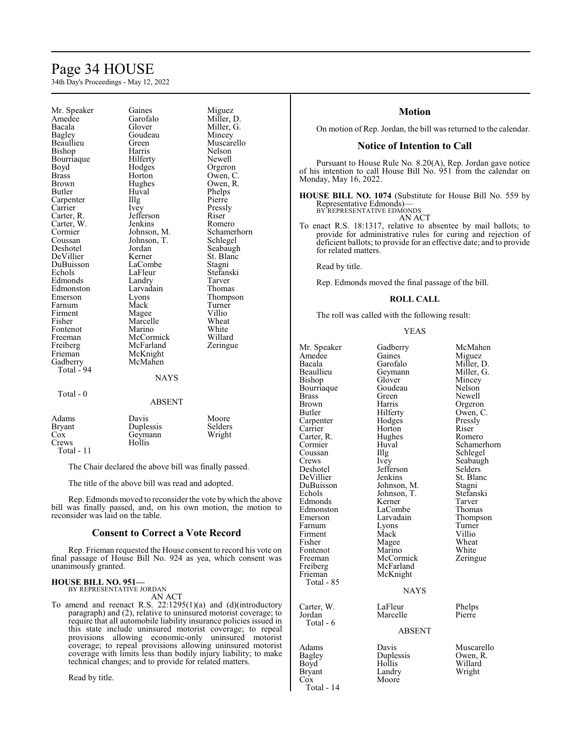| | | |
|---|---|---|
| Mr. Speaker | Gaines | Miguez |
| Amedee | Garofalo | Miller, D. |
| Bacala | Glover | Miller, G. |
| Bagley | Goudeau | Mincey |
| Beaullieu | Green | Muscarello |
| Bishop | Harris | Nelson |
| Bourriaque | Hilferty | Newell |
| Boyd | Hodges | Orgeron |
| Brass | Horton | Owen, C. |
| Brown | Hughes | Owen, R. |
| Butler | Huval | Phelps |
| Carpenter | Illg | Pierre |
| Carrier | Ivey | Pressly |
| Carter, R. | Jefferson | Riser |
| Carter, W. | Jenkins | Romero |
| Cormier | Johnson, M. | Schamerhorn |
| Coussan | Johnson, T. | Schlegel |
| Deshotel | Jordan | Seabaugh |
| DeVillier | Kerner | St. Blanc |
| DuBuisson | LaCombe | Stagni |
| Echols | LaFleur | Stefanski |
| Edmonds | Landry | Tarver |
| Edmonston | Larvadain | Thomas |
| Emerson | Lyons | Thompson |
| Farnum | Mack | Turner |
| Firment | Magee | Villio |
| Fisher | Marcelle | Wheat |
| Fontenot | Marino | White |
| Freeman | McCormick | Willard |
| Freiberg | McFarland | Zeringue |
| Frieman | McKnight | |
| Gadberry | McMahen | |
| Total - 94 | | |

NAYS

Total - 0

ABSENT

| | | |
|---|---|---|
| Adams | Davis | Moore |
| Bryant | Duplessis | Selders |
| Cox | Geymann | Wright |
| Crews | Hollis | |
| Total - 11 | | |

The Chair declared the above bill was finally passed.

The title of the above bill was read and adopted.

Rep. Edmonds moved to reconsider the vote by which the above bill was finally passed, and, on his own motion, the motion to reconsider was laid on the table.

## Consent to Correct a Vote Record

Rep. Frieman requested the House consent to record his vote on final passage of House Bill No. 924 as yea, which consent was unanimously granted.

**HOUSE BILL NO. 951—**
BY REPRESENTATIVE JORDAN
AN ACT

To amend and reenact R.S. 22:1295(1)(a) and (d)(introductory paragraph) and (2), relative to uninsured motorist coverage; to require that all automobile liability insurance policies issued in this state include uninsured motorist coverage; to repeal provisions allowing economic-only uninsured motorist coverage; to repeal provisions allowing uninsured motorist coverage with limits less than bodily injury liability; to make technical changes; and to provide for related matters.

Read by title.

## Motion

On motion of Rep. Jordan, the bill was returned to the calendar.

## Notice of Intention to Call

Pursuant to House Rule No. 8.20(A), Rep. Jordan gave notice of his intention to call House Bill No. 951 from the calendar on Monday, May 16, 2022.

**HOUSE BILL NO. 1074** (Substitute for House Bill No. 559 by Representative Edmonds)—
BY REPRESENTATIVE EDMONDS
AN ACT

To enact R.S. 18:1317, relative to absentee by mail ballots; to provide for administrative rules for curing and rejection of deficient ballots; to provide for an effective date; and to provide for related matters.

Read by title.

Rep. Edmonds moved the final passage of the bill.

**ROLL CALL**

The roll was called with the following result:

YEAS

| | | |
|---|---|---|
| Mr. Speaker | Gadberry | McMahen |
| Amedee | Gaines | Miguez |
| Bacala | Garofalo | Miller, D. |
| Beaullieu | Geymann | Miller, G. |
| Bishop | Glover | Mincey |
| Bourriaque | Goudeau | Nelson |
| Brass | Green | Newell |
| Brown | Harris | Orgeron |
| Butler | Hilferty | Owen, C. |
| Carpenter | Hodges | Pressly |
| Carrier | Horton | Riser |
| Carter, R. | Hughes | Romero |
| Cormier | Huval | Schamerhorn |
| Coussan | Illg | Schlegel |
| Crews | Ivey | Seabaugh |
| Deshotel | Jefferson | Selders |
| DeVillier | Jenkins | St. Blanc |
| DuBuisson | Johnson, M. | Stagni |
| Echols | Johnson, T. | Stefanski |
| Edmonds | Kerner | Tarver |
| Edmonston | LaCombe | Thomas |
| Emerson | Larvadain | Thompson |
| Farnum | Lyons | Turner |
| Firment | Mack | Villio |
| Fisher | Magee | Wheat |
| Fontenot | Marino | White |
| Freeman | McCormick | Zeringue |
| Freiberg | McFarland | |
| Frieman | McKnight | |
| Total - 85 | | |

NAYS

| | | |
|---|---|---|
| Carter, W. | LaFleur | Phelps |
| Jordan | Marcelle | Pierre |
| Total - 6 | | |

ABSENT

| | | |
|---|---|---|
| Adams | Davis | Muscarello |
| Bagley | Duplessis | Owen, R. |
| Boyd | Hollis | Willard |
| Bryant | Landry | Wright |
| Cox | Moore | |
| Total - 14 | | |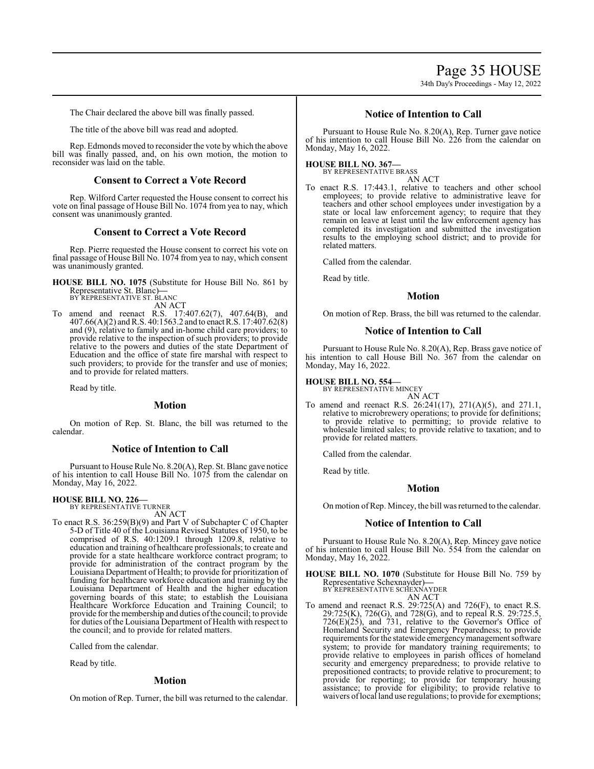The Chair declared the above bill was finally passed.

The title of the above bill was read and adopted.

Rep. Edmonds moved to reconsider the vote by which the above bill was finally passed, and, on his own motion, the motion to reconsider was laid on the table.

## Consent to Correct a Vote Record

Rep. Wilford Carter requested the House consent to correct his vote on final passage of House Bill No. 1074 from yea to nay, which consent was unanimously granted.

## Consent to Correct a Vote Record

Rep. Pierre requested the House consent to correct his vote on final passage of House Bill No. 1074 from yea to nay, which consent was unanimously granted.

**HOUSE BILL NO. 1075** (Substitute for House Bill No. 861 by Representative St. Blanc)**—**
BY REPRESENTATIVE ST. BLANC
AN ACT

To amend and reenact R.S. 17:407.62(7), 407.64(B), and 407.66(A)(2) and R.S. 40:1563.2 and to enact R.S. 17:407.62(8) and (9), relative to family and in-home child care providers; to provide relative to the inspection of such providers; to provide relative to the powers and duties of the state Department of Education and the office of state fire marshal with respect to such providers; to provide for the transfer and use of monies; and to provide for related matters.

Read by title.

## Motion

On motion of Rep. St. Blanc, the bill was returned to the calendar.

## Notice of Intention to Call

Pursuant to House Rule No. 8.20(A), Rep. St. Blanc gave notice of his intention to call House Bill No. 1075 from the calendar on Monday, May 16, 2022.

**HOUSE BILL NO. 226—**
BY REPRESENTATIVE TURNER
AN ACT

To enact R.S. 36:259(B)(9) and Part V of Subchapter C of Chapter 5-D of Title 40 of the Louisiana Revised Statutes of 1950, to be comprised of R.S. 40:1209.1 through 1209.8, relative to education and training of healthcare professionals; to create and provide for a state healthcare workforce contract program; to provide for administration of the contract program by the Louisiana Department of Health; to provide for prioritization of funding for healthcare workforce education and training by the Louisiana Department of Health and the higher education governing boards of this state; to establish the Louisiana Healthcare Workforce Education and Training Council; to provide for the membership and duties of the council; to provide for duties of the Louisiana Department of Health with respect to the council; and to provide for related matters.

Called from the calendar.

Read by title.

## Motion

On motion of Rep. Turner, the bill was returned to the calendar.

## Notice of Intention to Call

Pursuant to House Rule No. 8.20(A), Rep. Turner gave notice of his intention to call House Bill No. 226 from the calendar on Monday, May 16, 2022.

**HOUSE BILL NO. 367—**
BY REPRESENTATIVE BRASS
AN ACT

To enact R.S. 17:443.1, relative to teachers and other school employees; to provide relative to administrative leave for teachers and other school employees under investigation by a state or local law enforcement agency; to require that they remain on leave at least until the law enforcement agency has completed its investigation and submitted the investigation results to the employing school district; and to provide for related matters.

Called from the calendar.

Read by title.

## Motion

On motion of Rep. Brass, the bill was returned to the calendar.

## Notice of Intention to Call

Pursuant to House Rule No. 8.20(A), Rep. Brass gave notice of his intention to call House Bill No. 367 from the calendar on Monday, May 16, 2022.

**HOUSE BILL NO. 554—**
BY REPRESENTATIVE MINCEY
AN ACT

To amend and reenact R.S. 26:241(17), 271(A)(5), and 271.1, relative to microbrewery operations; to provide for definitions; to provide relative to permitting; to provide relative to wholesale limited sales; to provide relative to taxation; and to provide for related matters.

Called from the calendar.

Read by title.

## Motion

On motion of Rep. Mincey, the bill was returned to the calendar.

## Notice of Intention to Call

Pursuant to House Rule No. 8.20(A), Rep. Mincey gave notice of his intention to call House Bill No. 554 from the calendar on Monday, May 16, 2022.

**HOUSE BILL NO. 1070** (Substitute for House Bill No. 759 by Representative Schexnayder)**—**
BY REPRESENTATIVE SCHEXNAYDER
AN ACT

To amend and reenact R.S. 29:725(A) and 726(F), to enact R.S. 29:725(K), 726(G), and 728(G), and to repeal R.S. 29:725.5, 726(E)(25), and 731, relative to the Governor's Office of Homeland Security and Emergency Preparedness; to provide requirements for the statewide emergency management software system; to provide for mandatory training requirements; to provide relative to employees in parish offices of homeland security and emergency preparedness; to provide relative to prepositioned contracts; to provide relative to procurement; to provide for reporting; to provide for temporary housing assistance; to provide for eligibility; to provide relative to waivers of local land use regulations; to provide for exemptions;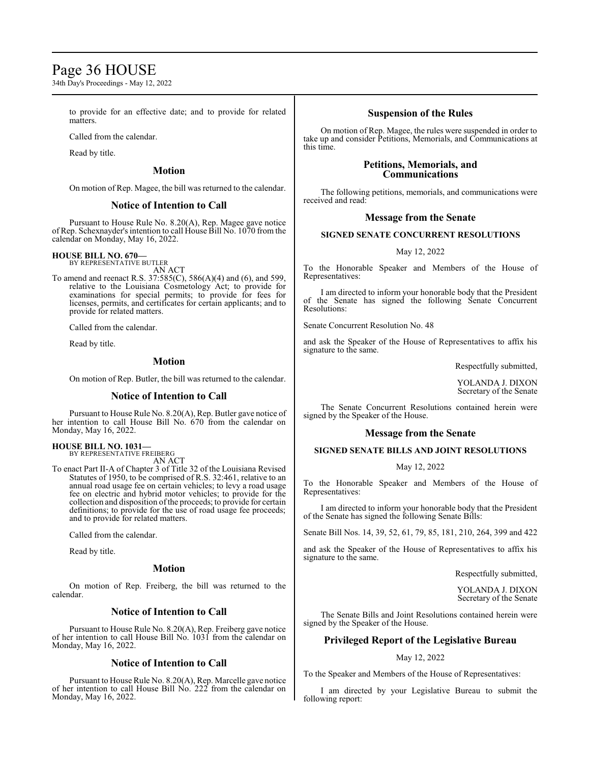to provide for an effective date; and to provide for related matters.

Called from the calendar.

Read by title.

### Motion

On motion of Rep. Magee, the bill was returned to the calendar.

### Notice of Intention to Call

Pursuant to House Rule No. 8.20(A), Rep. Magee gave notice of Rep. Schexnayder's intention to call House Bill No. 1070 from the calendar on Monday, May 16, 2022.

**HOUSE BILL NO. 670—**
BY REPRESENTATIVE BUTLER
AN ACT
To amend and reenact R.S. 37:585(C), 586(A)(4) and (6), and 599, relative to the Louisiana Cosmetology Act; to provide for examinations for special permits; to provide for fees for licenses, permits, and certificates for certain applicants; and to provide for related matters.

Called from the calendar.

Read by title.

### Motion

On motion of Rep. Butler, the bill was returned to the calendar.

### Notice of Intention to Call

Pursuant to House Rule No. 8.20(A), Rep. Butler gave notice of her intention to call House Bill No. 670 from the calendar on Monday, May 16, 2022.

**HOUSE BILL NO. 1031—**
BY REPRESENTATIVE FREIBERG
AN ACT
To enact Part II-A of Chapter 3 of Title 32 of the Louisiana Revised Statutes of 1950, to be comprised of R.S. 32:461, relative to an annual road usage fee on certain vehicles; to levy a road usage fee on electric and hybrid motor vehicles; to provide for the collection and disposition of the proceeds; to provide for certain definitions; to provide for the use of road usage fee proceeds; and to provide for related matters.

Called from the calendar.

Read by title.

### Motion

On motion of Rep. Freiberg, the bill was returned to the calendar.

### Notice of Intention to Call

Pursuant to House Rule No. 8.20(A), Rep. Freiberg gave notice of her intention to call House Bill No. 1031 from the calendar on Monday, May 16, 2022.

### Notice of Intention to Call

Pursuant to House Rule No. 8.20(A), Rep. Marcelle gave notice of her intention to call House Bill No. 222 from the calendar on Monday, May 16, 2022.

### Suspension of the Rules

On motion of Rep. Magee, the rules were suspended in order to take up and consider Petitions, Memorials, and Communications at this time.

### Petitions, Memorials, and Communications

The following petitions, memorials, and communications were received and read:

### Message from the Senate

**SIGNED SENATE CONCURRENT RESOLUTIONS**

May 12, 2022

To the Honorable Speaker and Members of the House of Representatives:

I am directed to inform your honorable body that the President of the Senate has signed the following Senate Concurrent Resolutions:

Senate Concurrent Resolution No. 48

and ask the Speaker of the House of Representatives to affix his signature to the same.

Respectfully submitted,

YOLANDA J. DIXON
Secretary of the Senate

The Senate Concurrent Resolutions contained herein were signed by the Speaker of the House.

### Message from the Senate

**SIGNED SENATE BILLS AND JOINT RESOLUTIONS**

May 12, 2022

To the Honorable Speaker and Members of the House of Representatives:

I am directed to inform your honorable body that the President of the Senate has signed the following Senate Bills:

Senate Bill Nos. 14, 39, 52, 61, 79, 85, 181, 210, 264, 399 and 422

and ask the Speaker of the House of Representatives to affix his signature to the same.

Respectfully submitted,

YOLANDA J. DIXON
Secretary of the Senate

The Senate Bills and Joint Resolutions contained herein were signed by the Speaker of the House.

### Privileged Report of the Legislative Bureau

May 12, 2022

To the Speaker and Members of the House of Representatives:

I am directed by your Legislative Bureau to submit the following report: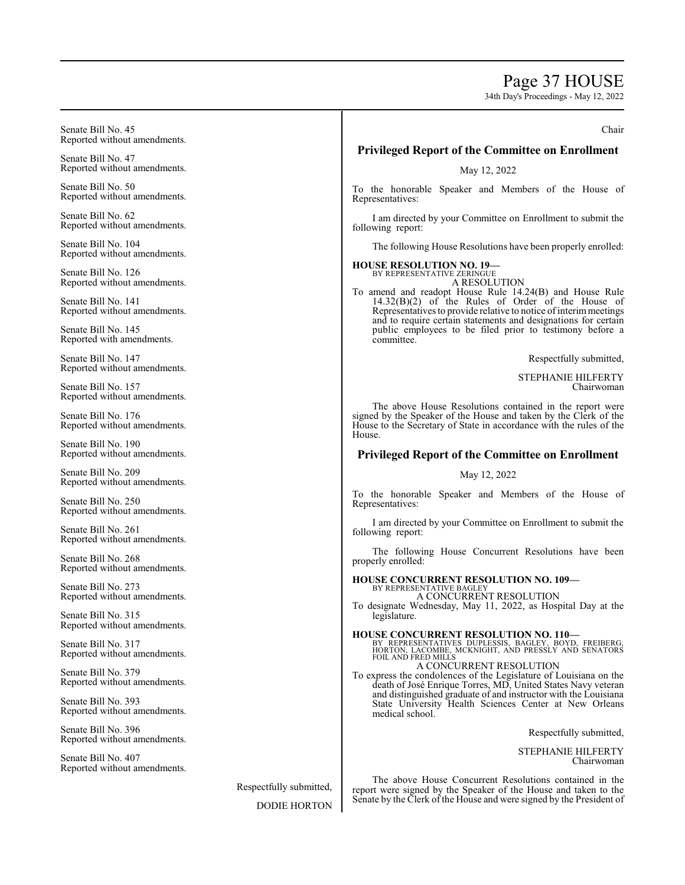Senate Bill No. 45
Reported without amendments.

Senate Bill No. 47
Reported without amendments.

Senate Bill No. 50
Reported without amendments.

Senate Bill No. 62
Reported without amendments.

Senate Bill No. 104
Reported without amendments.

Senate Bill No. 126
Reported without amendments.

Senate Bill No. 141
Reported without amendments.

Senate Bill No. 145
Reported with amendments.

Senate Bill No. 147
Reported without amendments.

Senate Bill No. 157
Reported without amendments.

Senate Bill No. 176
Reported without amendments.

Senate Bill No. 190
Reported without amendments.

Senate Bill No. 209
Reported without amendments.

Senate Bill No. 250
Reported without amendments.

Senate Bill No. 261
Reported without amendments.

Senate Bill No. 268
Reported without amendments.

Senate Bill No. 273
Reported without amendments.

Senate Bill No. 315
Reported without amendments.

Senate Bill No. 317
Reported without amendments.

Senate Bill No. 379
Reported without amendments.

Senate Bill No. 393
Reported without amendments.

Senate Bill No. 396
Reported without amendments.

Senate Bill No. 407
Reported without amendments.

Respectfully submitted,

DODIE HORTON
Chair

## Privileged Report of the Committee on Enrollment

May 12, 2022

To the honorable Speaker and Members of the House of Representatives:

I am directed by your Committee on Enrollment to submit the following report:

The following House Resolutions have been properly enrolled:

**HOUSE RESOLUTION NO. 19—**
BY REPRESENTATIVE ZERINGUE
A RESOLUTION

To amend and readopt House Rule 14.24(B) and House Rule 14.32(B)(2) of the Rules of Order of the House of Representatives to provide relative to notice of interim meetings and to require certain statements and designations for certain public employees to be filed prior to testimony before a committee.

Respectfully submitted,

STEPHANIE HILFERTY
Chairwoman

The above House Resolutions contained in the report were signed by the Speaker of the House and taken by the Clerk of the House to the Secretary of State in accordance with the rules of the House.

## Privileged Report of the Committee on Enrollment

May 12, 2022

To the honorable Speaker and Members of the House of Representatives:

I am directed by your Committee on Enrollment to submit the following report:

The following House Concurrent Resolutions have been properly enrolled:

**HOUSE CONCURRENT RESOLUTION NO. 109—**
BY REPRESENTATIVE BAGLEY
A CONCURRENT RESOLUTION

To designate Wednesday, May 11, 2022, as Hospital Day at the legislature.

**HOUSE CONCURRENT RESOLUTION NO. 110—**
BY REPRESENTATIVES DUPLESSIS, BAGLEY, BOYD, FREIBERG, HORTON, LACOMBE, MCKNIGHT, AND PRESSLY AND SENATORS FOIL AND FRED MILLS
A CONCURRENT RESOLUTION

To express the condolences of the Legislature of Louisiana on the death of José Enrique Torres, MD, United States Navy veteran and distinguished graduate of and instructor with the Louisiana State University Health Sciences Center at New Orleans medical school.

Respectfully submitted,

STEPHANIE HILFERTY
Chairwoman

The above House Concurrent Resolutions contained in the report were signed by the Speaker of the House and taken to the Senate by the Clerk of the House and were signed by the President of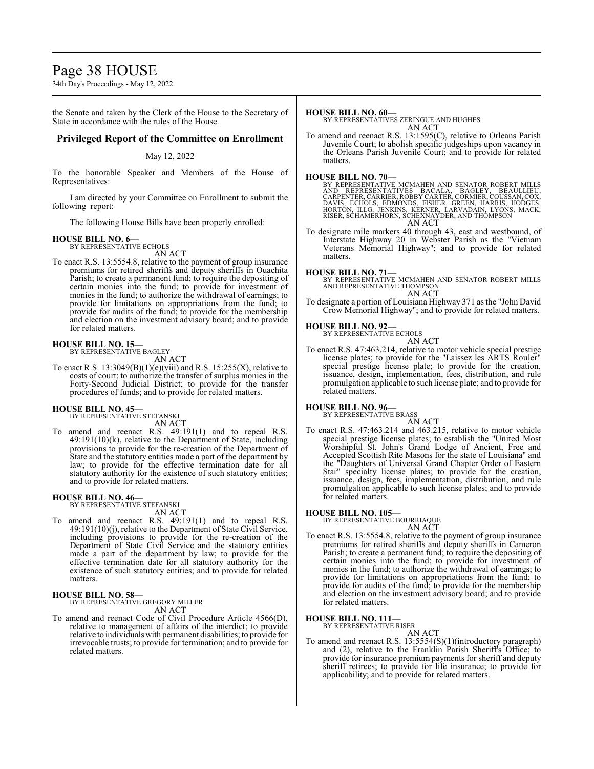the Senate and taken by the Clerk of the House to the Secretary of State in accordance with the rules of the House.

## Privileged Report of the Committee on Enrollment

May 12, 2022

To the honorable Speaker and Members of the House of Representatives:

I am directed by your Committee on Enrollment to submit the following report:

The following House Bills have been properly enrolled:

**HOUSE BILL NO. 6—**
BY REPRESENTATIVE ECHOLS
AN ACT

To enact R.S. 13:5554.8, relative to the payment of group insurance premiums for retired sheriffs and deputy sheriffs in Ouachita Parish; to create a permanent fund; to require the depositing of certain monies into the fund; to provide for investment of monies in the fund; to authorize the withdrawal of earnings; to provide for limitations on appropriations from the fund; to provide for audits of the fund; to provide for the membership and election on the investment advisory board; and to provide for related matters.

**HOUSE BILL NO. 15—**
BY REPRESENTATIVE BAGLEY
AN ACT

To enact R.S. 13:3049(B)(1)(e)(viii) and R.S. 15:255(X), relative to costs of court; to authorize the transfer of surplus monies in the Forty-Second Judicial District; to provide for the transfer procedures of funds; and to provide for related matters.

**HOUSE BILL NO. 45—**
BY REPRESENTATIVE STEFANSKI
AN ACT

To amend and reenact R.S. 49:191(1) and to repeal R.S. 49:191(10)(k), relative to the Department of State, including provisions to provide for the re-creation of the Department of State and the statutory entities made a part of the department by law; to provide for the effective termination date for all statutory authority for the existence of such statutory entities; and to provide for related matters.

**HOUSE BILL NO. 46—**
BY REPRESENTATIVE STEFANSKI
AN ACT

To amend and reenact R.S. 49:191(1) and to repeal R.S. 49:191(10)(j), relative to the Department of State Civil Service, including provisions to provide for the re-creation of the Department of State Civil Service and the statutory entities made a part of the department by law; to provide for the effective termination date for all statutory authority for the existence of such statutory entities; and to provide for related matters.

**HOUSE BILL NO. 58—**
BY REPRESENTATIVE GREGORY MILLER
AN ACT

To amend and reenact Code of Civil Procedure Article 4566(D), relative to management of affairs of the interdict; to provide relative to individuals with permanent disabilities; to provide for irrevocable trusts; to provide for termination; and to provide for related matters.

**HOUSE BILL NO. 60—**
BY REPRESENTATIVES ZERINGUE AND HUGHES
AN ACT

To amend and reenact R.S. 13:1595(C), relative to Orleans Parish Juvenile Court; to abolish specific judgeships upon vacancy in the Orleans Parish Juvenile Court; and to provide for related matters.

**HOUSE BILL NO. 70—**
BY REPRESENTATIVE MCMAHEN AND SENATOR ROBERT MILLS AND REPRESENTATIVES BACALA, BAGLEY, BEAULLIEU, CARPENTER, CARRIER, ROBBY CARTER, CORMIER, COUSSAN, COX, DAVIS, ECHOLS, EDMONDS, FISHER, GREEN, HARRIS, HODGES, HORTON, ILLG, JENKINS, KERNER, LARVADAIN, LYONS, MACK, RISER, SCHAMERHORN, SCHEXNAYDER, AND THOMPSON
AN ACT

To designate mile markers 40 through 43, east and westbound, of Interstate Highway 20 in Webster Parish as the "Vietnam Veterans Memorial Highway"; and to provide for related matters.

**HOUSE BILL NO. 71—**
BY REPRESENTATIVE MCMAHEN AND SENATOR ROBERT MILLS AND REPRESENTATIVE THOMPSON
AN ACT

To designate a portion of Louisiana Highway 371 as the "John David Crow Memorial Highway"; and to provide for related matters.

**HOUSE BILL NO. 92—**
BY REPRESENTATIVE ECHOLS
AN ACT

To enact R.S. 47:463.214, relative to motor vehicle special prestige license plates; to provide for the "Laissez les ARTS Rouler" special prestige license plate; to provide for the creation, issuance, design, implementation, fees, distribution, and rule promulgation applicable to such license plate; and to provide for related matters.

**HOUSE BILL NO. 96—**
BY REPRESENTATIVE BRASS
AN ACT

To enact R.S. 47:463.214 and 463.215, relative to motor vehicle special prestige license plates; to establish the "United Most Worshipful St. John's Grand Lodge of Ancient, Free and Accepted Scottish Rite Masons for the state of Louisiana" and the "Daughters of Universal Grand Chapter Order of Eastern Star" specialty license plates; to provide for the creation, issuance, design, fees, implementation, distribution, and rule promulgation applicable to such license plates; and to provide for related matters.

**HOUSE BILL NO. 105—**
BY REPRESENTATIVE BOURRIAQUE
AN ACT

To enact R.S. 13:5554.8, relative to the payment of group insurance premiums for retired sheriffs and deputy sheriffs in Cameron Parish; to create a permanent fund; to require the depositing of certain monies into the fund; to provide for investment of monies in the fund; to authorize the withdrawal of earnings; to provide for limitations on appropriations from the fund; to provide for audits of the fund; to provide for the membership and election on the investment advisory board; and to provide for related matters.

**HOUSE BILL NO. 111—**
BY REPRESENTATIVE RISER
AN ACT

To amend and reenact R.S. 13:5554(S)(1)(introductory paragraph) and (2), relative to the Franklin Parish Sheriff's Office; to provide for insurance premium payments for sheriff and deputy sheriff retirees; to provide for life insurance; to provide for applicability; and to provide for related matters.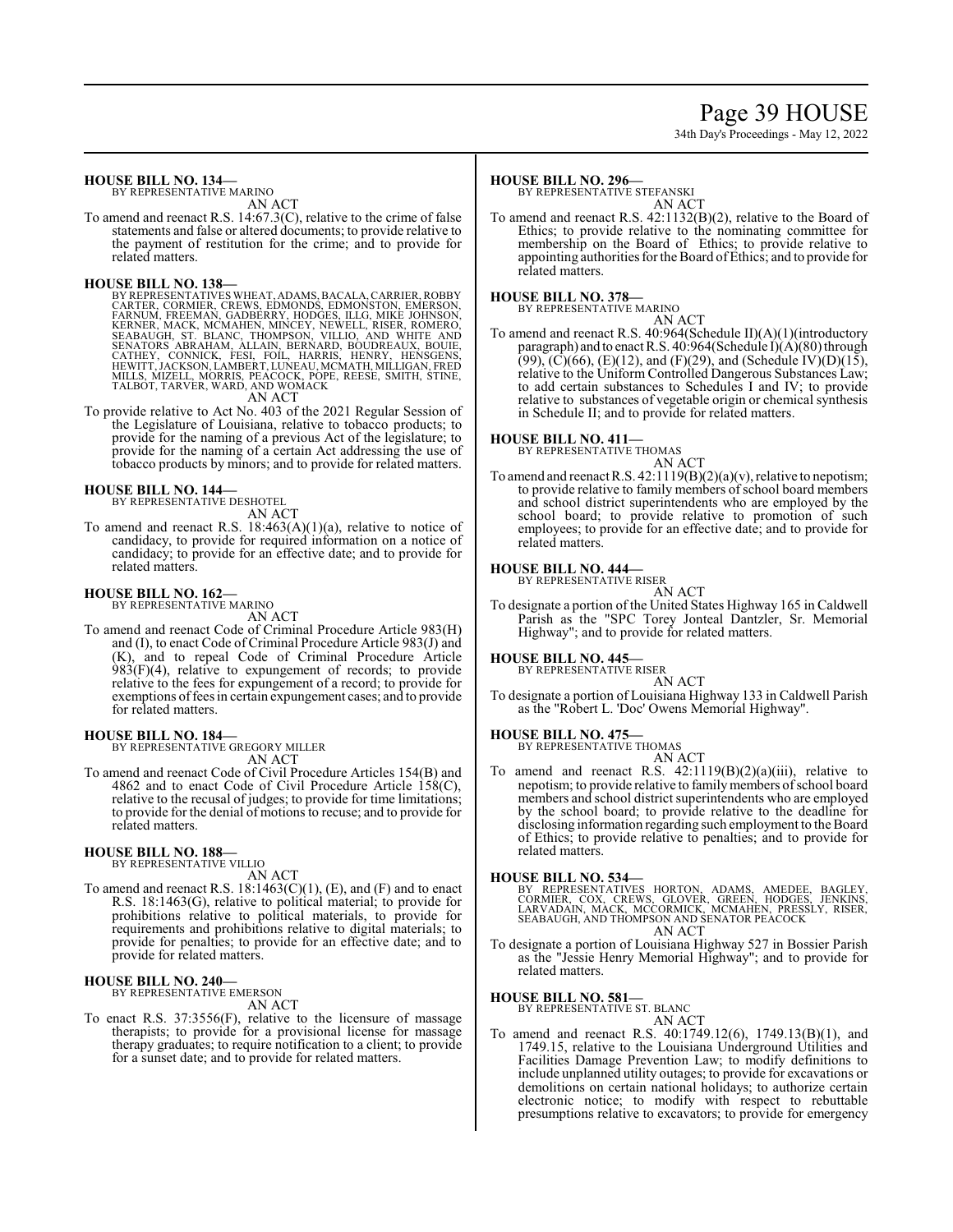**HOUSE BILL NO. 134—**
BY REPRESENTATIVE MARINO

AN ACT

To amend and reenact R.S. 14:67.3(C), relative to the crime of false statements and false or altered documents; to provide relative to the payment of restitution for the crime; and to provide for related matters.

**HOUSE BILL NO. 138—**
BY REPRESENTATIVES WHEAT, ADAMS, BACALA, CARRIER, ROBBY CARTER, CORMIER, CREWS, EDMONDS, EDMONSTON, EMERSON, FARNUM, FREEMAN, GADBERRY, HODGES, ILLG, MIKE JOHNSON, KERNER, MACK, MCMAHEN, MINCEY, NEWELL, RISER, ROMERO, SEABAUGH, ST. BLANC, THOMPSON, VILLIO, AND WHITE AND SENATORS ABRAHAM, ALLAIN, BERNARD, BOUDREAUX, BOUIE, CATHEY, CONNICK, FESI, FOIL, HARRIS, HENRY, HENSGENS, HEWITT, JACKSON, LAMBERT, LUNEAU, MCMATH, MILLIGAN, FRED MILLS, MIZELL, MORRIS, PEACOCK, POPE, REESE, SMITH, STINE, TALBOT, TARVER, WARD, AND WOMACK

AN ACT

To provide relative to Act No. 403 of the 2021 Regular Session of the Legislature of Louisiana, relative to tobacco products; to provide for the naming of a previous Act of the legislature; to provide for the naming of a certain Act addressing the use of tobacco products by minors; and to provide for related matters.

**HOUSE BILL NO. 144—**
BY REPRESENTATIVE DESHOTEL

AN ACT

To amend and reenact R.S. 18:463(A)(1)(a), relative to notice of candidacy, to provide for required information on a notice of candidacy; to provide for an effective date; and to provide for related matters.

**HOUSE BILL NO. 162—**
BY REPRESENTATIVE MARINO

AN ACT

To amend and reenact Code of Criminal Procedure Article 983(H) and (I), to enact Code of Criminal Procedure Article 983(J) and (K), and to repeal Code of Criminal Procedure Article 983(F)(4), relative to expungement of records; to provide relative to the fees for expungement of a record; to provide for exemptions of fees in certain expungement cases; and to provide for related matters.

**HOUSE BILL NO. 184—**
BY REPRESENTATIVE GREGORY MILLER

AN ACT

To amend and reenact Code of Civil Procedure Articles 154(B) and 4862 and to enact Code of Civil Procedure Article 158(C), relative to the recusal of judges; to provide for time limitations; to provide for the denial of motions to recuse; and to provide for related matters.

**HOUSE BILL NO. 188—**
BY REPRESENTATIVE VILLIO

AN ACT

To amend and reenact R.S. 18:1463(C)(1), (E), and (F) and to enact R.S. 18:1463(G), relative to political material; to provide for prohibitions relative to political materials, to provide for requirements and prohibitions relative to digital materials; to provide for penalties; to provide for an effective date; and to provide for related matters.

**HOUSE BILL NO. 240—**
BY REPRESENTATIVE EMERSON

AN ACT

To enact R.S. 37:3556(F), relative to the licensure of massage therapists; to provide for a provisional license for massage therapy graduates; to require notification to a client; to provide for a sunset date; and to provide for related matters.

**HOUSE BILL NO. 296—**
BY REPRESENTATIVE STEFANSKI

AN ACT

To amend and reenact R.S. 42:1132(B)(2), relative to the Board of Ethics; to provide relative to the nominating committee for membership on the Board of Ethics; to provide relative to appointing authorities for the Board of Ethics; and to provide for related matters.

**HOUSE BILL NO. 378—**
BY REPRESENTATIVE MARINO

AN ACT

To amend and reenact R.S. 40:964(Schedule II)(A)(1)(introductory paragraph) and to enact R.S. 40:964(Schedule I)(A)(80) through (99), (C)(66), (E)(12), and (F)(29), and (Schedule IV)(D)(15), relative to the Uniform Controlled Dangerous Substances Law; to add certain substances to Schedules I and IV; to provide relative to substances of vegetable origin or chemical synthesis in Schedule II; and to provide for related matters.

**HOUSE BILL NO. 411—**
BY REPRESENTATIVE THOMAS

AN ACT

To amend and reenact R.S. 42:1119(B)(2)(a)(v), relative to nepotism; to provide relative to family members of school board members and school district superintendents who are employed by the school board; to provide relative to promotion of such employees; to provide for an effective date; and to provide for related matters.

**HOUSE BILL NO. 444—**
BY REPRESENTATIVE RISER

AN ACT

To designate a portion of the United States Highway 165 in Caldwell Parish as the "SPC Torey Jonteal Dantzler, Sr. Memorial Highway"; and to provide for related matters.

**HOUSE BILL NO. 445—**
BY REPRESENTATIVE RISER

AN ACT

To designate a portion of Louisiana Highway 133 in Caldwell Parish as the "Robert L. 'Doc' Owens Memorial Highway".

**HOUSE BILL NO. 475—**
BY REPRESENTATIVE THOMAS

AN ACT

To amend and reenact R.S. 42:1119(B)(2)(a)(iii), relative to nepotism; to provide relative to family members of school board members and school district superintendents who are employed by the school board; to provide relative to the deadline for disclosing information regarding such employment to the Board of Ethics; to provide relative to penalties; and to provide for related matters.

**HOUSE BILL NO. 534—**
BY REPRESENTATIVES HORTON, ADAMS, AMEDEE, BAGLEY, CORMIER, COX, CREWS, GLOVER, GREEN, HODGES, JENKINS, LARVADAIN, MACK, MCCORMICK, MCMAHEN, PRESSLY, RISER, SEABAUGH, AND THOMPSON AND SENATOR PEACOCK

AN ACT

To designate a portion of Louisiana Highway 527 in Bossier Parish as the "Jessie Henry Memorial Highway"; and to provide for related matters.

**HOUSE BILL NO. 581—**
BY REPRESENTATIVE ST. BLANC

AN ACT

To amend and reenact R.S. 40:1749.12(6), 1749.13(B)(1), and 1749.15, relative to the Louisiana Underground Utilities and Facilities Damage Prevention Law; to modify definitions to include unplanned utility outages; to provide for excavations or demolitions on certain national holidays; to authorize certain electronic notice; to modify with respect to rebuttable presumptions relative to excavators; to provide for emergency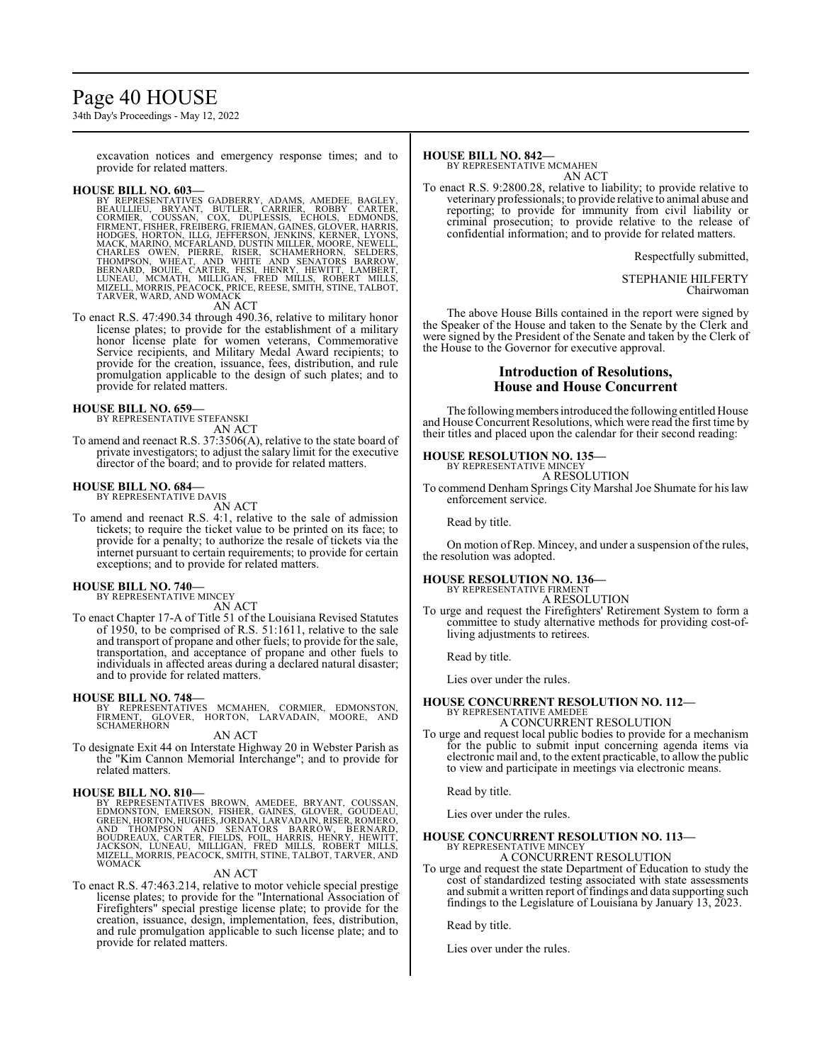excavation notices and emergency response times; and to provide for related matters.

**HOUSE BILL NO. 603—**
BY REPRESENTATIVES GADBERRY, ADAMS, AMEDEE, BAGLEY, BEAULLIEU, BRYANT, BUTLER, CARRIER, ROBBY CARTER, CORMIER, COUSSAN, COX, DUPLESSIS, ECHOLS, EDMONDS, FIRMENT, FISHER, FREIBERG, FRIEMAN, GAINES, GLOVER, HARRIS, HODGES, HORTON, ILLG, JEFFERSON, JENKINS, KERNER, LYONS, MACK, MARINO, MCFARLAND, DUSTIN MILLER, MOORE, NEWELL, CHARLES OWEN, PIERRE, RISER, SCHAMERHORN, SELDERS, THOMPSON, WHEAT, AND WHITE AND SENATORS BARROW, BERNARD, BOUIE, CARTER, FESI, HENRY, HEWITT, LAMBERT, LUNEAU, MCMATH, MILLIGAN, FRED MILLS, ROBERT MILLS, MIZELL, MORRIS, PEACOCK, PRICE, REESE, SMITH, STINE, TALBOT, TARVER, WARD, AND WOMACK

AN ACT

To enact R.S. 47:490.34 through 490.36, relative to military honor license plates; to provide for the establishment of a military honor license plate for women veterans, Commemorative Service recipients, and Military Medal Award recipients; to provide for the creation, issuance, fees, distribution, and rule promulgation applicable to the design of such plates; and to provide for related matters.

**HOUSE BILL NO. 659—**
BY REPRESENTATIVE STEFANSKI

AN ACT

To amend and reenact R.S. 37:3506(A), relative to the state board of private investigators; to adjust the salary limit for the executive director of the board; and to provide for related matters.

**HOUSE BILL NO. 684—**
BY REPRESENTATIVE DAVIS

AN ACT

To amend and reenact R.S. 4:1, relative to the sale of admission tickets; to require the ticket value to be printed on its face; to provide for a penalty; to authorize the resale of tickets via the internet pursuant to certain requirements; to provide for certain exceptions; and to provide for related matters.

**HOUSE BILL NO. 740—**
BY REPRESENTATIVE MINCEY

AN ACT

To enact Chapter 17-A of Title 51 of the Louisiana Revised Statutes of 1950, to be comprised of R.S. 51:1611, relative to the sale and transport of propane and other fuels; to provide for the sale, transportation, and acceptance of propane and other fuels to individuals in affected areas during a declared natural disaster; and to provide for related matters.

**HOUSE BILL NO. 748—**
BY REPRESENTATIVES MCMAHEN, CORMIER, EDMONSTON, FIRMENT, GLOVER, HORTON, LARVADAIN, MOORE, AND SCHAMERHORN

AN ACT

To designate Exit 44 on Interstate Highway 20 in Webster Parish as the "Kim Cannon Memorial Interchange"; and to provide for related matters.

**HOUSE BILL NO. 810—**
BY REPRESENTATIVES BROWN, AMEDEE, BRYANT, COUSSAN, EDMONSTON, EMERSON, FISHER, GAINES, GLOVER, GOUDEAU, GREEN, HORTON, HUGHES, JORDAN, LARVADAIN, RISER, ROMERO, AND THOMPSON AND SENATORS BARROW, BERNARD, BOUDREAUX, CARTER, FIELDS, FOIL, HARRIS, HENRY, HEWITT, JACKSON, LUNEAU, MILLIGAN, FRED MILLS, ROBERT MILLS, MIZELL, MORRIS, PEACOCK, SMITH, STINE, TALBOT, TARVER, AND WOMACK

AN ACT

To enact R.S. 47:463.214, relative to motor vehicle special prestige license plates; to provide for the "International Association of Firefighters" special prestige license plate; to provide for the creation, issuance, design, implementation, fees, distribution, and rule promulgation applicable to such license plate; and to provide for related matters.

**HOUSE BILL NO. 842—**
BY REPRESENTATIVE MCMAHEN

AN ACT

To enact R.S. 9:2800.28, relative to liability; to provide relative to veterinary professionals; to provide relative to animal abuse and reporting; to provide for immunity from civil liability or criminal prosecution; to provide relative to the release of confidential information; and to provide for related matters.

Respectfully submitted,

STEPHANIE HILFERTY
Chairwoman

The above House Bills contained in the report were signed by the Speaker of the House and taken to the Senate by the Clerk and were signed by the President of the Senate and taken by the Clerk of the House to the Governor for executive approval.

## Introduction of Resolutions, House and House Concurrent

The following members introduced the following entitled House and House Concurrent Resolutions, which were read the first time by their titles and placed upon the calendar for their second reading:

**HOUSE RESOLUTION NO. 135—**
BY REPRESENTATIVE MINCEY

A RESOLUTION

To commend Denham Springs City Marshal Joe Shumate for his law enforcement service.

Read by title.

On motion of Rep. Mincey, and under a suspension of the rules, the resolution was adopted.

**HOUSE RESOLUTION NO. 136—**
BY REPRESENTATIVE FIRMENT

A RESOLUTION

To urge and request the Firefighters' Retirement System to form a committee to study alternative methods for providing cost-of-living adjustments to retirees.

Read by title.

Lies over under the rules.

**HOUSE CONCURRENT RESOLUTION NO. 112—**
BY REPRESENTATIVE AMEDEE

A CONCURRENT RESOLUTION

To urge and request local public bodies to provide for a mechanism for the public to submit input concerning agenda items via electronic mail and, to the extent practicable, to allow the public to view and participate in meetings via electronic means.

Read by title.

Lies over under the rules.

**HOUSE CONCURRENT RESOLUTION NO. 113—**
BY REPRESENTATIVE MINCEY

A CONCURRENT RESOLUTION

To urge and request the state Department of Education to study the cost of standardized testing associated with state assessments and submit a written report of findings and data supporting such findings to the Legislature of Louisiana by January 13, 2023.

Read by title.

Lies over under the rules.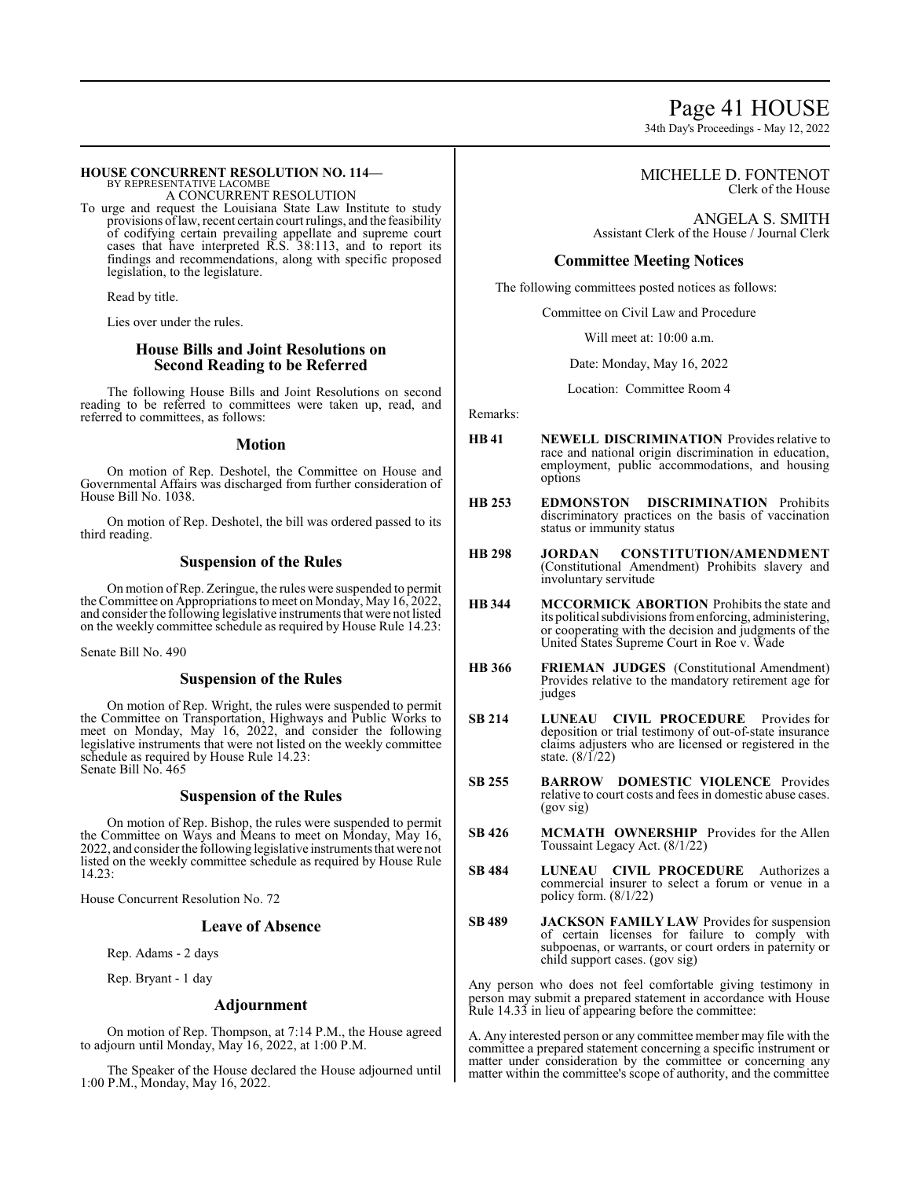**HOUSE CONCURRENT RESOLUTION NO. 114—**
BY REPRESENTATIVE LACOMBE
A CONCURRENT RESOLUTION

To urge and request the Louisiana State Law Institute to study provisions of law, recent certain court rulings, and the feasibility of codifying certain prevailing appellate and supreme court cases that have interpreted R.S. 38:113, and to report its findings and recommendations, along with specific proposed legislation, to the legislature.

Read by title.

Lies over under the rules.

## House Bills and Joint Resolutions on Second Reading to be Referred

The following House Bills and Joint Resolutions on second reading to be referred to committees were taken up, read, and referred to committees, as follows:

## Motion

On motion of Rep. Deshotel, the Committee on House and Governmental Affairs was discharged from further consideration of House Bill No. 1038.

On motion of Rep. Deshotel, the bill was ordered passed to its third reading.

## Suspension of the Rules

On motion of Rep. Zeringue, the rules were suspended to permit the Committee on Appropriations to meet on Monday, May 16, 2022, and consider the following legislative instruments that were not listed on the weekly committee schedule as required by House Rule 14.23:

Senate Bill No. 490

## Suspension of the Rules

On motion of Rep. Wright, the rules were suspended to permit the Committee on Transportation, Highways and Public Works to meet on Monday, May 16, 2022, and consider the following legislative instruments that were not listed on the weekly committee schedule as required by House Rule 14.23:
Senate Bill No. 465

## Suspension of the Rules

On motion of Rep. Bishop, the rules were suspended to permit the Committee on Ways and Means to meet on Monday, May 16, 2022, and consider the following legislative instruments that were not listed on the weekly committee schedule as required by House Rule 14.23:

House Concurrent Resolution No. 72

## Leave of Absence

Rep. Adams - 2 days

Rep. Bryant - 1 day

## Adjournment

On motion of Rep. Thompson, at 7:14 P.M., the House agreed to adjourn until Monday, May 16, 2022, at 1:00 P.M.

The Speaker of the House declared the House adjourned until 1:00 P.M., Monday, May 16, 2022.

MICHELLE D. FONTENOT
Clerk of the House

ANGELA S. SMITH
Assistant Clerk of the House / Journal Clerk

## Committee Meeting Notices

The following committees posted notices as follows:

Committee on Civil Law and Procedure

Will meet at: 10:00 a.m.

Date: Monday, May 16, 2022

Location: Committee Room 4

Remarks:

**HB 41** **NEWELL DISCRIMINATION** Provides relative to race and national origin discrimination in education, employment, public accommodations, and housing options

**HB 253** **EDMONSTON DISCRIMINATION** Prohibits discriminatory practices on the basis of vaccination status or immunity status

**HB 298** **JORDAN CONSTITUTION/AMENDMENT** (Constitutional Amendment) Prohibits slavery and involuntary servitude

**HB 344** **MCCORMICK ABORTION** Prohibits the state and its political subdivisions from enforcing, administering, or cooperating with the decision and judgments of the United States Supreme Court in Roe v. Wade

**HB 366** **FRIEMAN JUDGES** (Constitutional Amendment) Provides relative to the mandatory retirement age for judges

**SB 214** **LUNEAU CIVIL PROCEDURE** Provides for deposition or trial testimony of out-of-state insurance claims adjusters who are licensed or registered in the state. (8/1/22)

**SB 255** **BARROW DOMESTIC VIOLENCE** Provides relative to court costs and fees in domestic abuse cases. (gov sig)

**SB 426** **MCMATH OWNERSHIP** Provides for the Allen Toussaint Legacy Act. (8/1/22)

**SB 484** **LUNEAU CIVIL PROCEDURE** Authorizes a commercial insurer to select a forum or venue in a policy form. (8/1/22)

**SB 489** **JACKSON FAMILY LAW** Provides for suspension of certain licenses for failure to comply with subpoenas, or warrants, or court orders in paternity or child support cases. (gov sig)

Any person who does not feel comfortable giving testimony in person may submit a prepared statement in accordance with House Rule 14.33 in lieu of appearing before the committee:

A. Any interested person or any committee member may file with the committee a prepared statement concerning a specific instrument or matter under consideration by the committee or concerning any matter within the committee's scope of authority, and the committee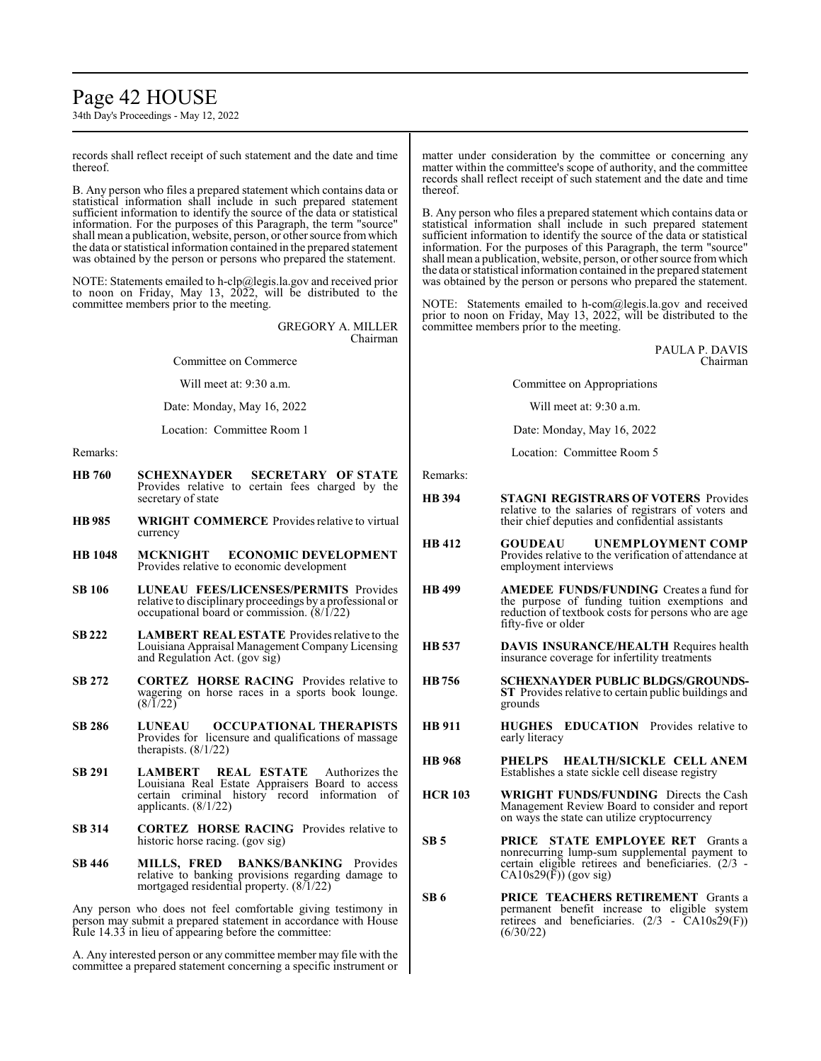records shall reflect receipt of such statement and the date and time thereof.

B. Any person who files a prepared statement which contains data or statistical information shall include in such prepared statement sufficient information to identify the source of the data or statistical information. For the purposes of this Paragraph, the term "source" shall mean a publication, website, person, or other source from which the data or statistical information contained in the prepared statement was obtained by the person or persons who prepared the statement.

NOTE: Statements emailed to h-clp@legis.la.gov and received prior to noon on Friday, May 13, 2022, will be distributed to the committee members prior to the meeting.

GREGORY A. MILLER
Chairman

Committee on Commerce

Will meet at: 9:30 a.m.

Date: Monday, May 16, 2022

Location: Committee Room 1

Remarks:

| | |
|---|---|
| **HB 760** | **SCHEXNAYDER SECRETARY OF STATE** Provides relative to certain fees charged by the secretary of state |
| **HB 985** | **WRIGHT COMMERCE** Provides relative to virtual currency |
| **HB 1048** | **MCKNIGHT ECONOMIC DEVELOPMENT** Provides relative to economic development |
| **SB 106** | **LUNEAU FEES/LICENSES/PERMITS** Provides relative to disciplinary proceedings by a professional or occupational board or commission. (8/1/22) |
| **SB 222** | **LAMBERT REAL ESTATE** Provides relative to the Louisiana Appraisal Management Company Licensing and Regulation Act. (gov sig) |
| **SB 272** | **CORTEZ HORSE RACING** Provides relative to wagering on horse races in a sports book lounge. (8/1/22) |
| **SB 286** | **LUNEAU OCCUPATIONAL THERAPISTS** Provides for licensure and qualifications of massage therapists. (8/1/22) |
| **SB 291** | **LAMBERT REAL ESTATE** Authorizes the Louisiana Real Estate Appraisers Board to access certain criminal history record information of applicants. (8/1/22) |
| **SB 314** | **CORTEZ HORSE RACING** Provides relative to historic horse racing. (gov sig) |
| **SB 446** | **MILLS, FRED BANKS/BANKING** Provides relative to banking provisions regarding damage to mortgaged residential property. (8/1/22) |

Any person who does not feel comfortable giving testimony in person may submit a prepared statement in accordance with House Rule 14.33 in lieu of appearing before the committee:

A. Any interested person or any committee member may file with the committee a prepared statement concerning a specific instrument or matter under consideration by the committee or concerning any matter within the committee's scope of authority, and the committee records shall reflect receipt of such statement and the date and time thereof.

B. Any person who files a prepared statement which contains data or statistical information shall include in such prepared statement sufficient information to identify the source of the data or statistical information. For the purposes of this Paragraph, the term "source" shall mean a publication, website, person, or other source from which the data or statistical information contained in the prepared statement was obtained by the person or persons who prepared the statement.

NOTE: Statements emailed to h-com@legis.la.gov and received prior to noon on Friday, May 13, 2022, will be distributed to the committee members prior to the meeting.

PAULA P. DAVIS
Chairman

Committee on Appropriations

Will meet at: 9:30 a.m.

Date: Monday, May 16, 2022

Location: Committee Room 5

Remarks:

| | |
|---|---|
| **HB 394** | **STAGNI REGISTRARS OF VOTERS** Provides relative to the salaries of registrars of voters and their chief deputies and confidential assistants |
| **HB 412** | **GOUDEAU UNEMPLOYMENT COMP** Provides relative to the verification of attendance at employment interviews |
| **HB 499** | **AMEDEE FUNDS/FUNDING** Creates a fund for the purpose of funding tuition exemptions and reduction of textbook costs for persons who are age fifty-five or older |
| **HB 537** | **DAVIS INSURANCE/HEALTH** Requires health insurance coverage for infertility treatments |
| **HB 756** | **SCHEXNAYDER PUBLIC BLDGS/GROUNDS-ST** Provides relative to certain public buildings and grounds |
| **HB 911** | **HUGHES EDUCATION** Provides relative to early literacy |
| **HB 968** | **PHELPS HEALTH/SICKLE CELL ANEM** Establishes a state sickle cell disease registry |
| **HCR 103** | **WRIGHT FUNDS/FUNDING** Directs the Cash Management Review Board to consider and report on ways the state can utilize cryptocurrency |
| **SB 5** | **PRICE STATE EMPLOYEE RET** Grants a nonrecurring lump-sum supplemental payment to certain eligible retirees and beneficiaries. (2/3 - CA10s29(F)) (gov sig) |
| **SB 6** | **PRICE TEACHERS RETIREMENT** Grants a permanent benefit increase to eligible system retirees and beneficiaries. (2/3 - CA10s29(F)) (6/30/22) |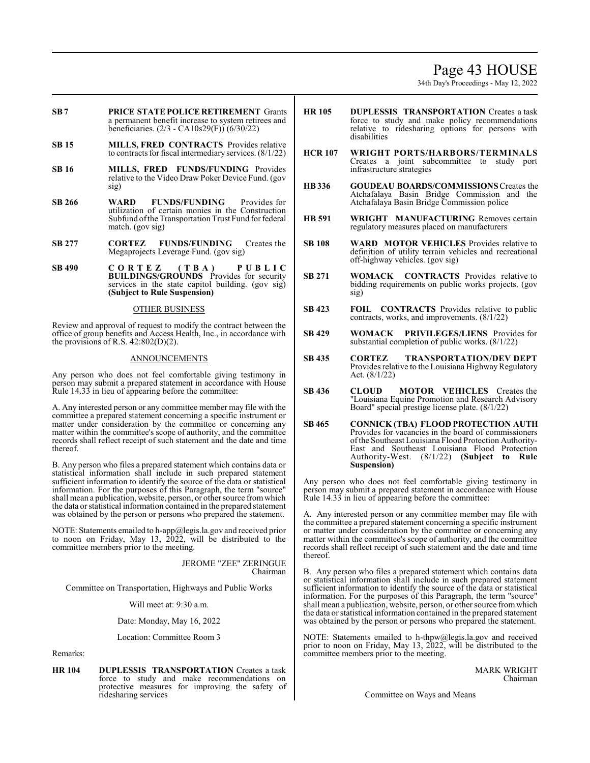**SB 7** **PRICE STATE POLICE RETIREMENT** Grants a permanent benefit increase to system retirees and beneficiaries. (2/3 - CA10s29(F)) (6/30/22)

**SB 15** **MILLS, FRED CONTRACTS** Provides relative to contracts for fiscal intermediary services. (8/1/22)

**SB 16** **MILLS, FRED FUNDS/FUNDING** Provides relative to the Video Draw Poker Device Fund. (gov sig)

**SB 266** **WARD FUNDS/FUNDING** Provides for utilization of certain monies in the Construction Subfund of the Transportation Trust Fund for federal match. (gov sig)

**SB 277** **CORTEZ FUNDS/FUNDING** Creates the Megaprojects Leverage Fund. (gov sig)

**SB 490** **CORTEZ (TBA) PUBLIC BUILDINGS/GROUNDS** Provides for security services in the state capitol building. (gov sig) **(Subject to Rule Suspension)**

OTHER BUSINESS

Review and approval of request to modify the contract between the office of group benefits and Access Health, Inc., in accordance with the provisions of R.S. 42:802(D)(2).

ANNOUNCEMENTS

Any person who does not feel comfortable giving testimony in person may submit a prepared statement in accordance with House Rule 14.33 in lieu of appearing before the committee:

A. Any interested person or any committee member may file with the committee a prepared statement concerning a specific instrument or matter under consideration by the committee or concerning any matter within the committee's scope of authority, and the committee records shall reflect receipt of such statement and the date and time thereof.

B. Any person who files a prepared statement which contains data or statistical information shall include in such prepared statement sufficient information to identify the source of the data or statistical information. For the purposes of this Paragraph, the term "source" shall mean a publication, website, person, or other source from which the data or statistical information contained in the prepared statement was obtained by the person or persons who prepared the statement.

NOTE: Statements emailed to h-app@legis.la.gov and received prior to noon on Friday, May 13, 2022, will be distributed to the committee members prior to the meeting.

JEROME "ZEE" ZERINGUE
Chairman

Committee on Transportation, Highways and Public Works

Will meet at: 9:30 a.m.

Date: Monday, May 16, 2022

Location: Committee Room 3

Remarks:

**HR 104** **DUPLESSIS TRANSPORTATION** Creates a task force to study and make recommendations on protective measures for improving the safety of ridesharing services

**HR 105** **DUPLESSIS TRANSPORTATION** Creates a task force to study and make policy recommendations relative to ridesharing options for persons with disabilities

**HCR 107** **WRIGHT PORTS/HARBORS/TERMINALS** Creates a joint subcommittee to study port infrastructure strategies

**HB 336** **GOUDEAU BOARDS/COMMISSIONS** Creates the Atchafalaya Basin Bridge Commission and the Atchafalaya Basin Bridge Commission police

**HB 591** **WRIGHT MANUFACTURING** Removes certain regulatory measures placed on manufacturers

**SB 108** **WARD MOTOR VEHICLES** Provides relative to definition of utility terrain vehicles and recreational off-highway vehicles. (gov sig)

**SB 271** **WOMACK CONTRACTS** Provides relative to bidding requirements on public works projects. (gov sig)

**SB 423** **FOIL CONTRACTS** Provides relative to public contracts, works, and improvements. (8/1/22)

**SB 429** **WOMACK PRIVILEGES/LIENS** Provides for substantial completion of public works. (8/1/22)

**SB 435** **CORTEZ TRANSPORTATION/DEV DEPT** Provides relative to the Louisiana Highway Regulatory Act. (8/1/22)

**SB 436** **CLOUD MOTOR VEHICLES** Creates the "Louisiana Equine Promotion and Research Advisory Board" special prestige license plate. (8/1/22)

**SB 465** **CONNICK (TBA) FLOOD PROTECTION AUTH** Provides for vacancies in the board of commissioners of the Southeast Louisiana Flood Protection Authority-East and Southeast Louisiana Flood Protection Authority-West. (8/1/22) **(Subject to Rule Suspension)**

Any person who does not feel comfortable giving testimony in person may submit a prepared statement in accordance with House Rule 14.33 in lieu of appearing before the committee:

A. Any interested person or any committee member may file with the committee a prepared statement concerning a specific instrument or matter under consideration by the committee or concerning any matter within the committee's scope of authority, and the committee records shall reflect receipt of such statement and the date and time thereof.

B. Any person who files a prepared statement which contains data or statistical information shall include in such prepared statement sufficient information to identify the source of the data or statistical information. For the purposes of this Paragraph, the term "source" shall mean a publication, website, person, or other source from which the data or statistical information contained in the prepared statement was obtained by the person or persons who prepared the statement.

NOTE: Statements emailed to h-thpw@legis.la.gov and received prior to noon on Friday, May 13, 2022, will be distributed to the committee members prior to the meeting.

MARK WRIGHT
Chairman

Committee on Ways and Means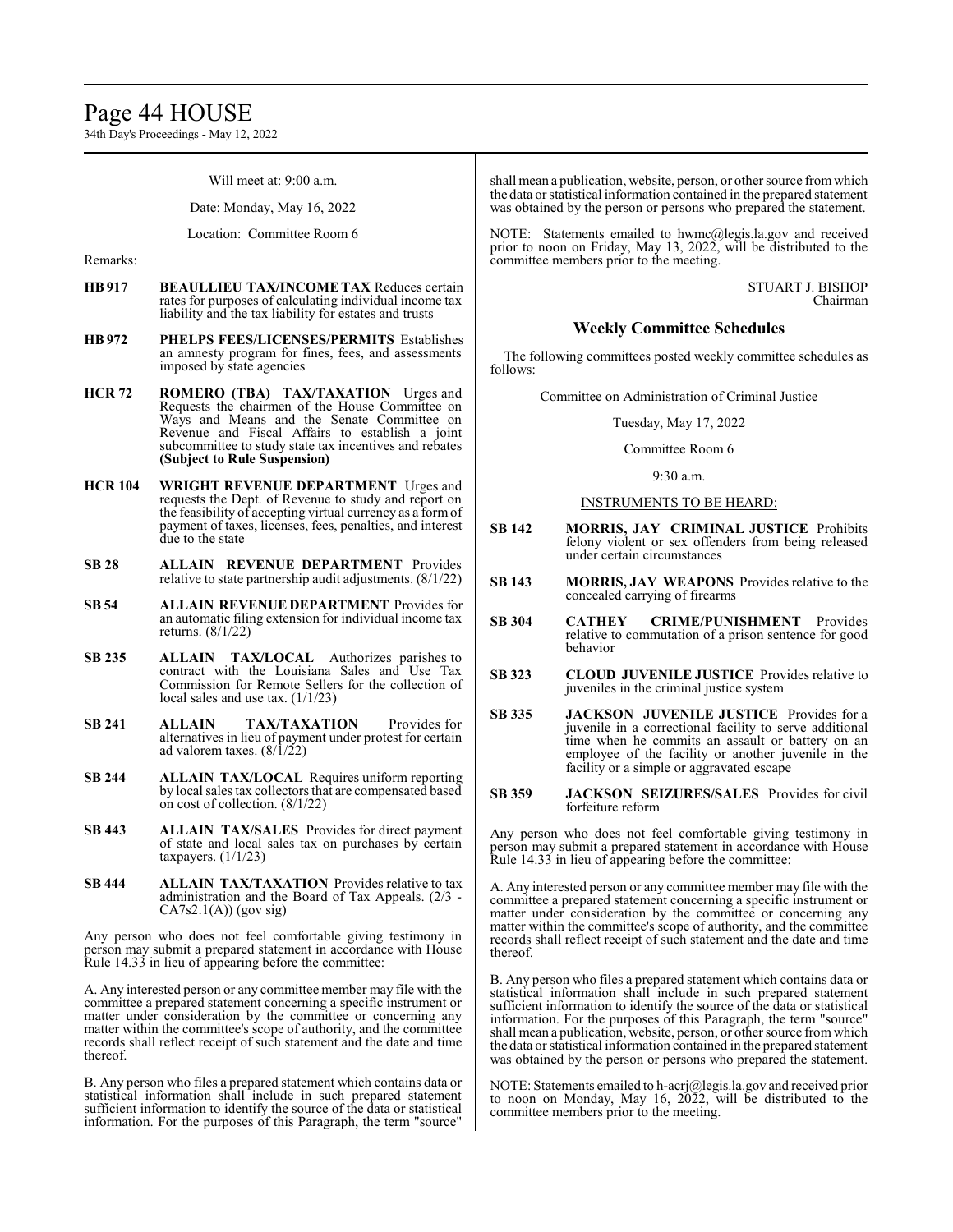Will meet at: 9:00 a.m.

Date: Monday, May 16, 2022

Location: Committee Room 6

Remarks:

**HB 917** **BEAULLIEU TAX/INCOME TAX** Reduces certain rates for purposes of calculating individual income tax liability and the tax liability for estates and trusts

**HB 972** **PHELPS FEES/LICENSES/PERMITS** Establishes an amnesty program for fines, fees, and assessments imposed by state agencies

**HCR 72** **ROMERO (TBA) TAX/TAXATION** Urges and Requests the chairmen of the House Committee on Ways and Means and the Senate Committee on Revenue and Fiscal Affairs to establish a joint subcommittee to study state tax incentives and rebates **(Subject to Rule Suspension)**

**HCR 104** **WRIGHT REVENUE DEPARTMENT** Urges and requests the Dept. of Revenue to study and report on the feasibility of accepting virtual currency as a form of payment of taxes, licenses, fees, penalties, and interest due to the state

**SB 28** **ALLAIN REVENUE DEPARTMENT** Provides relative to state partnership audit adjustments. (8/1/22)

**SB 54** **ALLAIN REVENUE DEPARTMENT** Provides for an automatic filing extension for individual income tax returns. (8/1/22)

**SB 235** **ALLAIN TAX/LOCAL** Authorizes parishes to contract with the Louisiana Sales and Use Tax Commission for Remote Sellers for the collection of local sales and use tax. (1/1/23)

**SB 241** **ALLAIN TAX/TAXATION** Provides for alternatives in lieu of payment under protest for certain ad valorem taxes. (8/1/22)

**SB 244** **ALLAIN TAX/LOCAL** Requires uniform reporting by local sales tax collectors that are compensated based on cost of collection. (8/1/22)

**SB 443** **ALLAIN TAX/SALES** Provides for direct payment of state and local sales tax on purchases by certain taxpayers. (1/1/23)

**SB 444** **ALLAIN TAX/TAXATION** Provides relative to tax administration and the Board of Tax Appeals. (2/3 - CA7s2.1(A)) (gov sig)

Any person who does not feel comfortable giving testimony in person may submit a prepared statement in accordance with House Rule 14.33 in lieu of appearing before the committee:

A. Any interested person or any committee member may file with the committee a prepared statement concerning a specific instrument or matter under consideration by the committee or concerning any matter within the committee's scope of authority, and the committee records shall reflect receipt of such statement and the date and time thereof.

B. Any person who files a prepared statement which contains data or statistical information shall include in such prepared statement sufficient information to identify the source of the data or statistical information. For the purposes of this Paragraph, the term "source" shall mean a publication, website, person, or other source from which the data or statistical information contained in the prepared statement was obtained by the person or persons who prepared the statement.

NOTE: Statements emailed to hwmc@legis.la.gov and received prior to noon on Friday, May 13, 2022, will be distributed to the committee members prior to the meeting.

STUART J. BISHOP
Chairman

## Weekly Committee Schedules

The following committees posted weekly committee schedules as follows:

Committee on Administration of Criminal Justice

Tuesday, May 17, 2022

Committee Room 6

9:30 a.m.

INSTRUMENTS TO BE HEARD:

**SB 142** **MORRIS, JAY CRIMINAL JUSTICE** Prohibits felony violent or sex offenders from being released under certain circumstances

**SB 143** **MORRIS, JAY WEAPONS** Provides relative to the concealed carrying of firearms

**SB 304** **CATHEY CRIME/PUNISHMENT** Provides relative to commutation of a prison sentence for good behavior

**SB 323** **CLOUD JUVENILE JUSTICE** Provides relative to juveniles in the criminal justice system

**SB 335** **JACKSON JUVENILE JUSTICE** Provides for a juvenile in a correctional facility to serve additional time when he commits an assault or battery on an employee of the facility or another juvenile in the facility or a simple or aggravated escape

**SB 359** **JACKSON SEIZURES/SALES** Provides for civil forfeiture reform

Any person who does not feel comfortable giving testimony in person may submit a prepared statement in accordance with House Rule 14.33 in lieu of appearing before the committee:

A. Any interested person or any committee member may file with the committee a prepared statement concerning a specific instrument or matter under consideration by the committee or concerning any matter within the committee's scope of authority, and the committee records shall reflect receipt of such statement and the date and time thereof.

B. Any person who files a prepared statement which contains data or statistical information shall include in such prepared statement sufficient information to identify the source of the data or statistical information. For the purposes of this Paragraph, the term "source" shall mean a publication, website, person, or other source from which the data or statistical information contained in the prepared statement was obtained by the person or persons who prepared the statement.

NOTE: Statements emailed to h-acrj@legis.la.gov and received prior to noon on Monday, May 16, 2022, will be distributed to the committee members prior to the meeting.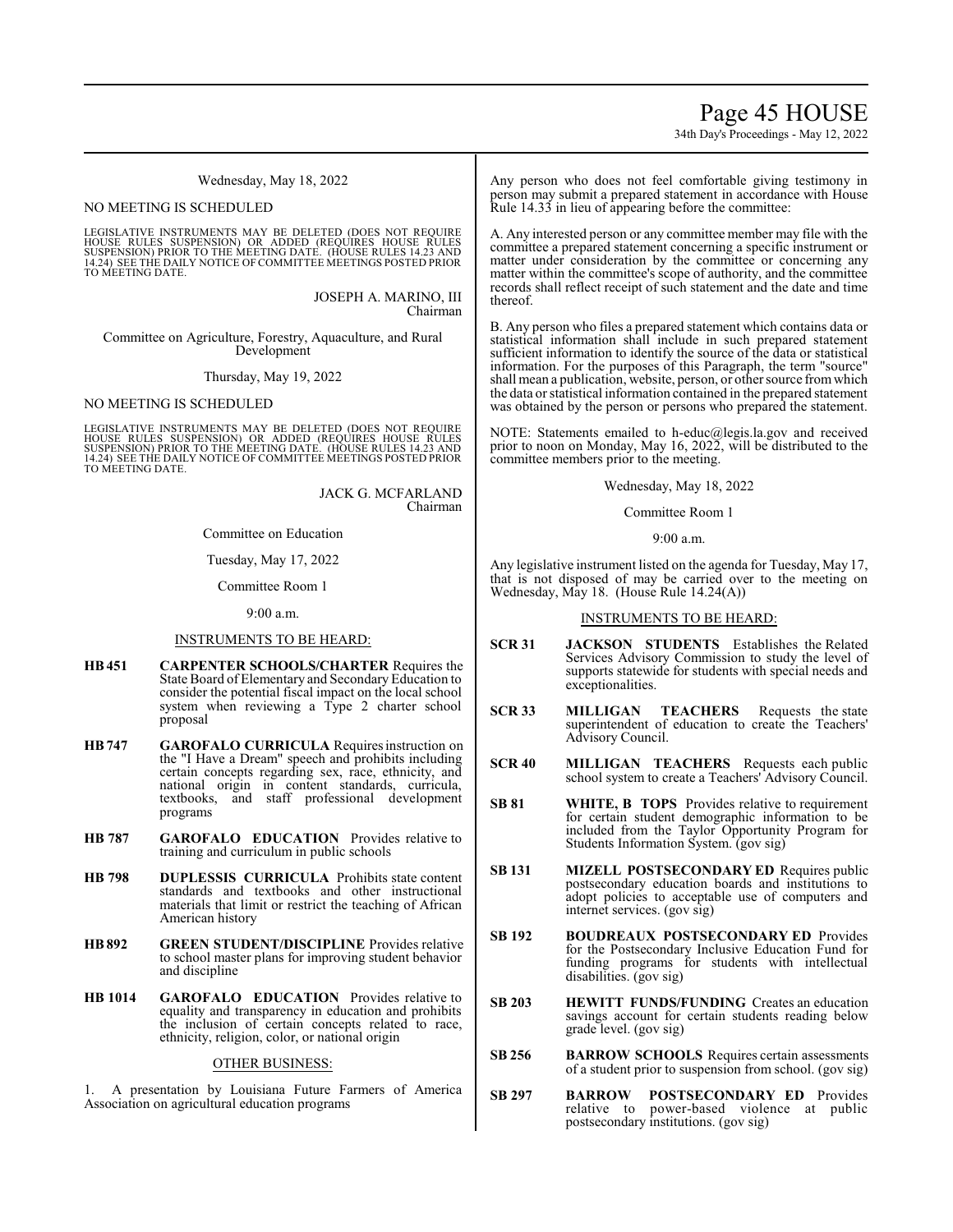Wednesday, May 18, 2022

NO MEETING IS SCHEDULED

LEGISLATIVE INSTRUMENTS MAY BE DELETED (DOES NOT REQUIRE HOUSE RULES SUSPENSION) OR ADDED (REQUIRES HOUSE RULES SUSPENSION) PRIOR TO THE MEETING DATE. (HOUSE RULES 14.23 AND 14.24) SEE THE DAILY NOTICE OF COMMITTEE MEETINGS POSTED PRIOR TO MEETING DATE.

JOSEPH A. MARINO, III
Chairman

Committee on Agriculture, Forestry, Aquaculture, and Rural Development

Thursday, May 19, 2022

NO MEETING IS SCHEDULED

LEGISLATIVE INSTRUMENTS MAY BE DELETED (DOES NOT REQUIRE HOUSE RULES SUSPENSION) OR ADDED (REQUIRES HOUSE RULES SUSPENSION) PRIOR TO THE MEETING DATE. (HOUSE RULES 14.23 AND 14.24) SEE THE DAILY NOTICE OF COMMITTEE MEETINGS POSTED PRIOR TO MEETING DATE.

JACK G. MCFARLAND
Chairman

Committee on Education

Tuesday, May 17, 2022

Committee Room 1

9:00 a.m.

INSTRUMENTS TO BE HEARD:

**HB 451** **CARPENTER SCHOOLS/CHARTER** Requires the State Board of Elementary and Secondary Education to consider the potential fiscal impact on the local school system when reviewing a Type 2 charter school proposal

**HB 747** **GAROFALO CURRICULA** Requires instruction on the "I Have a Dream" speech and prohibits including certain concepts regarding sex, race, ethnicity, and national origin in content standards, curricula, textbooks, and staff professional development programs

**HB 787** **GAROFALO EDUCATION** Provides relative to training and curriculum in public schools

**HB 798** **DUPLESSIS CURRICULA** Prohibits state content standards and textbooks and other instructional materials that limit or restrict the teaching of African American history

**HB 892** **GREEN STUDENT/DISCIPLINE** Provides relative to school master plans for improving student behavior and discipline

**HB 1014** **GAROFALO EDUCATION** Provides relative to equality and transparency in education and prohibits the inclusion of certain concepts related to race, ethnicity, religion, color, or national origin

OTHER BUSINESS:

1. A presentation by Louisiana Future Farmers of America Association on agricultural education programs

Any person who does not feel comfortable giving testimony in person may submit a prepared statement in accordance with House Rule 14.33 in lieu of appearing before the committee:

A. Any interested person or any committee member may file with the committee a prepared statement concerning a specific instrument or matter under consideration by the committee or concerning any matter within the committee's scope of authority, and the committee records shall reflect receipt of such statement and the date and time thereof.

B. Any person who files a prepared statement which contains data or statistical information shall include in such prepared statement sufficient information to identify the source of the data or statistical information. For the purposes of this Paragraph, the term "source" shall mean a publication, website, person, or other source from which the data or statistical information contained in the prepared statement was obtained by the person or persons who prepared the statement.

NOTE: Statements emailed to h-educ@legis.la.gov and received prior to noon on Monday, May 16, 2022, will be distributed to the committee members prior to the meeting.

Wednesday, May 18, 2022

Committee Room 1

9:00 a.m.

Any legislative instrument listed on the agenda for Tuesday, May 17, that is not disposed of may be carried over to the meeting on Wednesday, May 18. (House Rule 14.24(A))

INSTRUMENTS TO BE HEARD:

**SCR 31** **JACKSON STUDENTS** Establishes the Related Services Advisory Commission to study the level of supports statewide for students with special needs and exceptionalities.

**SCR 33** **MILLIGAN TEACHERS** Requests the state superintendent of education to create the Teachers' Advisory Council.

**SCR 40** **MILLIGAN TEACHERS** Requests each public school system to create a Teachers' Advisory Council.

**SB 81** **WHITE, B TOPS** Provides relative to requirement for certain student demographic information to be included from the Taylor Opportunity Program for Students Information System. (gov sig)

**SB 131** **MIZELL POSTSECONDARY ED** Requires public postsecondary education boards and institutions to adopt policies to acceptable use of computers and internet services. (gov sig)

**SB 192** **BOUDREAUX POSTSECONDARY ED** Provides for the Postsecondary Inclusive Education Fund for funding programs for students with intellectual disabilities. (gov sig)

**SB 203** **HEWITT FUNDS/FUNDING** Creates an education savings account for certain students reading below grade level. (gov sig)

**SB 256** **BARROW SCHOOLS** Requires certain assessments of a student prior to suspension from school. (gov sig)

**SB 297** **BARROW POSTSECONDARY ED** Provides relative to power-based violence at public postsecondary institutions. (gov sig)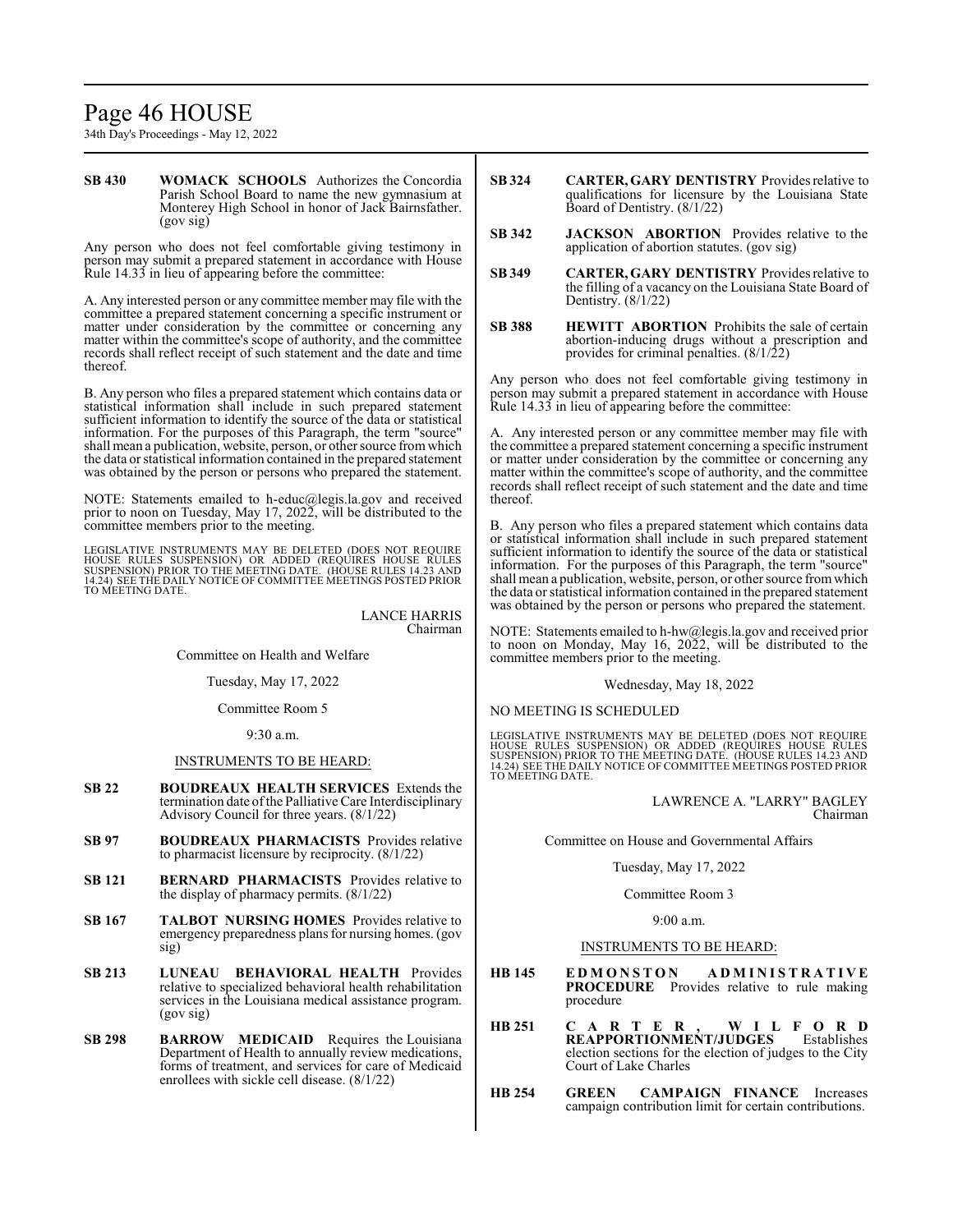**SB 430** **WOMACK SCHOOLS** Authorizes the Concordia Parish School Board to name the new gymnasium at Monterey High School in honor of Jack Bairnsfather. (gov sig)

Any person who does not feel comfortable giving testimony in person may submit a prepared statement in accordance with House Rule 14.33 in lieu of appearing before the committee:

A. Any interested person or any committee member may file with the committee a prepared statement concerning a specific instrument or matter under consideration by the committee or concerning any matter within the committee's scope of authority, and the committee records shall reflect receipt of such statement and the date and time thereof.

B. Any person who files a prepared statement which contains data or statistical information shall include in such prepared statement sufficient information to identify the source of the data or statistical information. For the purposes of this Paragraph, the term "source" shall mean a publication, website, person, or other source from which the data or statistical information contained in the prepared statement was obtained by the person or persons who prepared the statement.

NOTE: Statements emailed to h-educ@legis.la.gov and received prior to noon on Tuesday, May 17, 2022, will be distributed to the committee members prior to the meeting.

LEGISLATIVE INSTRUMENTS MAY BE DELETED (DOES NOT REQUIRE HOUSE RULES SUSPENSION) OR ADDED (REQUIRES HOUSE RULES SUSPENSION) PRIOR TO THE MEETING DATE. (HOUSE RULES 14.23 AND 14.24) SEE THE DAILY NOTICE OF COMMITTEE MEETINGS POSTED PRIOR TO MEETING DATE.

LANCE HARRIS
Chairman

Committee on Health and Welfare

Tuesday, May 17, 2022

Committee Room 5

9:30 a.m.

INSTRUMENTS TO BE HEARD:

**SB 22** **BOUDREAUX HEALTH SERVICES** Extends the termination date of the Palliative Care Interdisciplinary Advisory Council for three years. (8/1/22)

**SB 97** **BOUDREAUX PHARMACISTS** Provides relative to pharmacist licensure by reciprocity. (8/1/22)

**SB 121** **BERNARD PHARMACISTS** Provides relative to the display of pharmacy permits. (8/1/22)

**SB 167** **TALBOT NURSING HOMES** Provides relative to emergency preparedness plans for nursing homes. (gov sig)

**SB 213** **LUNEAU BEHAVIORAL HEALTH** Provides relative to specialized behavioral health rehabilitation services in the Louisiana medical assistance program. (gov sig)

**SB 298** **BARROW MEDICAID** Requires the Louisiana Department of Health to annually review medications, forms of treatment, and services for care of Medicaid enrollees with sickle cell disease. (8/1/22)

**SB 324** **CARTER, GARY DENTISTRY** Provides relative to qualifications for licensure by the Louisiana State Board of Dentistry. (8/1/22)

**SB 342** **JACKSON ABORTION** Provides relative to the application of abortion statutes. (gov sig)

**SB 349** **CARTER, GARY DENTISTRY** Provides relative to the filling of a vacancy on the Louisiana State Board of Dentistry. (8/1/22)

**SB 388** **HEWITT ABORTION** Prohibits the sale of certain abortion-inducing drugs without a prescription and provides for criminal penalties. (8/1/22)

Any person who does not feel comfortable giving testimony in person may submit a prepared statement in accordance with House Rule 14.33 in lieu of appearing before the committee:

A. Any interested person or any committee member may file with the committee a prepared statement concerning a specific instrument or matter under consideration by the committee or concerning any matter within the committee's scope of authority, and the committee records shall reflect receipt of such statement and the date and time thereof.

B. Any person who files a prepared statement which contains data or statistical information shall include in such prepared statement sufficient information to identify the source of the data or statistical information. For the purposes of this Paragraph, the term "source" shall mean a publication, website, person, or other source from which the data or statistical information contained in the prepared statement was obtained by the person or persons who prepared the statement.

NOTE: Statements emailed to h-hw@legis.la.gov and received prior to noon on Monday, May 16, 2022, will be distributed to the committee members prior to the meeting.

Wednesday, May 18, 2022

NO MEETING IS SCHEDULED

LEGISLATIVE INSTRUMENTS MAY BE DELETED (DOES NOT REQUIRE HOUSE RULES SUSPENSION) OR ADDED (REQUIRES HOUSE RULES SUSPENSION) PRIOR TO THE MEETING DATE. (HOUSE RULES 14.23 AND 14.24) SEE THE DAILY NOTICE OF COMMITTEE MEETINGS POSTED PRIOR TO MEETING DATE.

LAWRENCE A. "LARRY" BAGLEY
Chairman

Committee on House and Governmental Affairs

Tuesday, May 17, 2022

Committee Room 3

9:00 a.m.

INSTRUMENTS TO BE HEARD:

**HB 145** **EDMONSTON ADMINISTRATIVE PROCEDURE** Provides relative to rule making procedure

**HB 251** **CARTER, WILFORD REAPPORTIONMENT/JUDGES** Establishes election sections for the election of judges to the City Court of Lake Charles

**HB 254** **GREEN CAMPAIGN FINANCE** Increases campaign contribution limit for certain contributions.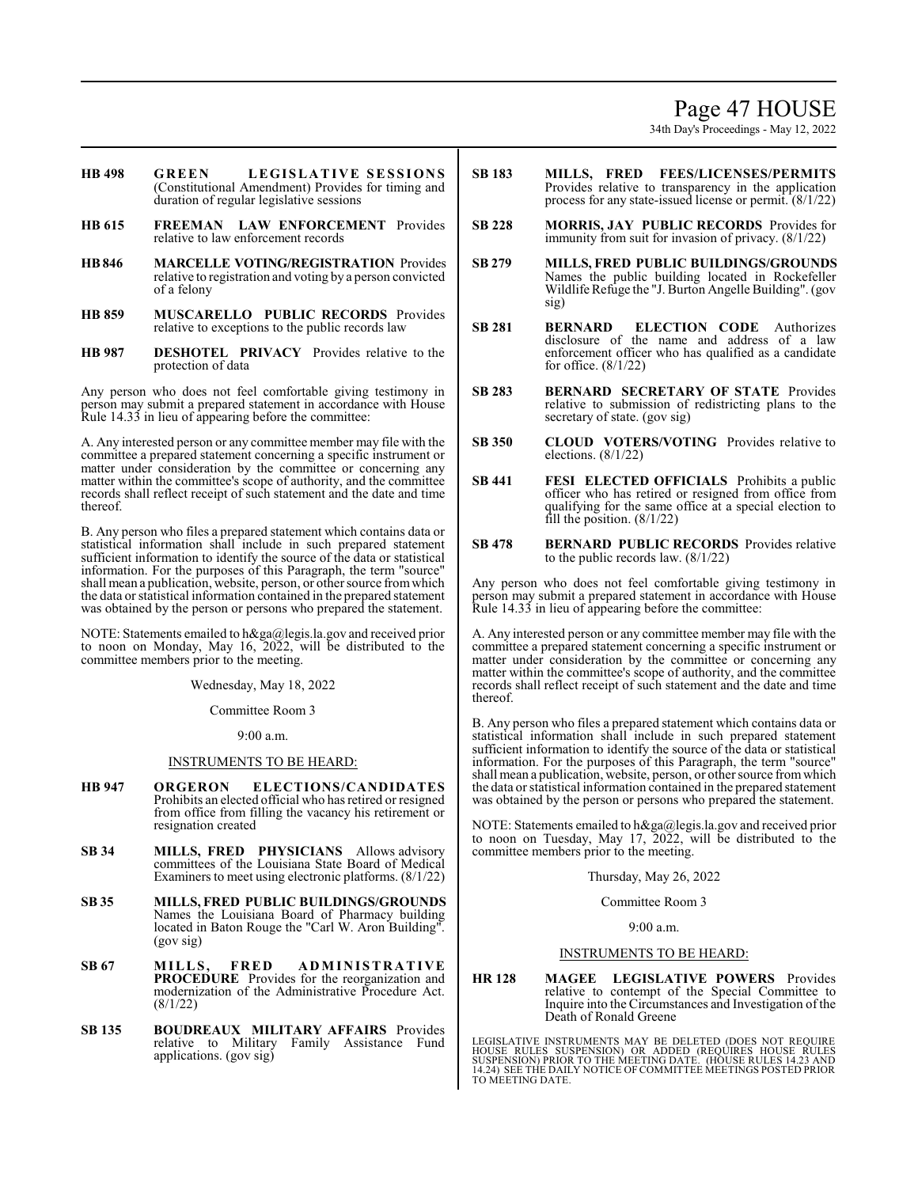**HB 498** **GREEN LEGISLATIVE SESSIONS** (Constitutional Amendment) Provides for timing and duration of regular legislative sessions

**HB 615** **FREEMAN LAW ENFORCEMENT** Provides relative to law enforcement records

**HB 846** **MARCELLE VOTING/REGISTRATION** Provides relative to registration and voting by a person convicted of a felony

**HB 859** **MUSCARELLO PUBLIC RECORDS** Provides relative to exceptions to the public records law

**HB 987** **DESHOTEL PRIVACY** Provides relative to the protection of data

Any person who does not feel comfortable giving testimony in person may submit a prepared statement in accordance with House Rule 14.33 in lieu of appearing before the committee:

A. Any interested person or any committee member may file with the committee a prepared statement concerning a specific instrument or matter under consideration by the committee or concerning any matter within the committee's scope of authority, and the committee records shall reflect receipt of such statement and the date and time thereof.

B. Any person who files a prepared statement which contains data or statistical information shall include in such prepared statement sufficient information to identify the source of the data or statistical information. For the purposes of this Paragraph, the term "source" shall mean a publication, website, person, or other source from which the data or statistical information contained in the prepared statement was obtained by the person or persons who prepared the statement.

NOTE: Statements emailed to h&ga@legis.la.gov and received prior to noon on Monday, May 16, 2022, will be distributed to the committee members prior to the meeting.

Wednesday, May 18, 2022

Committee Room 3

9:00 a.m.

INSTRUMENTS TO BE HEARD:

**HB 947** **ORGERON ELECTIONS/CANDIDATES** Prohibits an elected official who has retired or resigned from office from filling the vacancy his retirement or resignation created

**SB 34** **MILLS, FRED PHYSICIANS** Allows advisory committees of the Louisiana State Board of Medical Examiners to meet using electronic platforms. (8/1/22)

**SB 35** **MILLS, FRED PUBLIC BUILDINGS/GROUNDS** Names the Louisiana Board of Pharmacy building located in Baton Rouge the "Carl W. Aron Building". (gov sig)

**SB 67** **MILLS, FRED ADMINISTRATIVE PROCEDURE** Provides for the reorganization and modernization of the Administrative Procedure Act. (8/1/22)

**SB 135** **BOUDREAUX MILITARY AFFAIRS** Provides relative to Military Family Assistance Fund applications. (gov sig)

**SB 183** **MILLS, FRED FEES/LICENSES/PERMITS** Provides relative to transparency in the application process for any state-issued license or permit. (8/1/22)

**SB 228** **MORRIS, JAY PUBLIC RECORDS** Provides for immunity from suit for invasion of privacy. (8/1/22)

**SB 279** **MILLS, FRED PUBLIC BUILDINGS/GROUNDS** Names the public building located in Rockefeller Wildlife Refuge the "J. Burton Angelle Building". (gov sig)

**SB 281** **BERNARD ELECTION CODE** Authorizes disclosure of the name and address of a law enforcement officer who has qualified as a candidate for office. (8/1/22)

**SB 283** **BERNARD SECRETARY OF STATE** Provides relative to submission of redistricting plans to the secretary of state. (gov sig)

**SB 350** **CLOUD VOTERS/VOTING** Provides relative to elections. (8/1/22)

**SB 441** **FESI ELECTED OFFICIALS** Prohibits a public officer who has retired or resigned from office from qualifying for the same office at a special election to fill the position. (8/1/22)

**SB 478** **BERNARD PUBLIC RECORDS** Provides relative to the public records law. (8/1/22)

Any person who does not feel comfortable giving testimony in person may submit a prepared statement in accordance with House Rule 14.33 in lieu of appearing before the committee:

A. Any interested person or any committee member may file with the committee a prepared statement concerning a specific instrument or matter under consideration by the committee or concerning any matter within the committee's scope of authority, and the committee records shall reflect receipt of such statement and the date and time thereof.

B. Any person who files a prepared statement which contains data or statistical information shall include in such prepared statement sufficient information to identify the source of the data or statistical information. For the purposes of this Paragraph, the term "source" shall mean a publication, website, person, or other source from which the data or statistical information contained in the prepared statement was obtained by the person or persons who prepared the statement.

NOTE: Statements emailed to h&ga@legis.la.gov and received prior to noon on Tuesday, May 17, 2022, will be distributed to the committee members prior to the meeting.

Thursday, May 26, 2022

Committee Room 3

9:00 a.m.

INSTRUMENTS TO BE HEARD:

**HR 128** **MAGEE LEGISLATIVE POWERS** Provides relative to contempt of the Special Committee to Inquire into the Circumstances and Investigation of the Death of Ronald Greene

LEGISLATIVE INSTRUMENTS MAY BE DELETED (DOES NOT REQUIRE HOUSE RULES SUSPENSION) OR ADDED (REQUIRES HOUSE RULES SUSPENSION) PRIOR TO THE MEETING DATE. (HOUSE RULES 14.23 AND 14.24) SEE THE DAILY NOTICE OF COMMITTEE MEETINGS POSTED PRIOR TO MEETING DATE.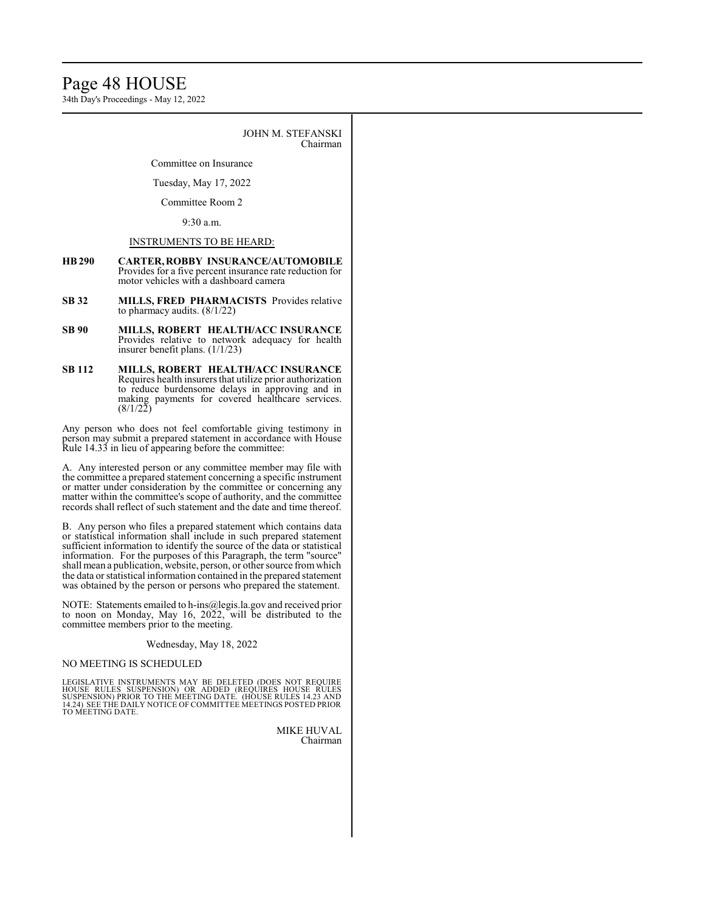JOHN M. STEFANSKI
Chairman

Committee on Insurance

Tuesday, May 17, 2022

Committee Room 2

9:30 a.m.

INSTRUMENTS TO BE HEARD:

**HB 290** **CARTER, ROBBY INSURANCE/AUTOMOBILE** Provides for a five percent insurance rate reduction for motor vehicles with a dashboard camera

**SB 32** **MILLS, FRED PHARMACISTS** Provides relative to pharmacy audits. (8/1/22)

**SB 90** **MILLS, ROBERT HEALTH/ACC INSURANCE** Provides relative to network adequacy for health insurer benefit plans. (1/1/23)

**SB 112** **MILLS, ROBERT HEALTH/ACC INSURANCE** Requires health insurers that utilize prior authorization to reduce burdensome delays in approving and in making payments for covered healthcare services. (8/1/22)

Any person who does not feel comfortable giving testimony in person may submit a prepared statement in accordance with House Rule 14.33 in lieu of appearing before the committee:

A. Any interested person or any committee member may file with the committee a prepared statement concerning a specific instrument or matter under consideration by the committee or concerning any matter within the committee's scope of authority, and the committee records shall reflect of such statement and the date and time thereof.

B. Any person who files a prepared statement which contains data or statistical information shall include in such prepared statement sufficient information to identify the source of the data or statistical information. For the purposes of this Paragraph, the term "source" shall mean a publication, website, person, or other source from which the data or statistical information contained in the prepared statement was obtained by the person or persons who prepared the statement.

NOTE: Statements emailed to h-ins@legis.la.gov and received prior to noon on Monday, May 16, 2022, will be distributed to the committee members prior to the meeting.

Wednesday, May 18, 2022

NO MEETING IS SCHEDULED

LEGISLATIVE INSTRUMENTS MAY BE DELETED (DOES NOT REQUIRE HOUSE RULES SUSPENSION) OR ADDED (REQUIRES HOUSE RULES SUSPENSION) PRIOR TO THE MEETING DATE. (HOUSE RULES 14.23 AND 14.24) SEE THE DAILY NOTICE OF COMMITTEE MEETINGS POSTED PRIOR TO MEETING DATE.

MIKE HUVAL
Chairman